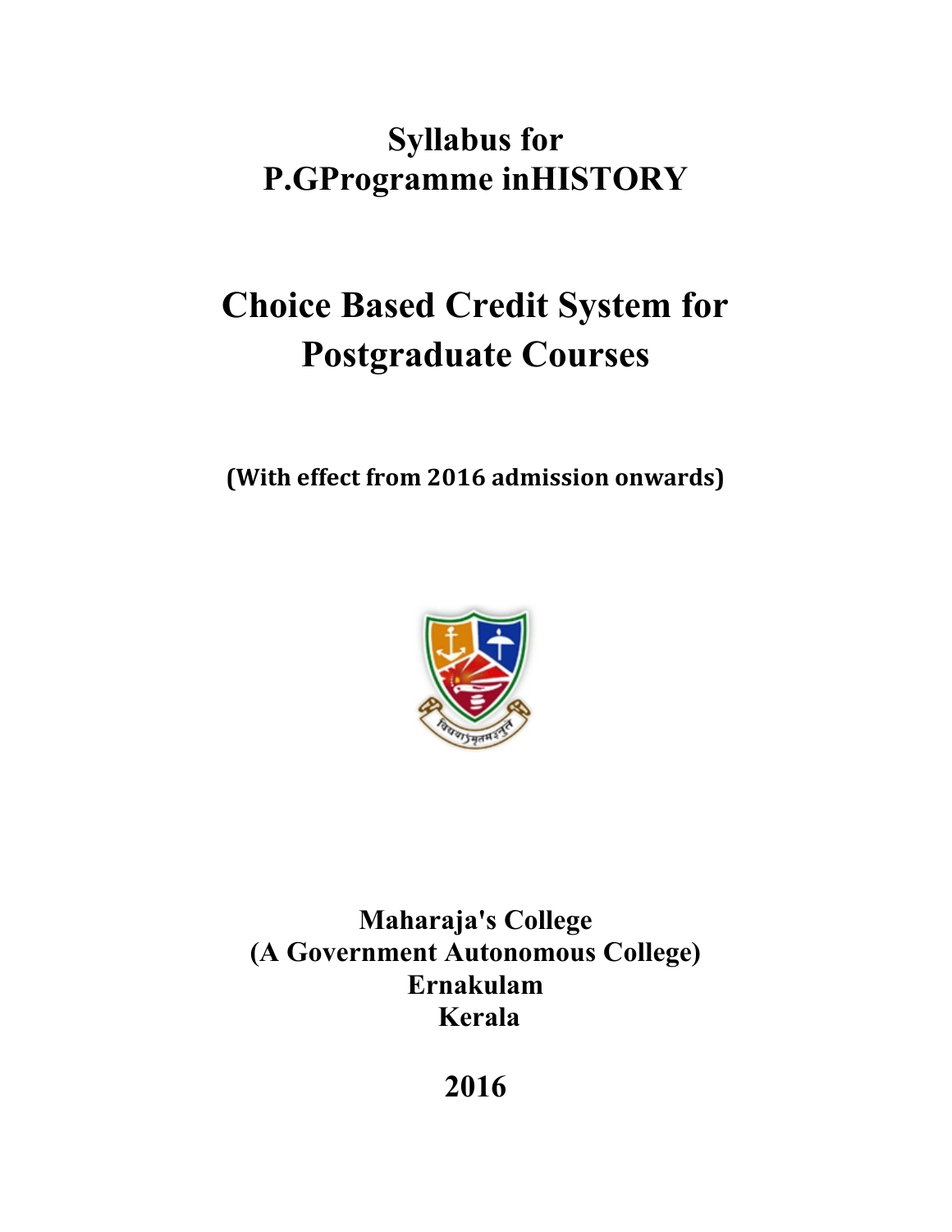# Syllabus for P.GProgramme inHISTORY

# Choice Based Credit System for Postgraduate Courses

**(With effect from 2016 admission onwards)**

**Maharaja's College**
**(A Government Autonomous College)**
**Ernakulam**
**Kerala**

**2016**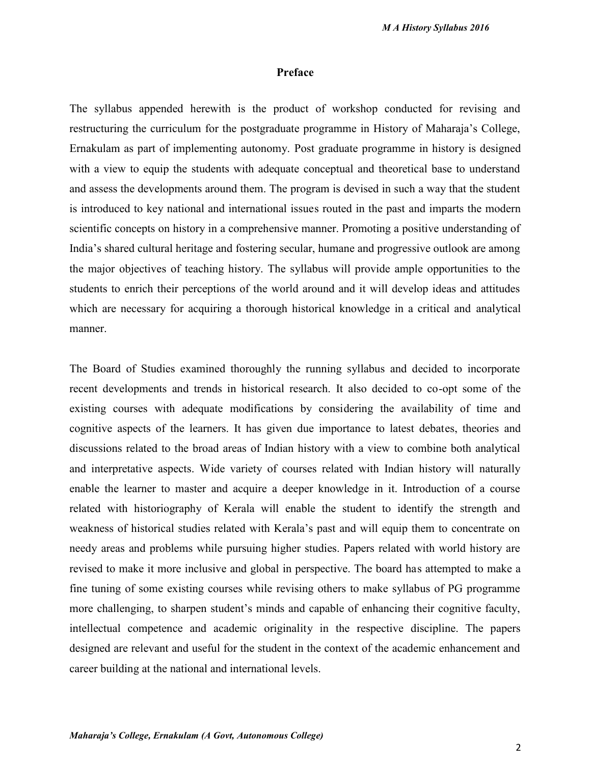# Preface

The syllabus appended herewith is the product of workshop conducted for revising and restructuring the curriculum for the postgraduate programme in History of Maharaja's College, Ernakulam as part of implementing autonomy. Post graduate programme in history is designed with a view to equip the students with adequate conceptual and theoretical base to understand and assess the developments around them. The program is devised in such a way that the student is introduced to key national and international issues routed in the past and imparts the modern scientific concepts on history in a comprehensive manner. Promoting a positive understanding of India's shared cultural heritage and fostering secular, humane and progressive outlook are among the major objectives of teaching history. The syllabus will provide ample opportunities to the students to enrich their perceptions of the world around and it will develop ideas and attitudes which are necessary for acquiring a thorough historical knowledge in a critical and analytical manner.

The Board of Studies examined thoroughly the running syllabus and decided to incorporate recent developments and trends in historical research. It also decided to co-opt some of the existing courses with adequate modifications by considering the availability of time and cognitive aspects of the learners. It has given due importance to latest debates, theories and discussions related to the broad areas of Indian history with a view to combine both analytical and interpretative aspects. Wide variety of courses related with Indian history will naturally enable the learner to master and acquire a deeper knowledge in it. Introduction of a course related with historiography of Kerala will enable the student to identify the strength and weakness of historical studies related with Kerala's past and will equip them to concentrate on needy areas and problems while pursuing higher studies. Papers related with world history are revised to make it more inclusive and global in perspective. The board has attempted to make a fine tuning of some existing courses while revising others to make syllabus of PG programme more challenging, to sharpen student's minds and capable of enhancing their cognitive faculty, intellectual competence and academic originality in the respective discipline. The papers designed are relevant and useful for the student in the context of the academic enhancement and career building at the national and international levels.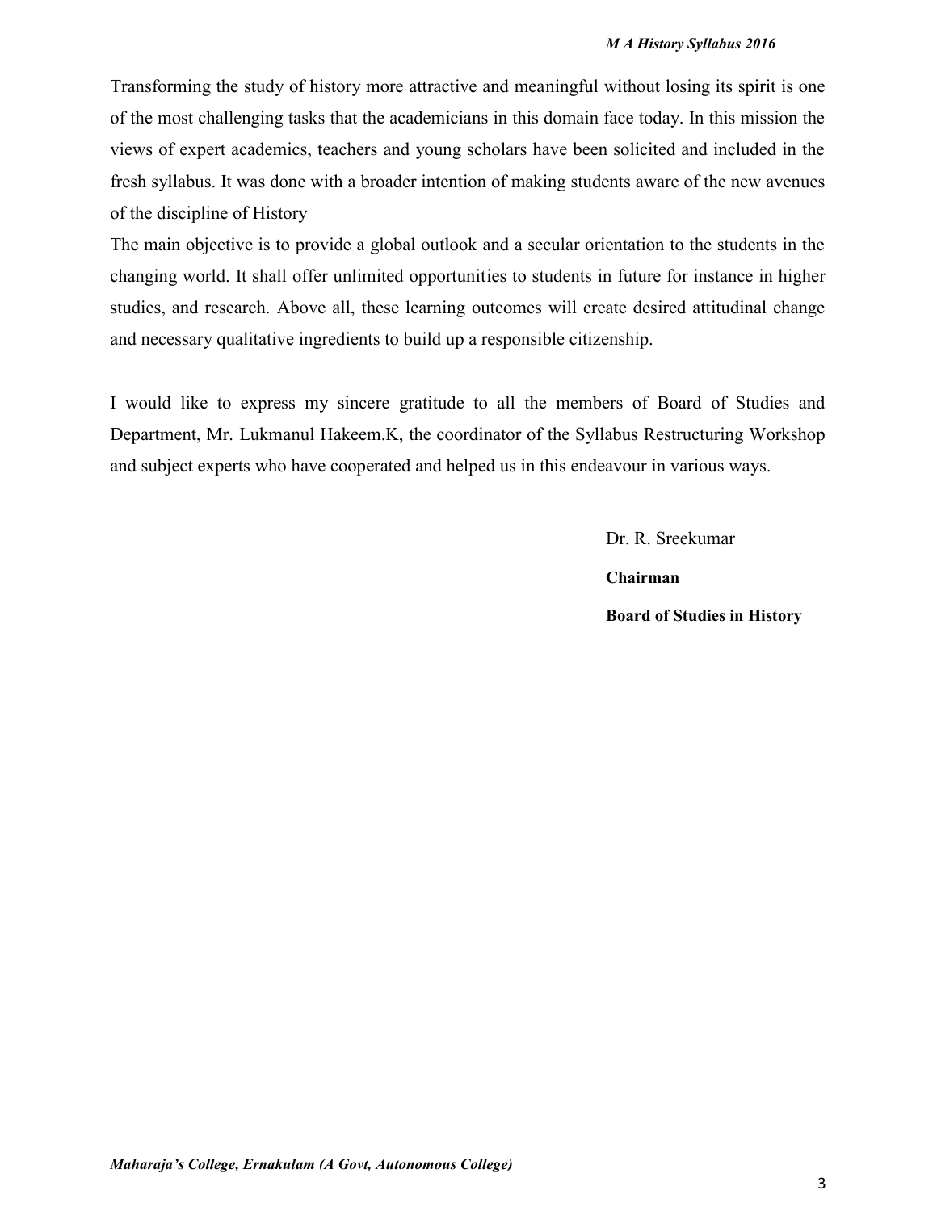Transforming the study of history more attractive and meaningful without losing its spirit is one of the most challenging tasks that the academicians in this domain face today. In this mission the views of expert academics, teachers and young scholars have been solicited and included in the fresh syllabus. It was done with a broader intention of making students aware of the new avenues of the discipline of History

The main objective is to provide a global outlook and a secular orientation to the students in the changing world. It shall offer unlimited opportunities to students in future for instance in higher studies, and research. Above all, these learning outcomes will create desired attitudinal change and necessary qualitative ingredients to build up a responsible citizenship.

I would like to express my sincere gratitude to all the members of Board of Studies and Department, Mr. Lukmanul Hakeem.K, the coordinator of the Syllabus Restructuring Workshop and subject experts who have cooperated and helped us in this endeavour in various ways.

Dr. R. Sreekumar

**Chairman**

**Board of Studies in History**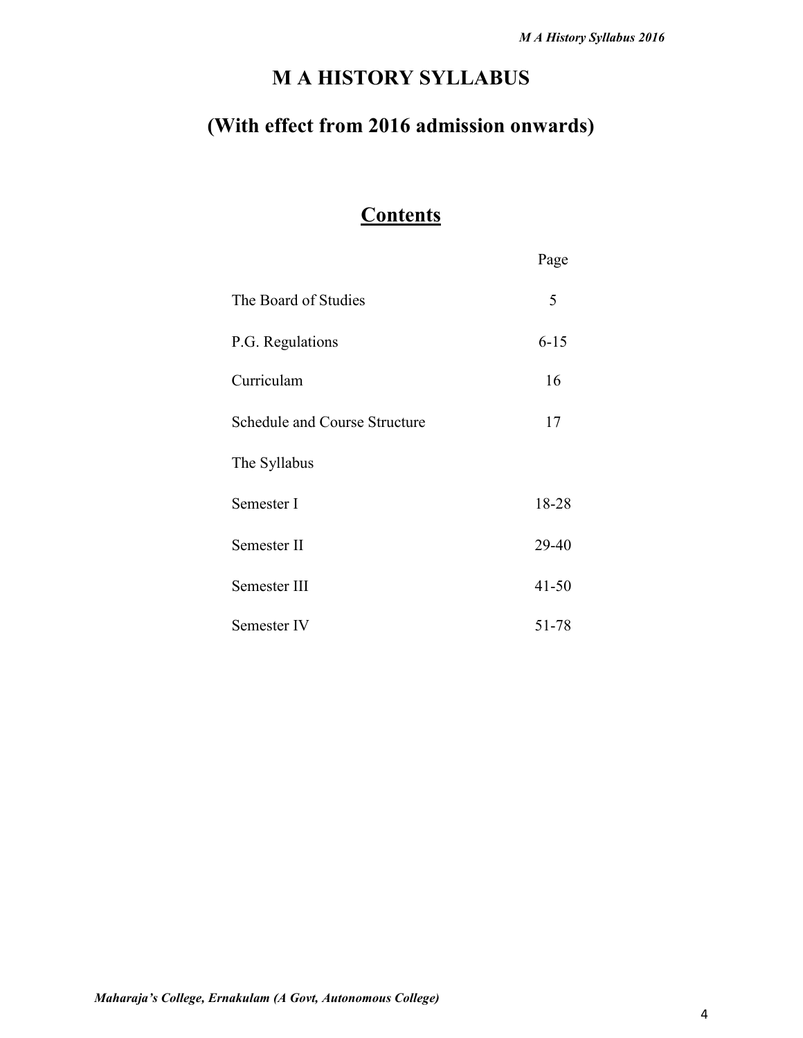# M A HISTORY SYLLABUS

## (With effect from 2016 admission onwards)

## Contents

| | Page |
|---|---|
| The Board of Studies | 5 |
| P.G. Regulations | 6-15 |
| Curriculam | 16 |
| Schedule and Course Structure | 17 |
| The Syllabus | |
| Semester I | 18-28 |
| Semester II | 29-40 |
| Semester III | 41-50 |
| Semester IV | 51-78 |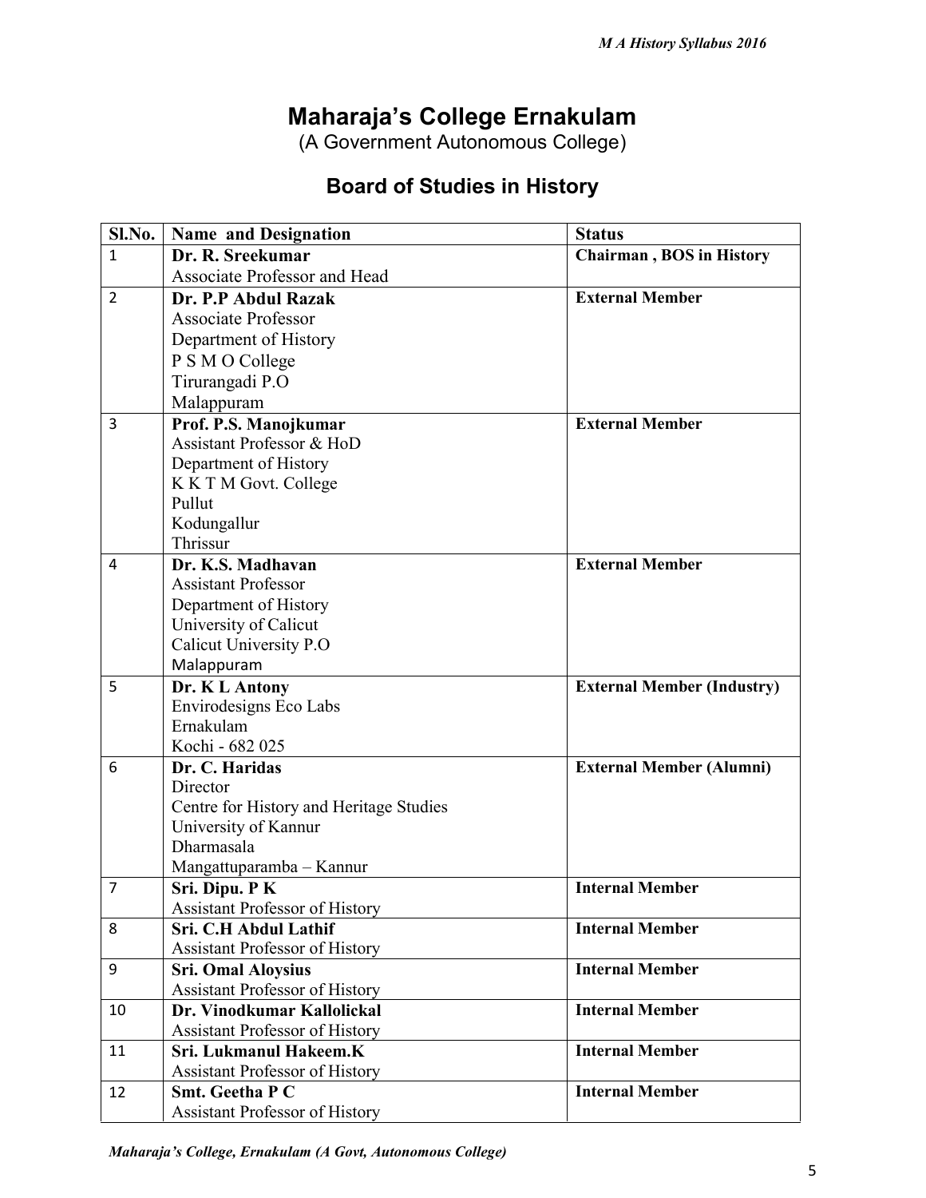# Maharaja's College Ernakulam

(A Government Autonomous College)

## Board of Studies in History

| Sl.No. | Name and Designation | Status |
|---|---|---|
| 1 | **Dr. R. Sreekumar**<br>Associate Professor and Head | **Chairman , BOS in History** |
| 2 | **Dr. P.P Abdul Razak**<br>Associate Professor<br>Department of History<br>P S M O College<br>Tirurangadi P.O<br>Malappuram | **External Member** |
| 3 | **Prof. P.S. Manojkumar**<br>Assistant Professor & HoD<br>Department of History<br>K K T M Govt. College<br>Pullut<br>Kodungallur<br>Thrissur | **External Member** |
| 4 | **Dr. K.S. Madhavan**<br>Assistant Professor<br>Department of History<br>University of Calicut<br>Calicut University P.O<br>Malappuram | **External Member** |
| 5 | **Dr. K L Antony**<br>Envirodesigns Eco Labs<br>Ernakulam<br>Kochi - 682 025 | **External Member (Industry)** |
| 6 | **Dr. C. Haridas**<br>Director<br>Centre for History and Heritage Studies<br>University of Kannur<br>Dharmasala<br>Mangattuparamba – Kannur | **External Member (Alumni)** |
| 7 | **Sri. Dipu. P K**<br>Assistant Professor of History | **Internal Member** |
| 8 | **Sri. C.H Abdul Lathif**<br>Assistant Professor of History | **Internal Member** |
| 9 | **Sri. Omal Aloysius**<br>Assistant Professor of History | **Internal Member** |
| 10 | **Dr. Vinodkumar Kallolickal**<br>Assistant Professor of History | **Internal Member** |
| 11 | **Sri. Lukmanul Hakeem.K**<br>Assistant Professor of History | **Internal Member** |
| 12 | **Smt. Geetha P C**<br>Assistant Professor of History | **Internal Member** |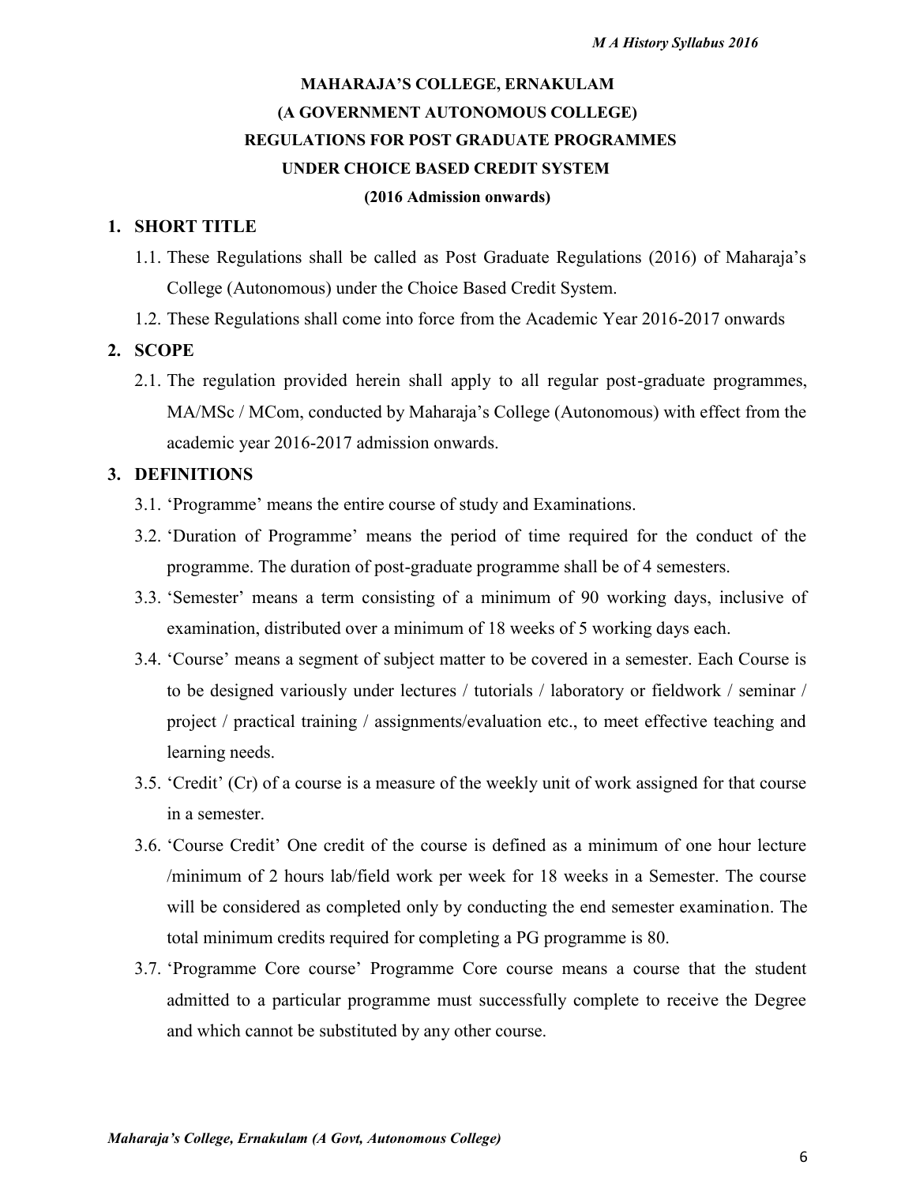**MAHARAJA'S COLLEGE, ERNAKULAM**
**(A GOVERNMENT AUTONOMOUS COLLEGE)**
**REGULATIONS FOR POST GRADUATE PROGRAMMES**
**UNDER CHOICE BASED CREDIT SYSTEM**
**(2016 Admission onwards)**

## 1. SHORT TITLE

1.1. These Regulations shall be called as Post Graduate Regulations (2016) of Maharaja's College (Autonomous) under the Choice Based Credit System.

1.2. These Regulations shall come into force from the Academic Year 2016-2017 onwards

## 2. SCOPE

2.1. The regulation provided herein shall apply to all regular post-graduate programmes, MA/MSc / MCom, conducted by Maharaja's College (Autonomous) with effect from the academic year 2016-2017 admission onwards.

## 3. DEFINITIONS

3.1. 'Programme' means the entire course of study and Examinations.

3.2. 'Duration of Programme' means the period of time required for the conduct of the programme. The duration of post-graduate programme shall be of 4 semesters.

3.3. 'Semester' means a term consisting of a minimum of 90 working days, inclusive of examination, distributed over a minimum of 18 weeks of 5 working days each.

3.4. 'Course' means a segment of subject matter to be covered in a semester. Each Course is to be designed variously under lectures / tutorials / laboratory or fieldwork / seminar / project / practical training / assignments/evaluation etc., to meet effective teaching and learning needs.

3.5. 'Credit' (Cr) of a course is a measure of the weekly unit of work assigned for that course in a semester.

3.6. 'Course Credit' One credit of the course is defined as a minimum of one hour lecture /minimum of 2 hours lab/field work per week for 18 weeks in a Semester. The course will be considered as completed only by conducting the end semester examination. The total minimum credits required for completing a PG programme is 80.

3.7. 'Programme Core course' Programme Core course means a course that the student admitted to a particular programme must successfully complete to receive the Degree and which cannot be substituted by any other course.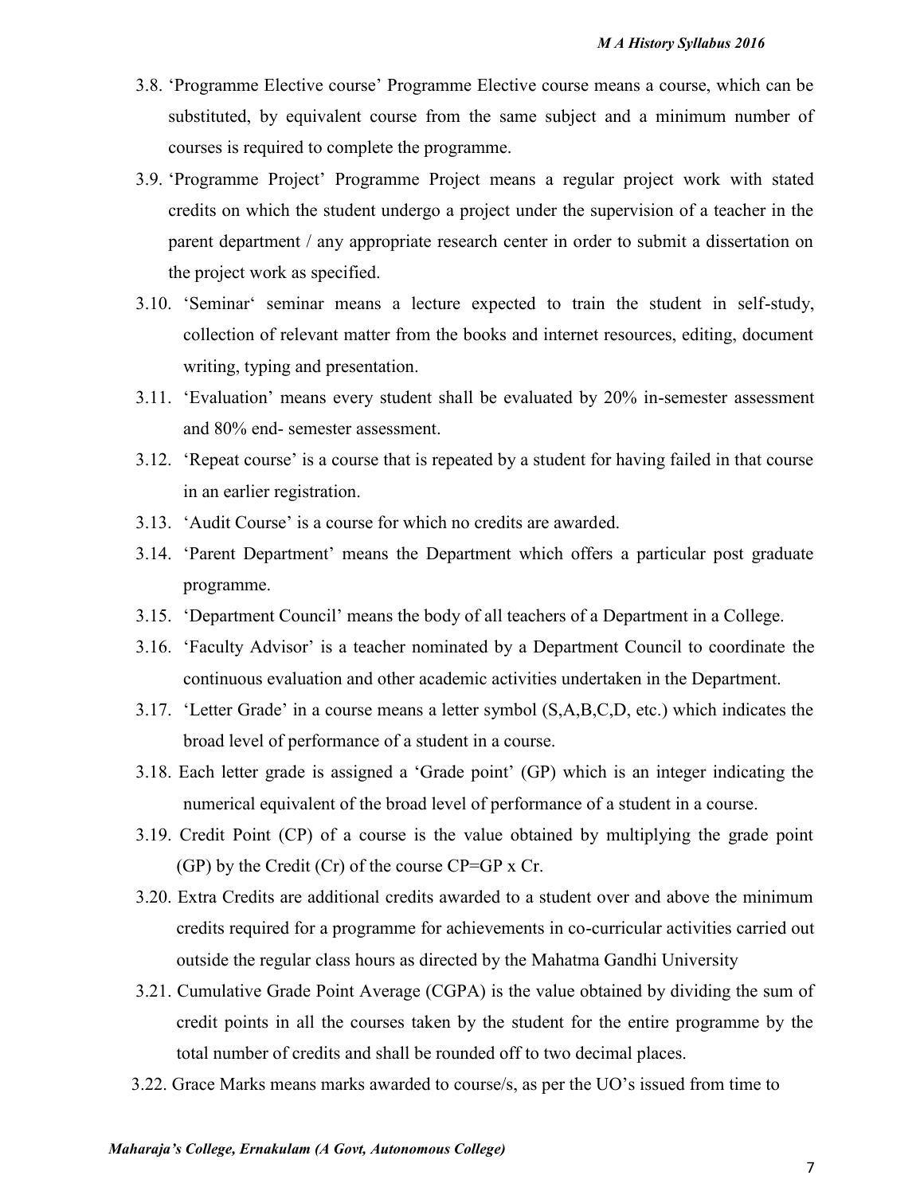3.8. 'Programme Elective course' Programme Elective course means a course, which can be substituted, by equivalent course from the same subject and a minimum number of courses is required to complete the programme.

3.9. 'Programme Project' Programme Project means a regular project work with stated credits on which the student undergo a project under the supervision of a teacher in the parent department / any appropriate research center in order to submit a dissertation on the project work as specified.

3.10. 'Seminar' seminar means a lecture expected to train the student in self-study, collection of relevant matter from the books and internet resources, editing, document writing, typing and presentation.

3.11. 'Evaluation' means every student shall be evaluated by 20% in-semester assessment and 80% end- semester assessment.

3.12. 'Repeat course' is a course that is repeated by a student for having failed in that course in an earlier registration.

3.13. 'Audit Course' is a course for which no credits are awarded.

3.14. 'Parent Department' means the Department which offers a particular post graduate programme.

3.15. 'Department Council' means the body of all teachers of a Department in a College.

3.16. 'Faculty Advisor' is a teacher nominated by a Department Council to coordinate the continuous evaluation and other academic activities undertaken in the Department.

3.17. 'Letter Grade' in a course means a letter symbol (S,A,B,C,D, etc.) which indicates the broad level of performance of a student in a course.

3.18. Each letter grade is assigned a 'Grade point' (GP) which is an integer indicating the numerical equivalent of the broad level of performance of a student in a course.

3.19. Credit Point (CP) of a course is the value obtained by multiplying the grade point (GP) by the Credit (Cr) of the course CP=GP x Cr.

3.20. Extra Credits are additional credits awarded to a student over and above the minimum credits required for a programme for achievements in co-curricular activities carried out outside the regular class hours as directed by the Mahatma Gandhi University

3.21. Cumulative Grade Point Average (CGPA) is the value obtained by dividing the sum of credit points in all the courses taken by the student for the entire programme by the total number of credits and shall be rounded off to two decimal places.

3.22. Grace Marks means marks awarded to course/s, as per the UO's issued from time to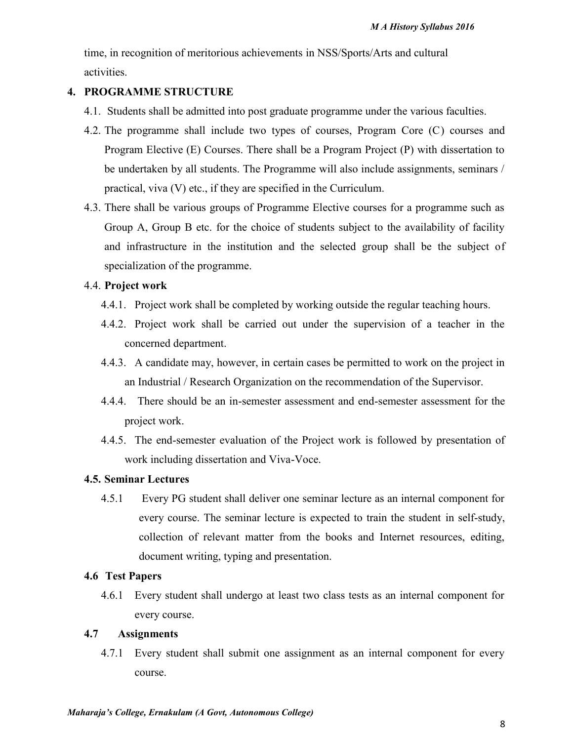time, in recognition of meritorious achievements in NSS/Sports/Arts and cultural activities.

## 4. PROGRAMME STRUCTURE

4.1. Students shall be admitted into post graduate programme under the various faculties.

4.2. The programme shall include two types of courses, Program Core (C) courses and Program Elective (E) Courses. There shall be a Program Project (P) with dissertation to be undertaken by all students. The Programme will also include assignments, seminars / practical, viva (V) etc., if they are specified in the Curriculum.

4.3. There shall be various groups of Programme Elective courses for a programme such as Group A, Group B etc. for the choice of students subject to the availability of facility and infrastructure in the institution and the selected group shall be the subject of specialization of the programme.

### 4.4. Project work

4.4.1. Project work shall be completed by working outside the regular teaching hours.

4.4.2. Project work shall be carried out under the supervision of a teacher in the concerned department.

4.4.3. A candidate may, however, in certain cases be permitted to work on the project in an Industrial / Research Organization on the recommendation of the Supervisor.

4.4.4. There should be an in-semester assessment and end-semester assessment for the project work.

4.4.5. The end-semester evaluation of the Project work is followed by presentation of work including dissertation and Viva-Voce.

### 4.5. Seminar Lectures

4.5.1 Every PG student shall deliver one seminar lecture as an internal component for every course. The seminar lecture is expected to train the student in self-study, collection of relevant matter from the books and Internet resources, editing, document writing, typing and presentation.

### 4.6 Test Papers

4.6.1 Every student shall undergo at least two class tests as an internal component for every course.

### 4.7 Assignments

4.7.1 Every student shall submit one assignment as an internal component for every course.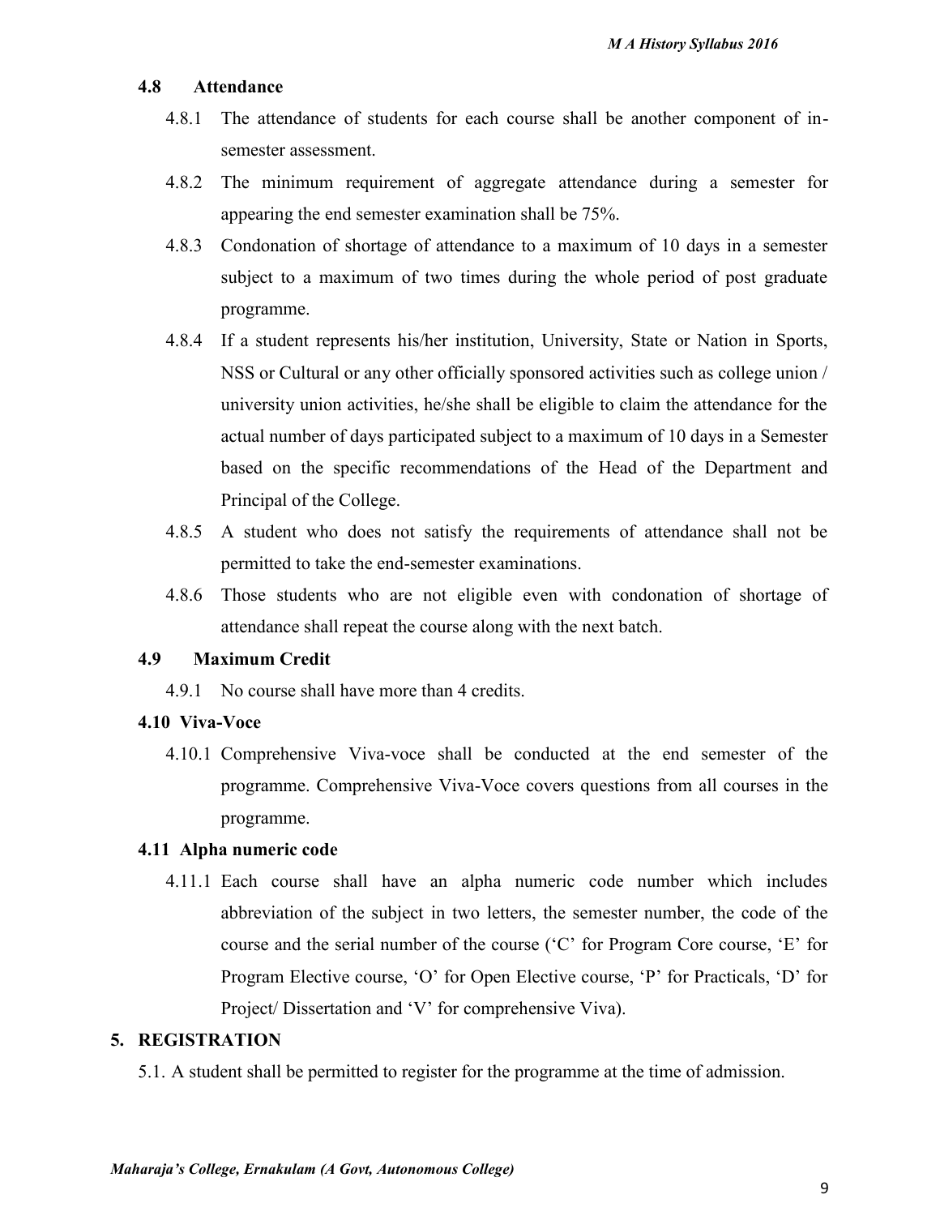### 4.8 Attendance

4.8.1 The attendance of students for each course shall be another component of in-semester assessment.

4.8.2 The minimum requirement of aggregate attendance during a semester for appearing the end semester examination shall be 75%.

4.8.3 Condonation of shortage of attendance to a maximum of 10 days in a semester subject to a maximum of two times during the whole period of post graduate programme.

4.8.4 If a student represents his/her institution, University, State or Nation in Sports, NSS or Cultural or any other officially sponsored activities such as college union / university union activities, he/she shall be eligible to claim the attendance for the actual number of days participated subject to a maximum of 10 days in a Semester based on the specific recommendations of the Head of the Department and Principal of the College.

4.8.5 A student who does not satisfy the requirements of attendance shall not be permitted to take the end-semester examinations.

4.8.6 Those students who are not eligible even with condonation of shortage of attendance shall repeat the course along with the next batch.

### 4.9 Maximum Credit

4.9.1 No course shall have more than 4 credits.

### 4.10 Viva-Voce

4.10.1 Comprehensive Viva-voce shall be conducted at the end semester of the programme. Comprehensive Viva-Voce covers questions from all courses in the programme.

### 4.11 Alpha numeric code

4.11.1 Each course shall have an alpha numeric code number which includes abbreviation of the subject in two letters, the semester number, the code of the course and the serial number of the course ('C' for Program Core course, 'E' for Program Elective course, 'O' for Open Elective course, 'P' for Practicals, 'D' for Project/ Dissertation and 'V' for comprehensive Viva).

## 5. REGISTRATION

5.1. A student shall be permitted to register for the programme at the time of admission.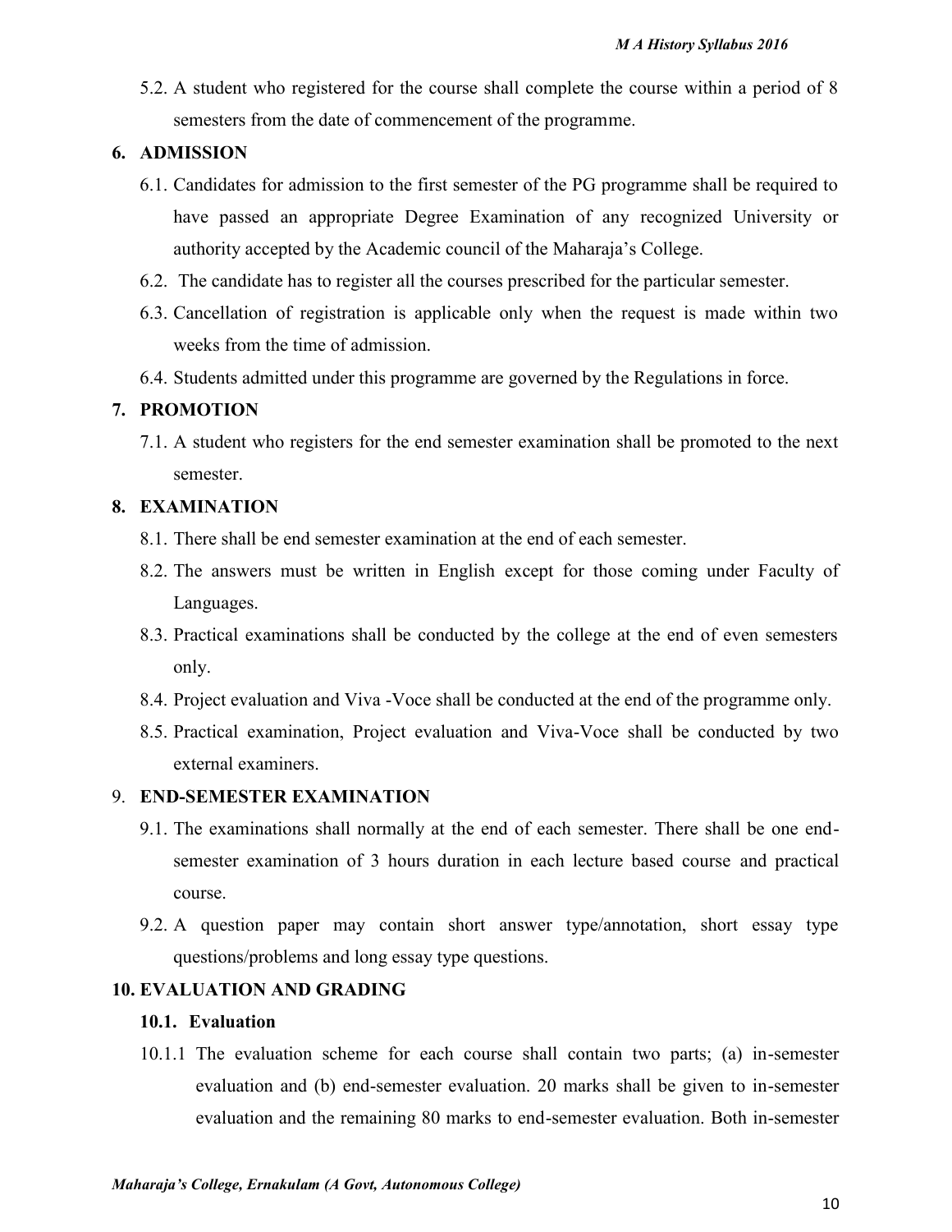5.2. A student who registered for the course shall complete the course within a period of 8 semesters from the date of commencement of the programme.

## 6. ADMISSION

6.1. Candidates for admission to the first semester of the PG programme shall be required to have passed an appropriate Degree Examination of any recognized University or authority accepted by the Academic council of the Maharaja's College.

6.2. The candidate has to register all the courses prescribed for the particular semester.

6.3. Cancellation of registration is applicable only when the request is made within two weeks from the time of admission.

6.4. Students admitted under this programme are governed by the Regulations in force.

## 7. PROMOTION

7.1. A student who registers for the end semester examination shall be promoted to the next semester.

## 8. EXAMINATION

8.1. There shall be end semester examination at the end of each semester.

8.2. The answers must be written in English except for those coming under Faculty of Languages.

8.3. Practical examinations shall be conducted by the college at the end of even semesters only.

8.4. Project evaluation and Viva -Voce shall be conducted at the end of the programme only.

8.5. Practical examination, Project evaluation and Viva-Voce shall be conducted by two external examiners.

## 9. END-SEMESTER EXAMINATION

9.1. The examinations shall normally at the end of each semester. There shall be one end-semester examination of 3 hours duration in each lecture based course and practical course.

9.2. A question paper may contain short answer type/annotation, short essay type questions/problems and long essay type questions.

## 10. EVALUATION AND GRADING

### 10.1. Evaluation

10.1.1 The evaluation scheme for each course shall contain two parts; (a) in-semester evaluation and (b) end-semester evaluation. 20 marks shall be given to in-semester evaluation and the remaining 80 marks to end-semester evaluation. Both in-semester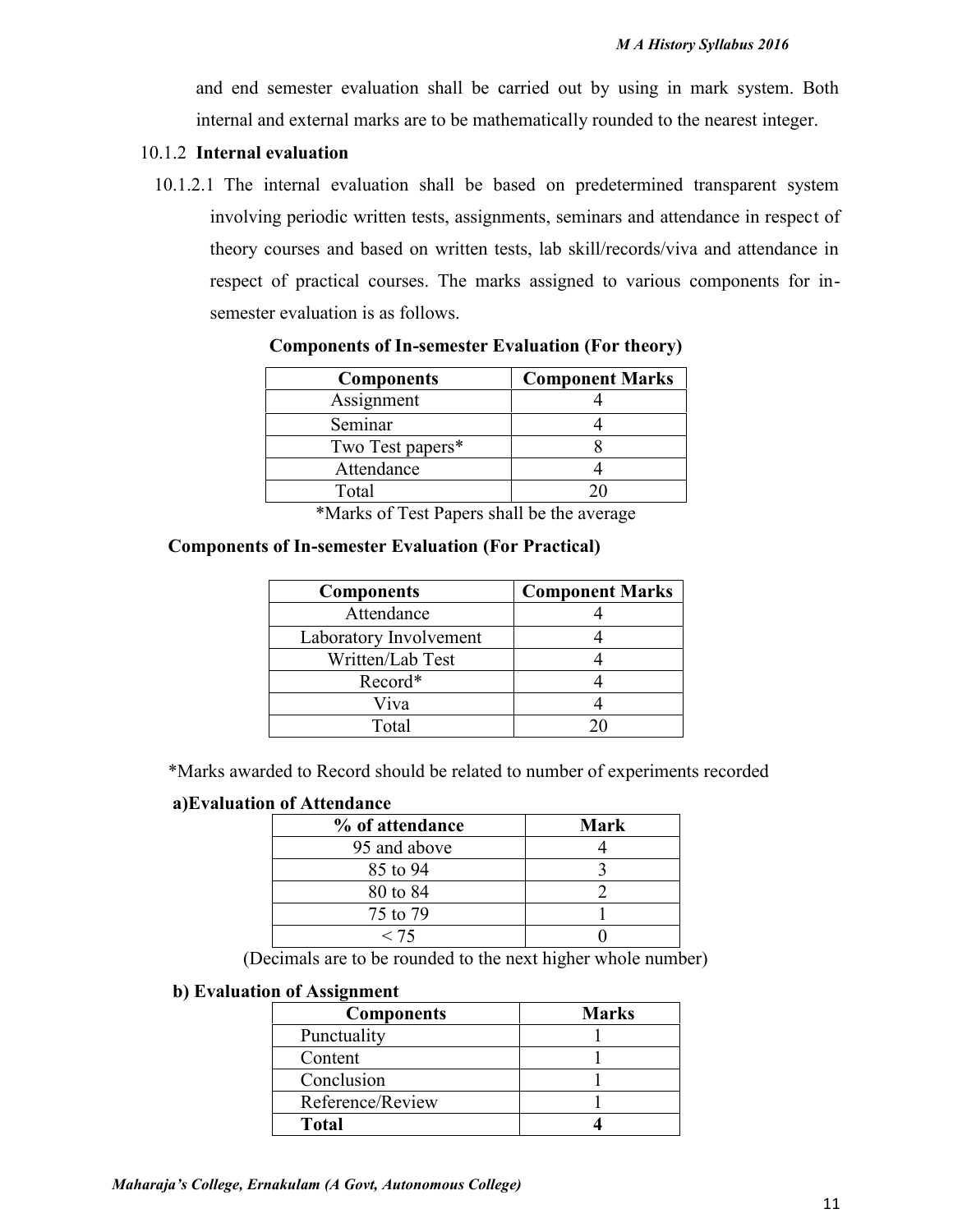and end semester evaluation shall be carried out by using in mark system. Both internal and external marks are to be mathematically rounded to the nearest integer.

10.1.2 **Internal evaluation**

10.1.2.1 The internal evaluation shall be based on predetermined transparent system involving periodic written tests, assignments, seminars and attendance in respect of theory courses and based on written tests, lab skill/records/viva and attendance in respect of practical courses. The marks assigned to various components for in-semester evaluation is as follows.

**Components of In-semester Evaluation (For theory)**

| Components | Component Marks |
|---|---|
| Assignment | 4 |
| Seminar | 4 |
| Two Test papers* | 8 |
| Attendance | 4 |
| Total | 20 |

*Marks of Test Papers shall be the average

**Components of In-semester Evaluation (For Practical)**

| Components | Component Marks |
|---|---|
| Attendance | 4 |
| Laboratory Involvement | 4 |
| Written/Lab Test | 4 |
| Record* | 4 |
| Viva | 4 |
| Total | 20 |

*Marks awarded to Record should be related to number of experiments recorded

**a)Evaluation of Attendance**

| % of attendance | Mark |
|---|---|
| 95 and above | 4 |
| 85 to 94 | 3 |
| 80 to 84 | 2 |
| 75 to 79 | 1 |
| < 75 | 0 |

(Decimals are to be rounded to the next higher whole number)

**b) Evaluation of Assignment**

| Components | Marks |
|---|---|
| Punctuality | 1 |
| Content | 1 |
| Conclusion | 1 |
| Reference/Review | 1 |
| **Total** | **4** |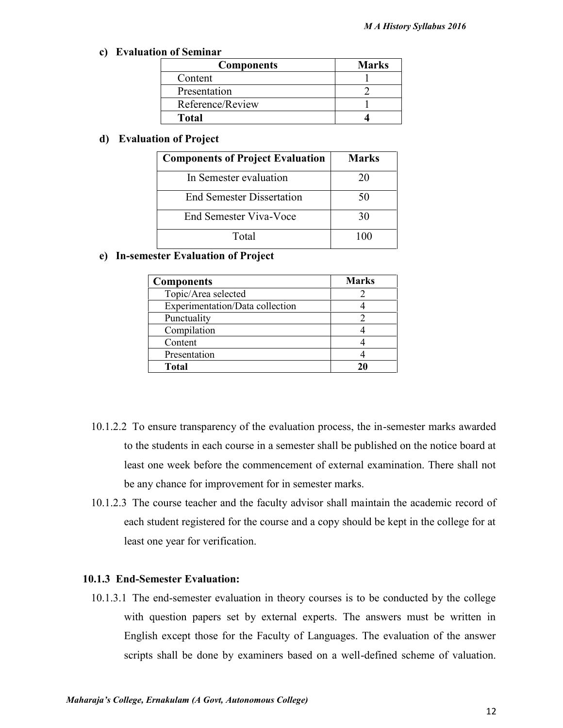**c) Evaluation of Seminar**

| Components | Marks |
|---|---|
| Content | 1 |
| Presentation | 2 |
| Reference/Review | 1 |
| **Total** | **4** |

**d) Evaluation of Project**

| Components of Project Evaluation | Marks |
|---|---|
| In Semester evaluation | 20 |
| End Semester Dissertation | 50 |
| End Semester Viva-Voce | 30 |
| Total | 100 |

**e) In-semester Evaluation of Project**

| Components | Marks |
|---|---|
| Topic/Area selected | 2 |
| Experimentation/Data collection | 4 |
| Punctuality | 2 |
| Compilation | 4 |
| Content | 4 |
| Presentation | 4 |
| **Total** | **20** |

10.1.2.2 To ensure transparency of the evaluation process, the in-semester marks awarded to the students in each course in a semester shall be published on the notice board at least one week before the commencement of external examination. There shall not be any chance for improvement for in semester marks.

10.1.2.3 The course teacher and the faculty advisor shall maintain the academic record of each student registered for the course and a copy should be kept in the college for at least one year for verification.

**10.1.3 End-Semester Evaluation:**

10.1.3.1 The end-semester evaluation in theory courses is to be conducted by the college with question papers set by external experts. The answers must be written in English except those for the Faculty of Languages. The evaluation of the answer scripts shall be done by examiners based on a well-defined scheme of valuation.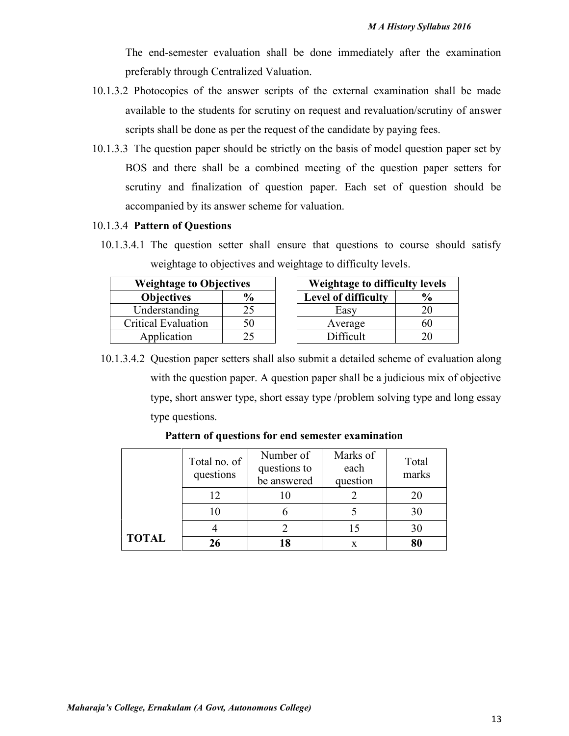The end-semester evaluation shall be done immediately after the examination preferably through Centralized Valuation.

10.1.3.2 Photocopies of the answer scripts of the external examination shall be made available to the students for scrutiny on request and revaluation/scrutiny of answer scripts shall be done as per the request of the candidate by paying fees.

10.1.3.3 The question paper should be strictly on the basis of model question paper set by BOS and there shall be a combined meeting of the question paper setters for scrutiny and finalization of question paper. Each set of question should be accompanied by its answer scheme for valuation.

10.1.3.4 **Pattern of Questions**

10.1.3.4.1 The question setter shall ensure that questions to course should satisfy weightage to objectives and weightage to difficulty levels.

| **Weightage to Objectives** | |
|---|---|
| **Objectives** | **%** |
| Understanding | 25 |
| Critical Evaluation | 50 |
| Application | 25 |

| **Weightage to difficulty levels** | |
|---|---|
| **Level of difficulty** | **%** |
| Easy | 20 |
| Average | 60 |
| Difficult | 20 |

10.1.3.4.2 Question paper setters shall also submit a detailed scheme of evaluation along with the question paper. A question paper shall be a judicious mix of objective type, short answer type, short essay type /problem solving type and long essay type questions.

**Pattern of questions for end semester examination**

| | Total no. of questions | Number of questions to be answered | Marks of each question | Total marks |
|---|---|---|---|---|
| | 12 | 10 | 2 | 20 |
| | 10 | 6 | 5 | 30 |
| | 4 | 2 | 15 | 30 |
| **TOTAL** | **26** | **18** | x | **80** |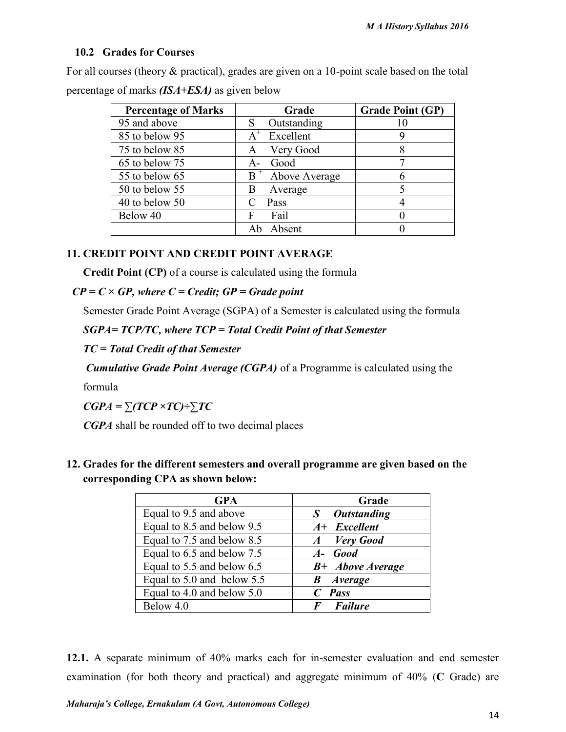### 10.2 Grades for Courses

For all courses (theory & practical), grades are given on a 10-point scale based on the total percentage of marks ***(ISA+ESA)*** as given below

| Percentage of Marks | Grade | Grade Point (GP) |
|---|---|---|
| 95 and above | S Outstanding | 10 |
| 85 to below 95 | $A^+$ Excellent | 9 |
| 75 to below 85 | A Very Good | 8 |
| 65 to below 75 | A- Good | 7 |
| 55 to below 65 | $B^+$ Above Average | 6 |
| 50 to below 55 | B Average | 5 |
| 40 to below 50 | C Pass | 4 |
| Below 40 | F Fail | 0 |
| | Ab Absent | 0 |

## 11. CREDIT POINT AND CREDIT POINT AVERAGE

**Credit Point (CP)** of a course is calculated using the formula

***CP = C × GP, where C = Credit; GP = Grade point***

Semester Grade Point Average (SGPA) of a Semester is calculated using the formula

***SGPA= TCP/TC, where TCP = Total Credit Point of that Semester***

***TC = Total Credit of that Semester***

***Cumulative Grade Point Average (CGPA)*** of a Programme is calculated using the formula

***CGPA = ∑(TCP ×TC)÷∑TC***

***CGPA*** shall be rounded off to two decimal places

## 12. Grades for the different semesters and overall programme are given based on the corresponding CPA as shown below:

| GPA | Grade |
|---|---|
| Equal to 9.5 and above | ***S Outstanding*** |
| Equal to 8.5 and below 9.5 | ***A+ Excellent*** |
| Equal to 7.5 and below 8.5 | ***A Very Good*** |
| Equal to 6.5 and below 7.5 | ***A- Good*** |
| Equal to 5.5 and below 6.5 | ***B+ Above Average*** |
| Equal to 5.0 and below 5.5 | ***B Average*** |
| Equal to 4.0 and below 5.0 | ***C Pass*** |
| Below 4.0 | ***F Failure*** |

**12.1.** A separate minimum of 40% marks each for in-semester evaluation and end semester examination (for both theory and practical) and aggregate minimum of 40% (**C** Grade) are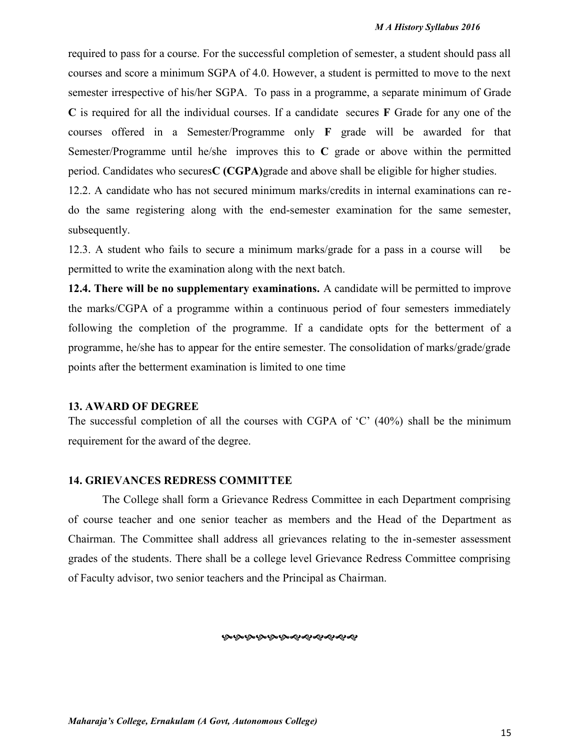required to pass for a course. For the successful completion of semester, a student should pass all courses and score a minimum SGPA of 4.0. However, a student is permitted to move to the next semester irrespective of his/her SGPA. To pass in a programme, a separate minimum of Grade **C** is required for all the individual courses. If a candidate secures **F** Grade for any one of the courses offered in a Semester/Programme only **F** grade will be awarded for that Semester/Programme until he/she improves this to **C** grade or above within the permitted period. Candidates who secures**C (CGPA)**grade and above shall be eligible for higher studies.

12.2. A candidate who has not secured minimum marks/credits in internal examinations can re-do the same registering along with the end-semester examination for the same semester, subsequently.

12.3. A student who fails to secure a minimum marks/grade for a pass in a course will be permitted to write the examination along with the next batch.

**12.4. There will be no supplementary examinations.** A candidate will be permitted to improve the marks/CGPA of a programme within a continuous period of four semesters immediately following the completion of the programme. If a candidate opts for the betterment of a programme, he/she has to appear for the entire semester. The consolidation of marks/grade/grade points after the betterment examination is limited to one time

## 13. AWARD OF DEGREE

The successful completion of all the courses with CGPA of 'C' (40%) shall be the minimum requirement for the award of the degree.

## 14. GRIEVANCES REDRESS COMMITTEE

The College shall form a Grievance Redress Committee in each Department comprising of course teacher and one senior teacher as members and the Head of the Department as Chairman. The Committee shall address all grievances relating to the in-semester assessment grades of the students. There shall be a college level Grievance Redress Committee comprising of Faculty advisor, two senior teachers and the Principal as Chairman.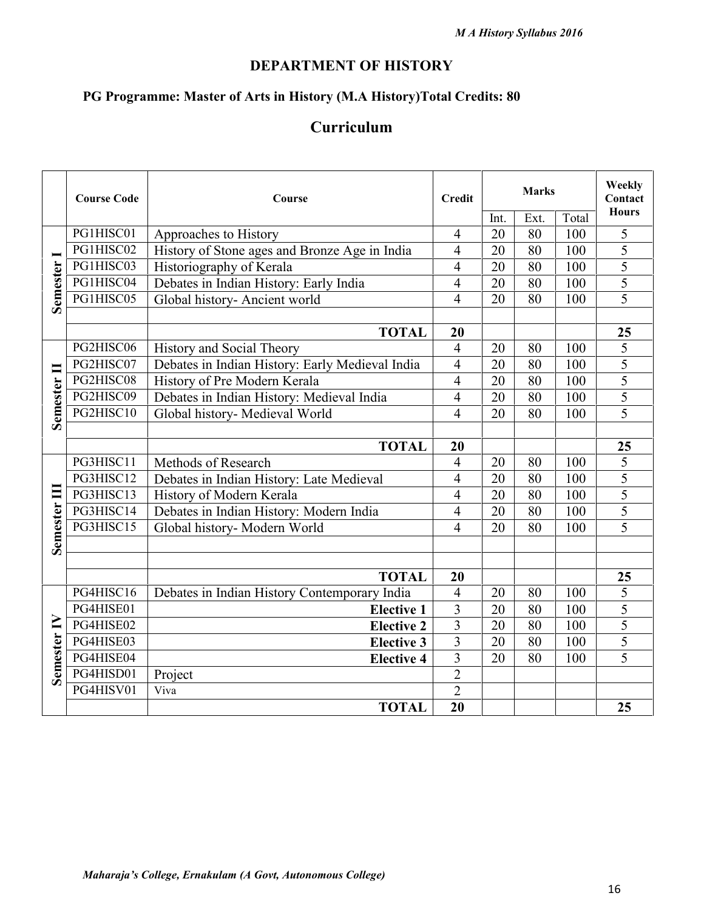## DEPARTMENT OF HISTORY

### PG Programme: Master of Arts in History (M.A History)Total Credits: 80

## Curriculum

| | Course Code | Course | Credit | Marks | | | Weekly Contact Hours |
|---|---|---|---|---|---|---|---|
| | | | | Int. | Ext. | Total | |
| **Semester I** | PG1HISC01 | Approaches to History | 4 | 20 | 80 | 100 | 5 |
| | PG1HISC02 | History of Stone ages and Bronze Age in India | 4 | 20 | 80 | 100 | 5 |
| | PG1HISC03 | Historiography of Kerala | 4 | 20 | 80 | 100 | 5 |
| | PG1HISC04 | Debates in Indian History: Early India | 4 | 20 | 80 | 100 | 5 |
| | PG1HISC05 | Global history- Ancient world | 4 | 20 | 80 | 100 | 5 |
| | | | | | | | |
| | | **TOTAL** | **20** | | | | **25** |
| **Semester II** | PG2HISC06 | History and Social Theory | 4 | 20 | 80 | 100 | 5 |
| | PG2HISC07 | Debates in Indian History: Early Medieval India | 4 | 20 | 80 | 100 | 5 |
| | PG2HISC08 | History of Pre Modern Kerala | 4 | 20 | 80 | 100 | 5 |
| | PG2HISC09 | Debates in Indian History: Medieval India | 4 | 20 | 80 | 100 | 5 |
| | PG2HISC10 | Global history- Medieval World | 4 | 20 | 80 | 100 | 5 |
| | | | | | | | |
| | | **TOTAL** | **20** | | | | **25** |
| **Semester III** | PG3HISC11 | Methods of Research | 4 | 20 | 80 | 100 | 5 |
| | PG3HISC12 | Debates in Indian History: Late Medieval | 4 | 20 | 80 | 100 | 5 |
| | PG3HISC13 | History of Modern Kerala | 4 | 20 | 80 | 100 | 5 |
| | PG3HISC14 | Debates in Indian History: Modern India | 4 | 20 | 80 | 100 | 5 |
| | PG3HISC15 | Global history- Modern World | 4 | 20 | 80 | 100 | 5 |
| | | | | | | | |
| | | | | | | | |
| | | **TOTAL** | **20** | | | | **25** |
| **Semester IV** | PG4HISC16 | Debates in Indian History Contemporary India | 4 | 20 | 80 | 100 | 5 |
| | PG4HISE01 | **Elective 1** | 3 | 20 | 80 | 100 | 5 |
| | PG4HISE02 | **Elective 2** | 3 | 20 | 80 | 100 | 5 |
| | PG4HISE03 | **Elective 3** | 3 | 20 | 80 | 100 | 5 |
| | PG4HISE04 | **Elective 4** | 3 | 20 | 80 | 100 | 5 |
| | PG4HISD01 | Project | 2 | | | | |
| | PG4HISV01 | Viva | 2 | | | | |
| | | **TOTAL** | **20** | | | | **25** |

*Maharaja's College, Ernakulam (A Govt, Autonomous College)*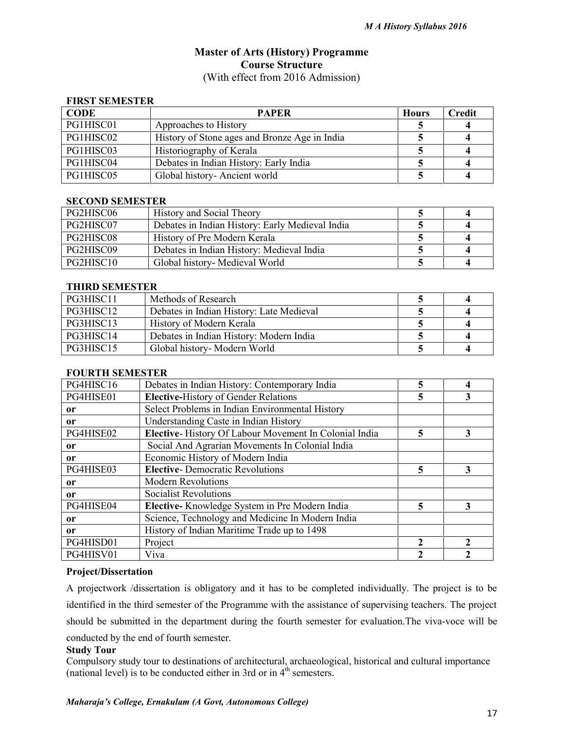# Master of Arts (History) Programme

## Course Structure

(With effect from 2016 Admission)

### FIRST SEMESTER

| CODE | PAPER | Hours | Credit |
|---|---|---|---|
| PG1HISC01 | Approaches to History | 5 | 4 |
| PG1HISC02 | History of Stone ages and Bronze Age in India | 5 | 4 |
| PG1HISC03 | Historiography of Kerala | 5 | 4 |
| PG1HISC04 | Debates in Indian History: Early India | 5 | 4 |
| PG1HISC05 | Global history- Ancient world | 5 | 4 |

### SECOND SEMESTER

| CODE | PAPER | Hours | Credit |
|---|---|---|---|
| PG2HISC06 | History and Social Theory | 5 | 4 |
| PG2HISC07 | Debates in Indian History: Early Medieval India | 5 | 4 |
| PG2HISC08 | History of Pre Modern Kerala | 5 | 4 |
| PG2HISC09 | Debates in Indian History: Medieval India | 5 | 4 |
| PG2HISC10 | Global history- Medieval World | 5 | 4 |

### THIRD SEMESTER

| CODE | PAPER | Hours | Credit |
|---|---|---|---|
| PG3HISC11 | Methods of Research | 5 | 4 |
| PG3HISC12 | Debates in Indian History: Late Medieval | 5 | 4 |
| PG3HISC13 | History of Modern Kerala | 5 | 4 |
| PG3HISC14 | Debates in Indian History: Modern India | 5 | 4 |
| PG3HISC15 | Global history- Modern World | 5 | 4 |

### FOURTH SEMESTER

| CODE | PAPER | Hours | Credit |
|---|---|---|---|
| PG4HISC16 | Debates in Indian History: Contemporary India | 5 | 4 |
| PG4HISE01 | **Elective-**History of Gender Relations | 5 | 3 |
| or | Select Problems in Indian Environmental History | | |
| or | Understanding Caste in Indian History | | |
| PG4HISE02 | **Elective**- History Of Labour Movement In Colonial India | 5 | 3 |
| or | Social And Agrarian Movements In Colonial India | | |
| or | Economic History of Modern India | | |
| PG4HISE03 | **Elective**- Democratic Revolutions | 5 | 3 |
| or | Modern Revolutions | | |
| or | Socialist Revolutions | | |
| PG4HISE04 | **Elective-** Knowledge System in Pre Modern India | 5 | 3 |
| or | Science, Technology and Medicine In Modern India | | |
| or | History of Indian Maritime Trade up to 1498 | | |
| PG4HISD01 | Project | 2 | 2 |
| PG4HISV01 | Viva | 2 | 2 |

**Project/Dissertation**

A projectwork /dissertation is obligatory and it has to be completed individually. The project is to be identified in the third semester of the Programme with the assistance of supervising teachers. The project should be submitted in the department during the fourth semester for evaluation.The viva-voce will be conducted by the end of fourth semester.

**Study Tour**

Compulsory study tour to destinations of architectural, archaeological, historical and cultural importance (national level) is to be conducted either in 3rd or in 4th semesters.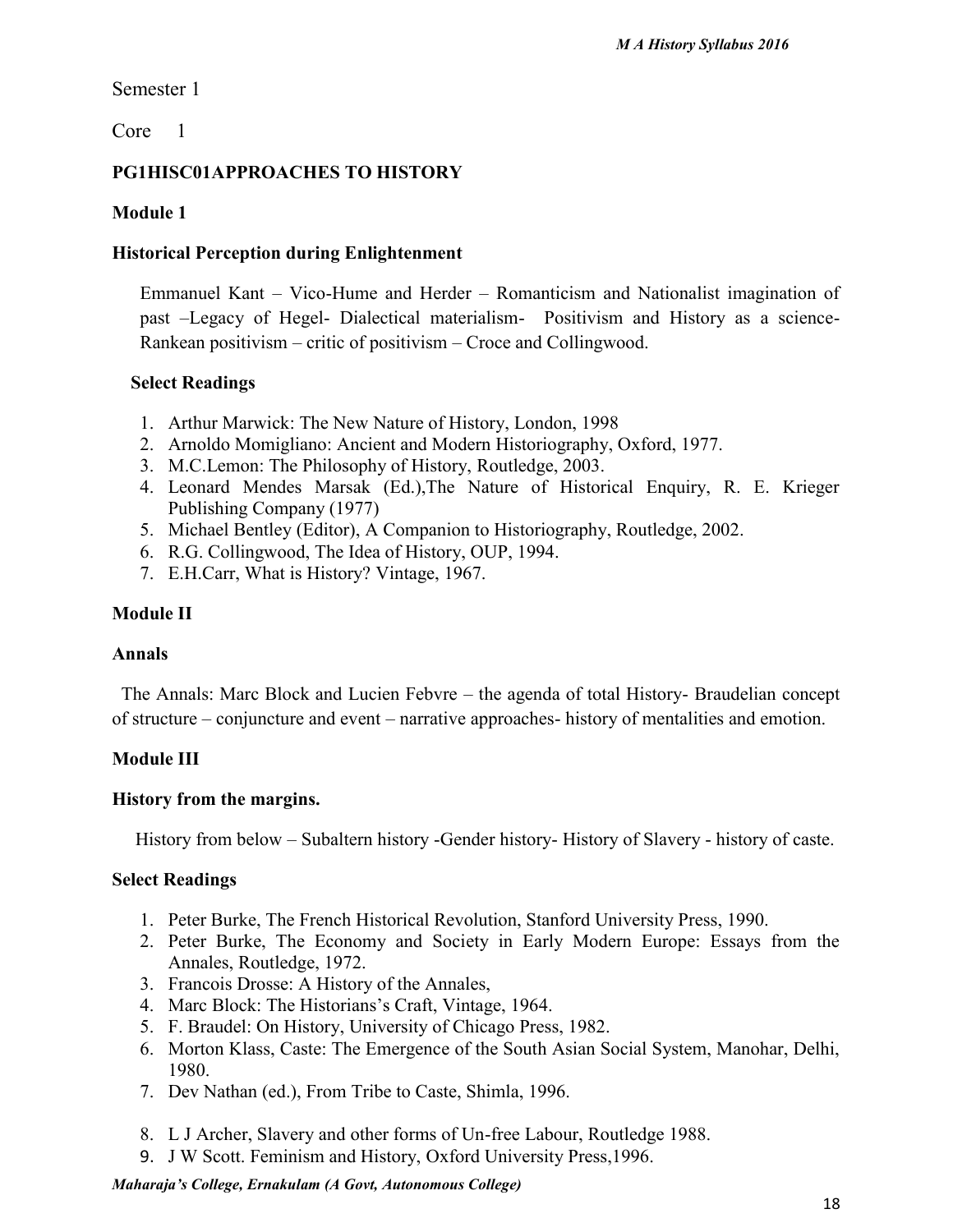Semester 1

Core 1

**PG1HISC01APPROACHES TO HISTORY**

**Module 1**

**Historical Perception during Enlightenment**

Emmanuel Kant – Vico-Hume and Herder – Romanticism and Nationalist imagination of past –Legacy of Hegel- Dialectical materialism- Positivism and History as a science- Rankean positivism – critic of positivism – Croce and Collingwood.

**Select Readings**

1. Arthur Marwick: The New Nature of History, London, 1998
2. Arnoldo Momigliano: Ancient and Modern Historiography, Oxford, 1977.
3. M.C.Lemon: The Philosophy of History, Routledge, 2003.
4. Leonard Mendes Marsak (Ed.),The Nature of Historical Enquiry, R. E. Krieger Publishing Company (1977)
5. Michael Bentley (Editor), A Companion to Historiography, Routledge, 2002.
6. R.G. Collingwood, The Idea of History, OUP, 1994.
7. E.H.Carr, What is History? Vintage, 1967.

**Module II**

**Annals**

The Annals: Marc Block and Lucien Febvre – the agenda of total History- Braudelian concept of structure – conjuncture and event – narrative approaches- history of mentalities and emotion.

**Module III**

**History from the margins.**

History from below – Subaltern history -Gender history- History of Slavery - history of caste.

**Select Readings**

1. Peter Burke, The French Historical Revolution, Stanford University Press, 1990.
2. Peter Burke, The Economy and Society in Early Modern Europe: Essays from the Annales, Routledge, 1972.
3. Francois Drosse: A History of the Annales,
4. Marc Block: The Historians's Craft, Vintage, 1964.
5. F. Braudel: On History, University of Chicago Press, 1982.
6. Morton Klass, Caste: The Emergence of the South Asian Social System, Manohar, Delhi, 1980.
7. Dev Nathan (ed.), From Tribe to Caste, Shimla, 1996.
8. L J Archer, Slavery and other forms of Un-free Labour, Routledge 1988.
9. J W Scott. Feminism and History, Oxford University Press,1996.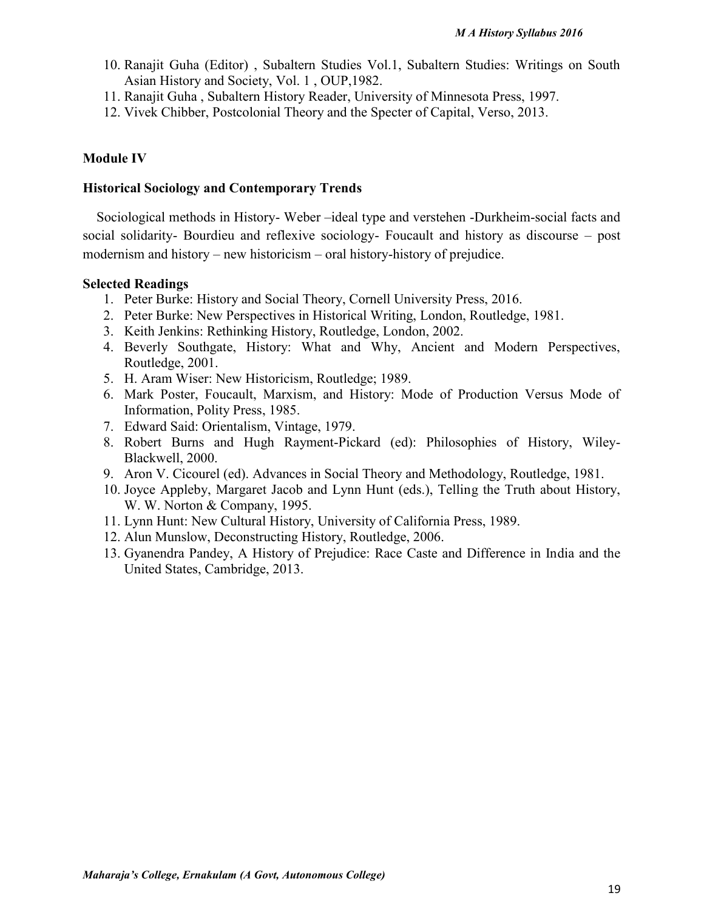10. Ranajit Guha (Editor) , Subaltern Studies Vol.1, Subaltern Studies: Writings on South Asian History and Society, Vol. 1 , OUP,1982.
11. Ranajit Guha , Subaltern History Reader, University of Minnesota Press, 1997.
12. Vivek Chibber, Postcolonial Theory and the Specter of Capital, Verso, 2013.

**Module IV**

**Historical Sociology and Contemporary Trends**

Sociological methods in History- Weber –ideal type and verstehen -Durkheim-social facts and social solidarity- Bourdieu and reflexive sociology- Foucault and history as discourse – post modernism and history – new historicism – oral history-history of prejudice.

**Selected Readings**

1. Peter Burke: History and Social Theory, Cornell University Press, 2016.
2. Peter Burke: New Perspectives in Historical Writing, London, Routledge, 1981.
3. Keith Jenkins: Rethinking History, Routledge, London, 2002.
4. Beverly Southgate, History: What and Why, Ancient and Modern Perspectives, Routledge, 2001.
5. H. Aram Wiser: New Historicism, Routledge; 1989.
6. Mark Poster, Foucault, Marxism, and History: Mode of Production Versus Mode of Information, Polity Press, 1985.
7. Edward Said: Orientalism, Vintage, 1979.
8. Robert Burns and Hugh Rayment-Pickard (ed): Philosophies of History, Wiley-Blackwell, 2000.
9. Aron V. Cicourel (ed). Advances in Social Theory and Methodology, Routledge, 1981.
10. Joyce Appleby, Margaret Jacob and Lynn Hunt (eds.), Telling the Truth about History, W. W. Norton & Company, 1995.
11. Lynn Hunt: New Cultural History, University of California Press, 1989.
12. Alun Munslow, Deconstructing History, Routledge, 2006.
13. Gyanendra Pandey, A History of Prejudice: Race Caste and Difference in India and the United States, Cambridge, 2013.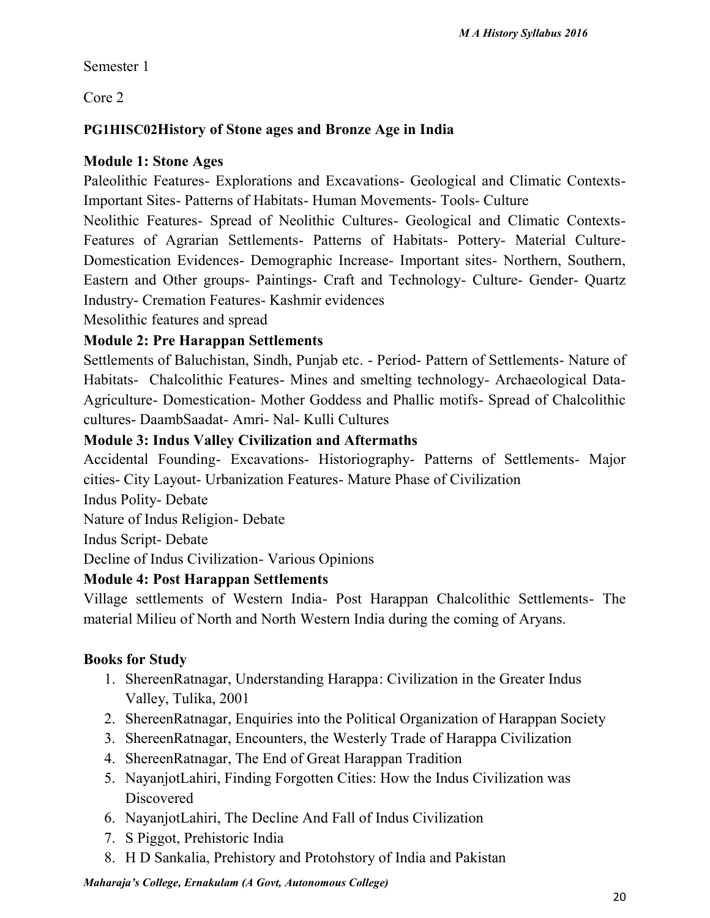Semester 1

Core 2

**PG1HISC02History of Stone ages and Bronze Age in India**

**Module 1: Stone Ages**

Paleolithic Features- Explorations and Excavations- Geological and Climatic Contexts- Important Sites- Patterns of Habitats- Human Movements- Tools- Culture

Neolithic Features- Spread of Neolithic Cultures- Geological and Climatic Contexts- Features of Agrarian Settlements- Patterns of Habitats- Pottery- Material Culture- Domestication Evidences- Demographic Increase- Important sites- Northern, Southern, Eastern and Other groups- Paintings- Craft and Technology- Culture- Gender- Quartz Industry- Cremation Features- Kashmir evidences

Mesolithic features and spread

**Module 2: Pre Harappan Settlements**

Settlements of Baluchistan, Sindh, Punjab etc. - Period- Pattern of Settlements- Nature of Habitats- Chalcolithic Features- Mines and smelting technology- Archaeological Data- Agriculture- Domestication- Mother Goddess and Phallic motifs- Spread of Chalcolithic cultures- DaambSaadat- Amri- Nal- Kulli Cultures

**Module 3: Indus Valley Civilization and Aftermaths**

Accidental Founding- Excavations- Historiography- Patterns of Settlements- Major cities- City Layout- Urbanization Features- Mature Phase of Civilization

Indus Polity- Debate

Nature of Indus Religion- Debate

Indus Script- Debate

Decline of Indus Civilization- Various Opinions

**Module 4: Post Harappan Settlements**

Village settlements of Western India- Post Harappan Chalcolithic Settlements- The material Milieu of North and North Western India during the coming of Aryans.

**Books for Study**

1. ShereenRatnagar, Understanding Harappa: Civilization in the Greater Indus Valley, Tulika, 2001
2. ShereenRatnagar, Enquiries into the Political Organization of Harappan Society
3. ShereenRatnagar, Encounters, the Westerly Trade of Harappa Civilization
4. ShereenRatnagar, The End of Great Harappan Tradition
5. NayanjotLahiri, Finding Forgotten Cities: How the Indus Civilization was Discovered
6. NayanjotLahiri, The Decline And Fall of Indus Civilization
7. S Piggot, Prehistoric India
8. H D Sankalia, Prehistory and Protohstory of India and Pakistan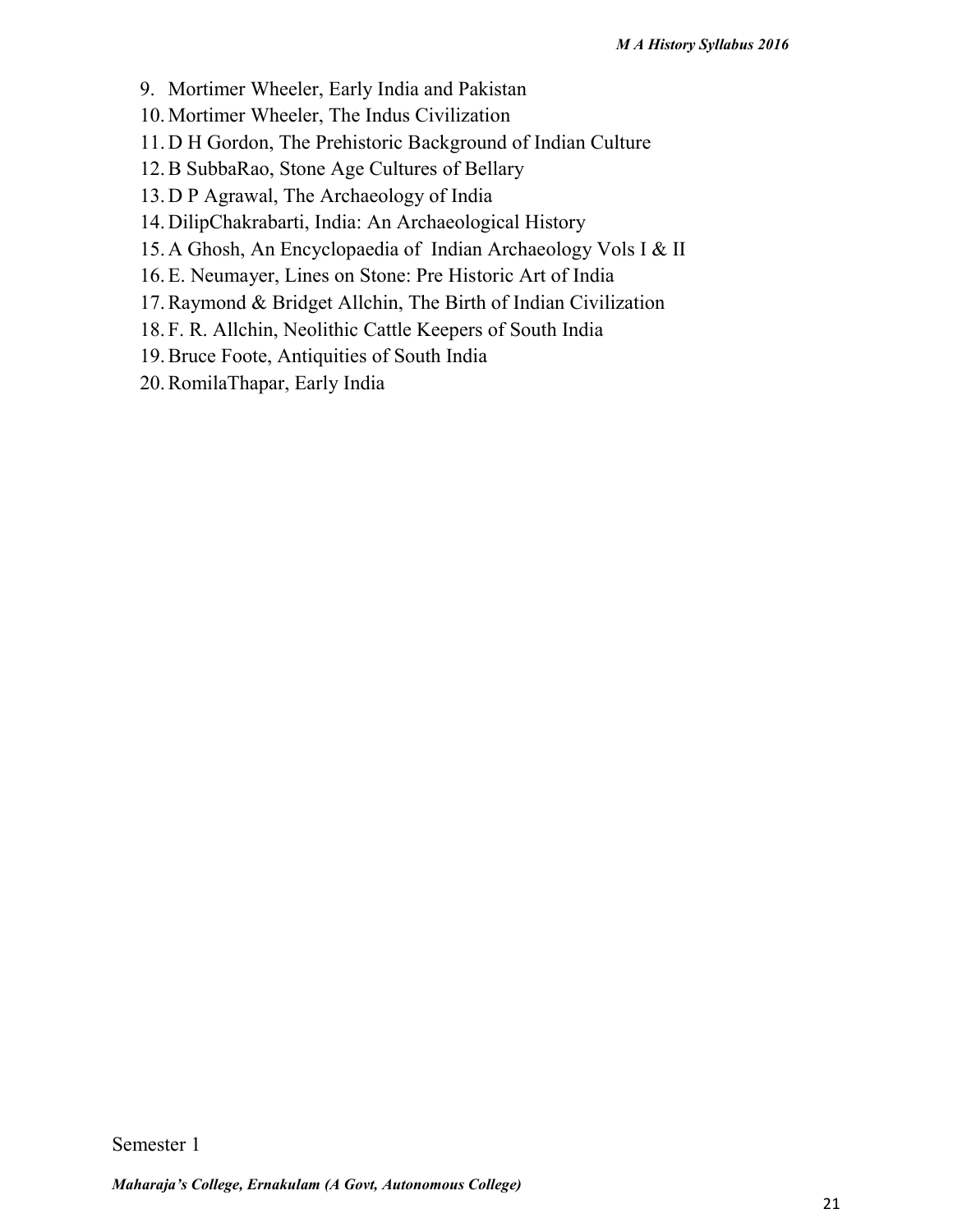9. Mortimer Wheeler, Early India and Pakistan
10. Mortimer Wheeler, The Indus Civilization
11. D H Gordon, The Prehistoric Background of Indian Culture
12. B SubbaRao, Stone Age Cultures of Bellary
13. D P Agrawal, The Archaeology of India
14. DilipChakrabarti, India: An Archaeological History
15. A Ghosh, An Encyclopaedia of Indian Archaeology Vols I & II
16. E. Neumayer, Lines on Stone: Pre Historic Art of India
17. Raymond & Bridget Allchin, The Birth of Indian Civilization
18. F. R. Allchin, Neolithic Cattle Keepers of South India
19. Bruce Foote, Antiquities of South India
20. RomilaThapar, Early India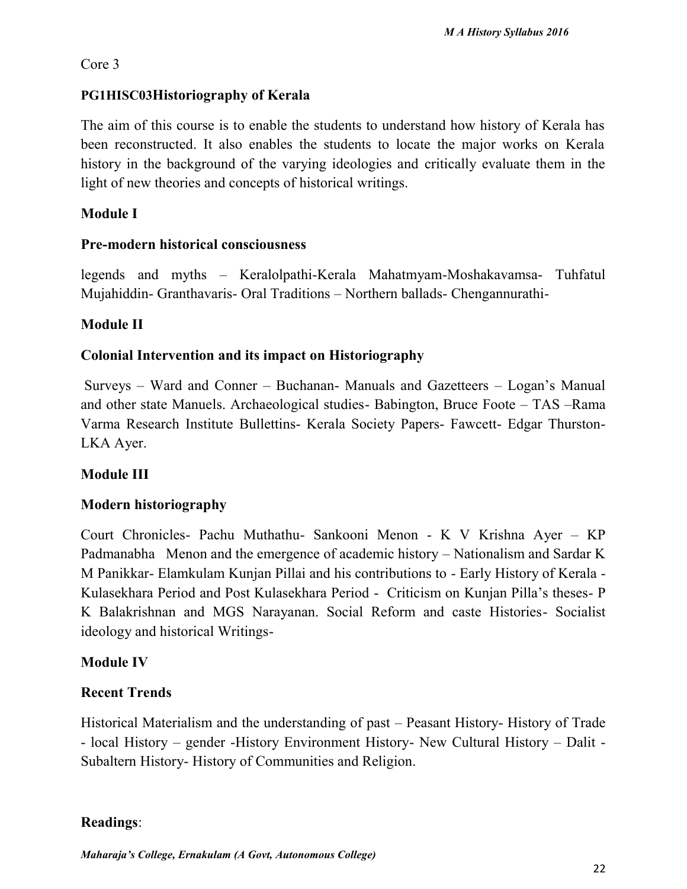Core 3

**PG1HISC03Historiography of Kerala**

The aim of this course is to enable the students to understand how history of Kerala has been reconstructed. It also enables the students to locate the major works on Kerala history in the background of the varying ideologies and critically evaluate them in the light of new theories and concepts of historical writings.

**Module I**

**Pre-modern historical consciousness**

legends and myths – Keralolpathi-Kerala Mahatmyam-Moshakavamsa- Tuhfatul Mujahiddin- Granthavaris- Oral Traditions – Northern ballads- Chengannurathi-

**Module II**

**Colonial Intervention and its impact on Historiography**

Surveys – Ward and Conner – Buchanan- Manuals and Gazetteers – Logan's Manual and other state Manuels. Archaeological studies- Babington, Bruce Foote – TAS –Rama Varma Research Institute Bullettins- Kerala Society Papers- Fawcett- Edgar Thurston- LKA Ayer.

**Module III**

**Modern historiography**

Court Chronicles- Pachu Muthathu- Sankooni Menon - K V Krishna Ayer – KP Padmanabha Menon and the emergence of academic history – Nationalism and Sardar K M Panikkar- Elamkulam Kunjan Pillai and his contributions to - Early History of Kerala - Kulasekhara Period and Post Kulasekhara Period - Criticism on Kunjan Pilla's theses- P K Balakrishnan and MGS Narayanan. Social Reform and caste Histories- Socialist ideology and historical Writings-

**Module IV**

**Recent Trends**

Historical Materialism and the understanding of past – Peasant History- History of Trade - local History – gender -History Environment History- New Cultural History – Dalit - Subaltern History- History of Communities and Religion.

**Readings**: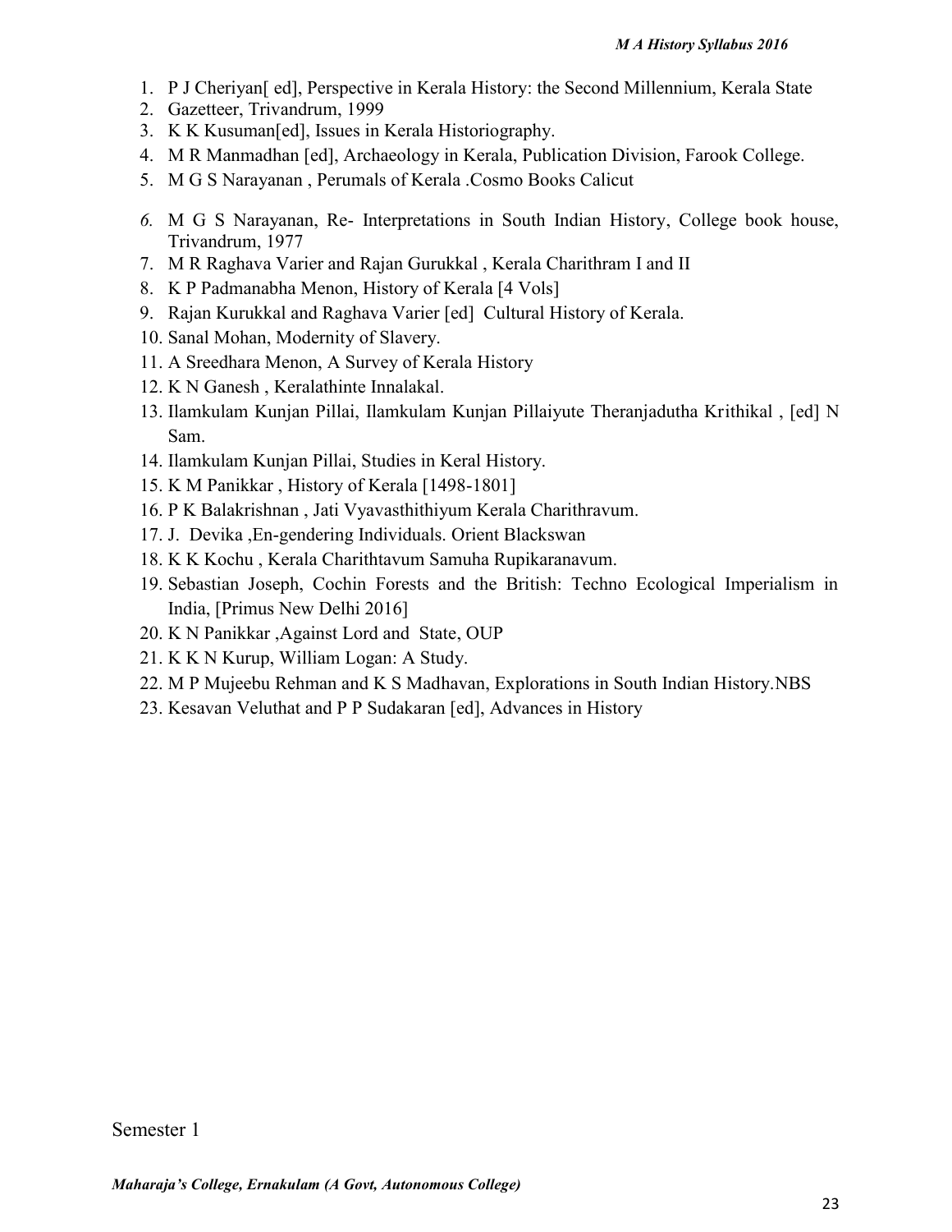1. P J Cheriyan[ ed], Perspective in Kerala History: the Second Millennium, Kerala State
2. Gazetteer, Trivandrum, 1999
3. K K Kusuman[ed], Issues in Kerala Historiography.
4. M R Manmadhan [ed], Archaeology in Kerala, Publication Division, Farook College.
5. M G S Narayanan , Perumals of Kerala .Cosmo Books Calicut
6. M G S Narayanan, Re- Interpretations in South Indian History, College book house, Trivandrum, 1977
7. M R Raghava Varier and Rajan Gurukkal , Kerala Charithram I and II
8. K P Padmanabha Menon, History of Kerala [4 Vols]
9. Rajan Kurukkal and Raghava Varier [ed] Cultural History of Kerala.
10. Sanal Mohan, Modernity of Slavery.
11. A Sreedhara Menon, A Survey of Kerala History
12. K N Ganesh , Keralathinte Innalakal.
13. Ilamkulam Kunjan Pillai, Ilamkulam Kunjan Pillaiyute Theranjadutha Krithikal , [ed] N Sam.
14. Ilamkulam Kunjan Pillai, Studies in Keral History.
15. K M Panikkar , History of Kerala [1498-1801]
16. P K Balakrishnan , Jati Vyavasthithiyum Kerala Charithravum.
17. J. Devika ,En-gendering Individuals. Orient Blackswan
18. K K Kochu , Kerala Charithtavum Samuha Rupikaranavum.
19. Sebastian Joseph, Cochin Forests and the British: Techno Ecological Imperialism in India, [Primus New Delhi 2016]
20. K N Panikkar ,Against Lord and State, OUP
21. K K N Kurup, William Logan: A Study.
22. M P Mujeebu Rehman and K S Madhavan, Explorations in South Indian History.NBS
23. Kesavan Veluthat and P P Sudakaran [ed], Advances in History

Semester 1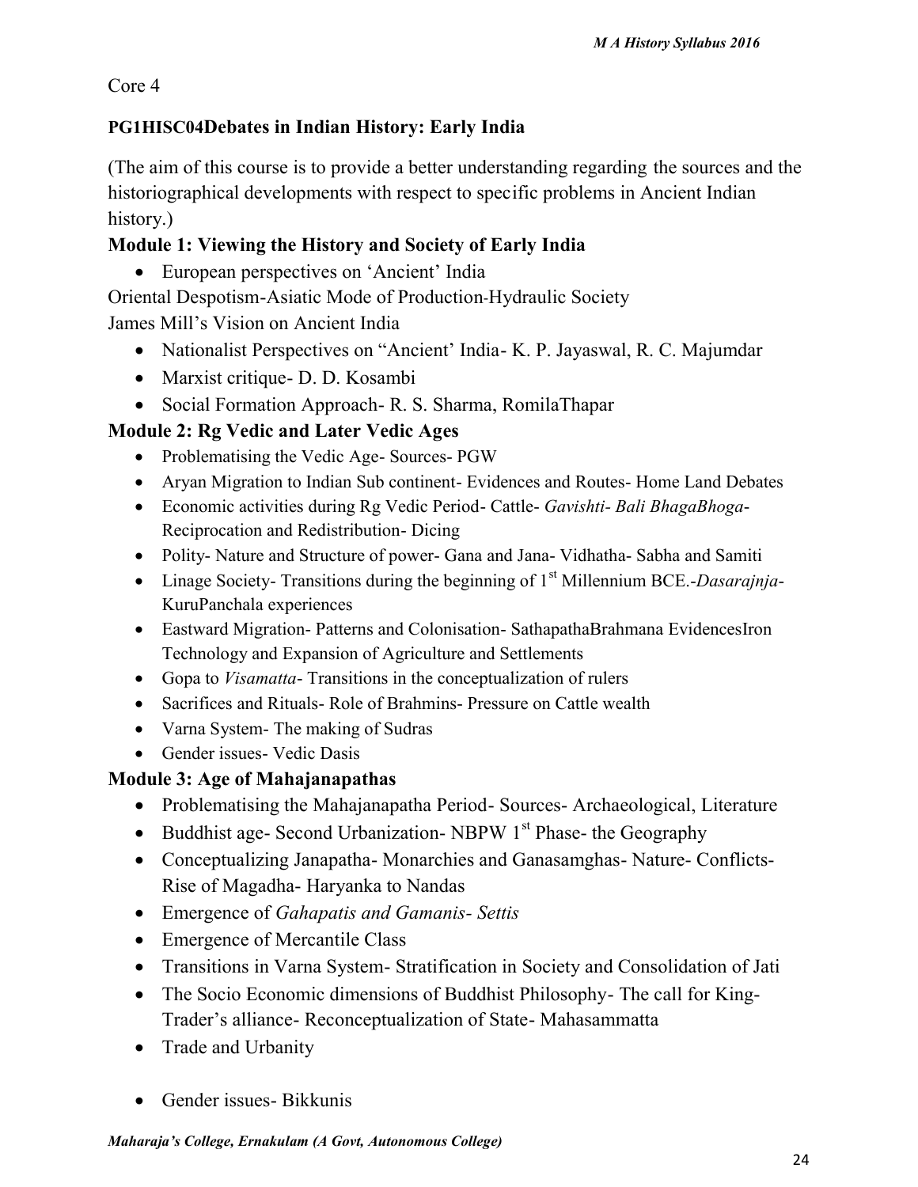Core 4

**PG1HISC04Debates in Indian History: Early India**

(The aim of this course is to provide a better understanding regarding the sources and the historiographical developments with respect to specific problems in Ancient Indian history.)

**Module 1: Viewing the History and Society of Early India**

- European perspectives on 'Ancient' India

Oriental Despotism-Asiatic Mode of Production-Hydraulic Society
James Mill's Vision on Ancient India

- Nationalist Perspectives on "Ancient' India- K. P. Jayaswal, R. C. Majumdar
- Marxist critique- D. D. Kosambi
- Social Formation Approach- R. S. Sharma, RomilaThapar

**Module 2: Rg Vedic and Later Vedic Ages**

- Problematising the Vedic Age- Sources- PGW
- Aryan Migration to Indian Sub continent- Evidences and Routes- Home Land Debates
- Economic activities during Rg Vedic Period- Cattle- *Gavishti- Bali BhagaBhoga*- Reciprocation and Redistribution- Dicing
- Polity- Nature and Structure of power- Gana and Jana- Vidhatha- Sabha and Samiti
- Linage Society- Transitions during the beginning of 1st Millennium BCE.-*Dasarajnja*-KuruPanchala experiences
- Eastward Migration- Patterns and Colonisation- SathapathaBrahmana EvidencesIron Technology and Expansion of Agriculture and Settlements
- Gopa to *Visamatta*- Transitions in the conceptualization of rulers
- Sacrifices and Rituals- Role of Brahmins- Pressure on Cattle wealth
- Varna System- The making of Sudras
- Gender issues- Vedic Dasis

**Module 3: Age of Mahajanapathas**

- Problematising the Mahajanapatha Period- Sources- Archaeological, Literature
- Buddhist age- Second Urbanization- NBPW 1st Phase- the Geography
- Conceptualizing Janapatha- Monarchies and Ganasamghas- Nature- Conflicts- Rise of Magadha- Haryanka to Nandas
- Emergence of *Gahapatis and Gamanis- Settis*
- Emergence of Mercantile Class
- Transitions in Varna System- Stratification in Society and Consolidation of Jati
- The Socio Economic dimensions of Buddhist Philosophy- The call for King-Trader's alliance- Reconceptualization of State- Mahasammatta
- Trade and Urbanity
- Gender issues- Bikkunis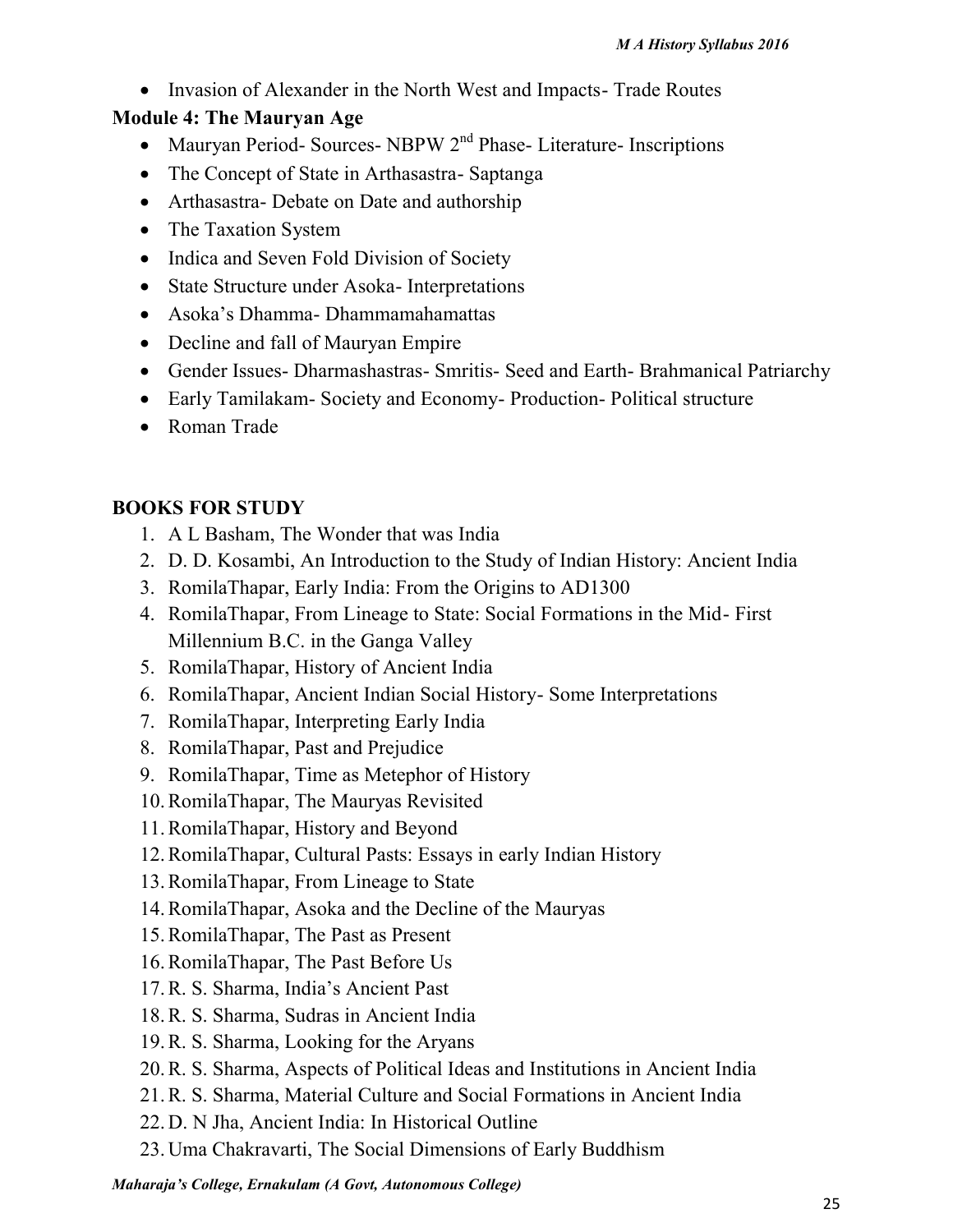- Invasion of Alexander in the North West and Impacts- Trade Routes

**Module 4: The Mauryan Age**

- Mauryan Period- Sources- NBPW 2nd Phase- Literature- Inscriptions
- The Concept of State in Arthasastra- Saptanga
- Arthasastra- Debate on Date and authorship
- The Taxation System
- Indica and Seven Fold Division of Society
- State Structure under Asoka- Interpretations
- Asoka's Dhamma- Dhammamahamattas
- Decline and fall of Mauryan Empire
- Gender Issues- Dharmashastras- Smritis- Seed and Earth- Brahmanical Patriarchy
- Early Tamilakam- Society and Economy- Production- Political structure
- Roman Trade

**BOOKS FOR STUDY**

1. A L Basham, The Wonder that was India
2. D. D. Kosambi, An Introduction to the Study of Indian History: Ancient India
3. RomilaThapar, Early India: From the Origins to AD1300
4. RomilaThapar, From Lineage to State: Social Formations in the Mid- First Millennium B.C. in the Ganga Valley
5. RomilaThapar, History of Ancient India
6. RomilaThapar, Ancient Indian Social History- Some Interpretations
7. RomilaThapar, Interpreting Early India
8. RomilaThapar, Past and Prejudice
9. RomilaThapar, Time as Metephor of History
10. RomilaThapar, The Mauryas Revisited
11. RomilaThapar, History and Beyond
12. RomilaThapar, Cultural Pasts: Essays in early Indian History
13. RomilaThapar, From Lineage to State
14. RomilaThapar, Asoka and the Decline of the Mauryas
15. RomilaThapar, The Past as Present
16. RomilaThapar, The Past Before Us
17. R. S. Sharma, India's Ancient Past
18. R. S. Sharma, Sudras in Ancient India
19. R. S. Sharma, Looking for the Aryans
20. R. S. Sharma, Aspects of Political Ideas and Institutions in Ancient India
21. R. S. Sharma, Material Culture and Social Formations in Ancient India
22. D. N Jha, Ancient India: In Historical Outline
23. Uma Chakravarti, The Social Dimensions of Early Buddhism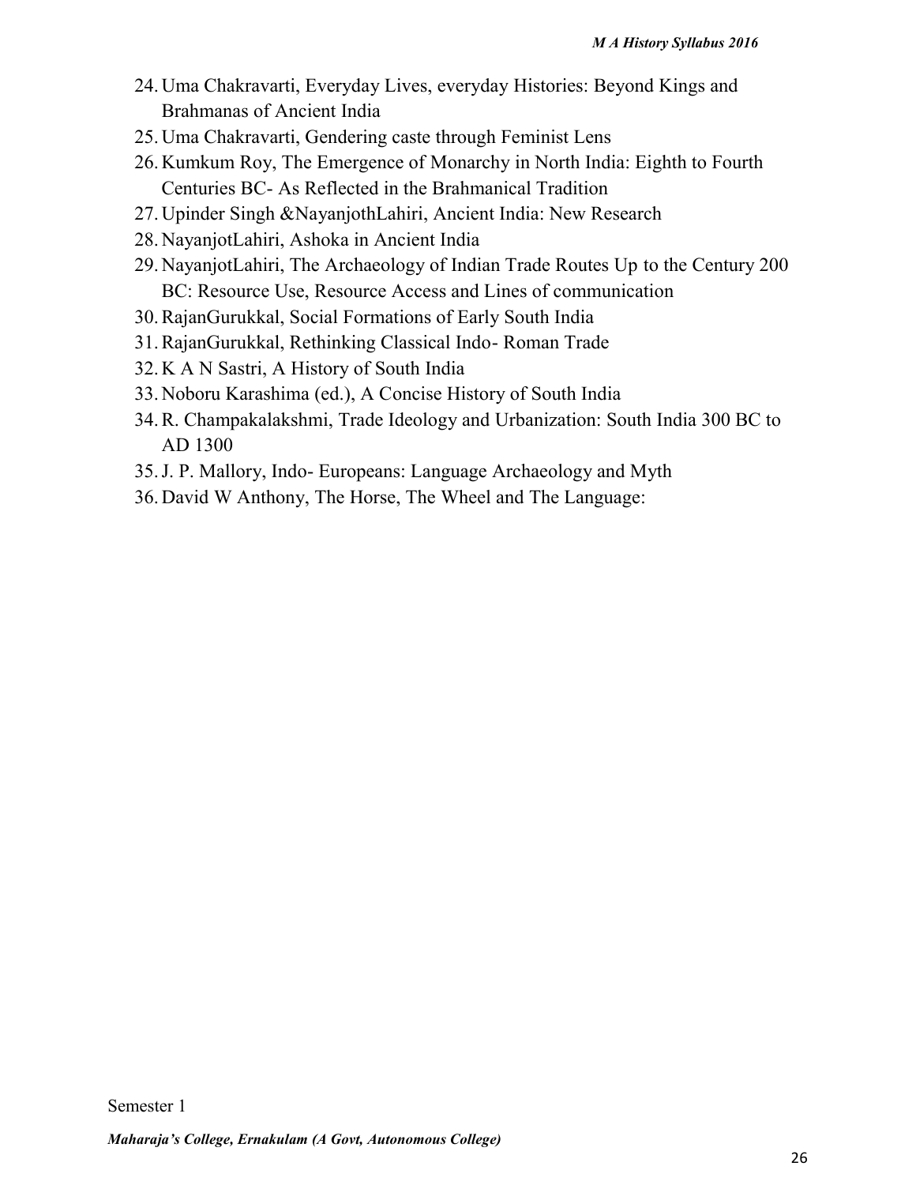24. Uma Chakravarti, Everyday Lives, everyday Histories: Beyond Kings and Brahmanas of Ancient India
25. Uma Chakravarti, Gendering caste through Feminist Lens
26. Kumkum Roy, The Emergence of Monarchy in North India: Eighth to Fourth Centuries BC- As Reflected in the Brahmanical Tradition
27. Upinder Singh &NayanjothLahiri, Ancient India: New Research
28. NayanjotLahiri, Ashoka in Ancient India
29. NayanjotLahiri, The Archaeology of Indian Trade Routes Up to the Century 200 BC: Resource Use, Resource Access and Lines of communication
30. RajanGurukkal, Social Formations of Early South India
31. RajanGurukkal, Rethinking Classical Indo- Roman Trade
32. K A N Sastri, A History of South India
33. Noboru Karashima (ed.), A Concise History of South India
34. R. Champakalakshmi, Trade Ideology and Urbanization: South India 300 BC to AD 1300
35. J. P. Mallory, Indo- Europeans: Language Archaeology and Myth
36. David W Anthony, The Horse, The Wheel and The Language:

Semester 1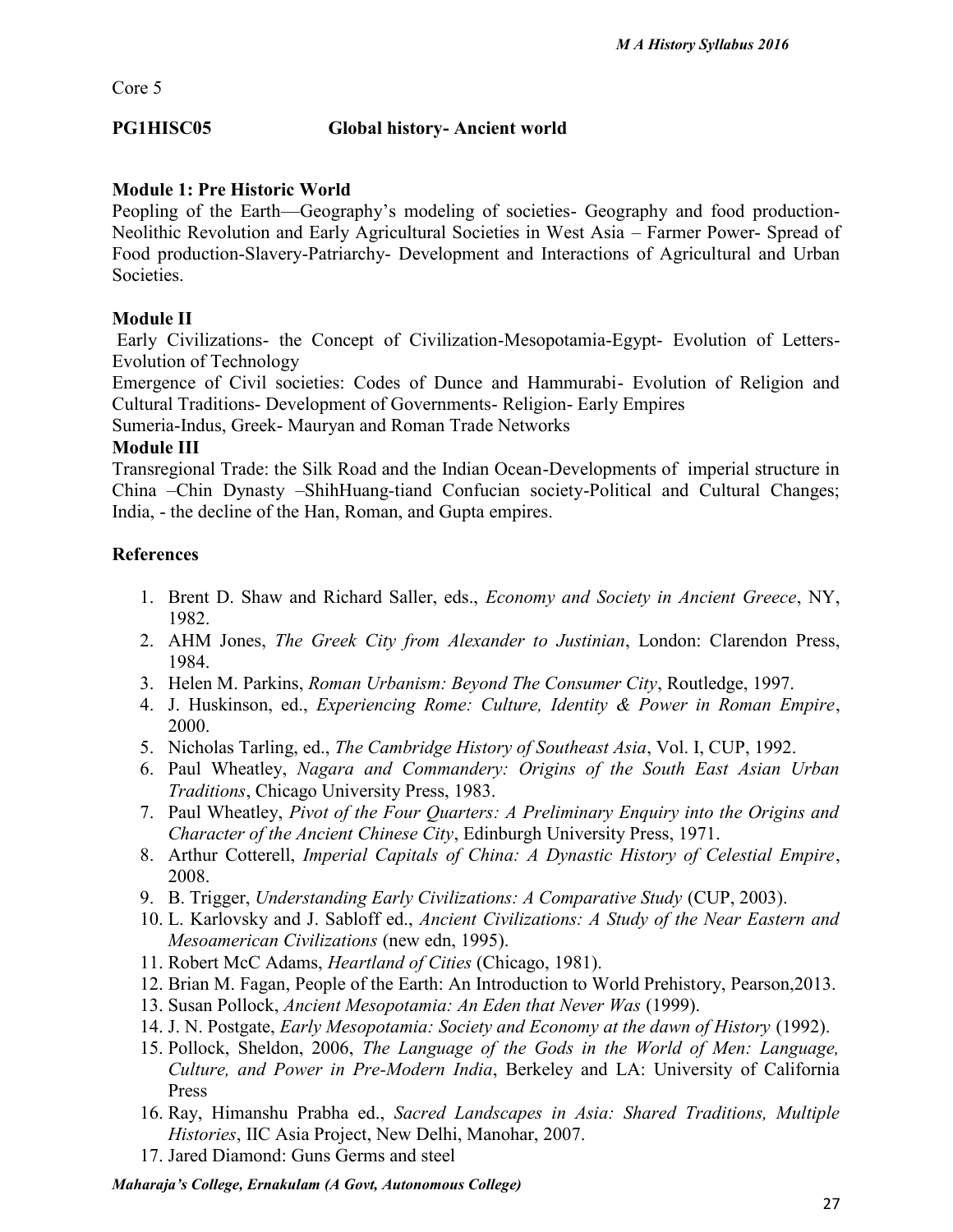Core 5

**PG1HISC05 Global history- Ancient world**

**Module 1: Pre Historic World**

Peopling of the Earth—Geography's modeling of societies- Geography and food production-Neolithic Revolution and Early Agricultural Societies in West Asia – Farmer Power- Spread of Food production-Slavery-Patriarchy- Development and Interactions of Agricultural and Urban Societies.

**Module II**

Early Civilizations- the Concept of Civilization-Mesopotamia-Egypt- Evolution of Letters-Evolution of Technology

Emergence of Civil societies: Codes of Dunce and Hammurabi- Evolution of Religion and Cultural Traditions- Development of Governments- Religion- Early Empires

Sumeria-Indus, Greek- Mauryan and Roman Trade Networks

**Module III**

Transregional Trade: the Silk Road and the Indian Ocean-Developments of imperial structure in China –Chin Dynasty –ShihHuang-tiand Confucian society-Political and Cultural Changes; India, - the decline of the Han, Roman, and Gupta empires.

**References**

1. Brent D. Shaw and Richard Saller, eds., *Economy and Society in Ancient Greece*, NY, 1982.
2. AHM Jones, *The Greek City from Alexander to Justinian*, London: Clarendon Press, 1984.
3. Helen M. Parkins, *Roman Urbanism: Beyond The Consumer City*, Routledge, 1997.
4. J. Huskinson, ed., *Experiencing Rome: Culture, Identity & Power in Roman Empire*, 2000.
5. Nicholas Tarling, ed., *The Cambridge History of Southeast Asia*, Vol. I, CUP, 1992.
6. Paul Wheatley, *Nagara and Commandery: Origins of the South East Asian Urban Traditions*, Chicago University Press, 1983.
7. Paul Wheatley, *Pivot of the Four Quarters: A Preliminary Enquiry into the Origins and Character of the Ancient Chinese City*, Edinburgh University Press, 1971.
8. Arthur Cotterell, *Imperial Capitals of China: A Dynastic History of Celestial Empire*, 2008.
9. B. Trigger, *Understanding Early Civilizations: A Comparative Study* (CUP, 2003).
10. L. Karlovsky and J. Sabloff ed., *Ancient Civilizations: A Study of the Near Eastern and Mesoamerican Civilizations* (new edn, 1995).
11. Robert McC Adams, *Heartland of Cities* (Chicago, 1981).
12. Brian M. Fagan, People of the Earth: An Introduction to World Prehistory, Pearson,2013.
13. Susan Pollock, *Ancient Mesopotamia: An Eden that Never Was* (1999).
14. J. N. Postgate, *Early Mesopotamia: Society and Economy at the dawn of History* (1992).
15. Pollock, Sheldon, 2006, *The Language of the Gods in the World of Men: Language, Culture, and Power in Pre-Modern India*, Berkeley and LA: University of California Press
16. Ray, Himanshu Prabha ed., *Sacred Landscapes in Asia: Shared Traditions, Multiple Histories*, IIC Asia Project, New Delhi, Manohar, 2007.
17. Jared Diamond: Guns Germs and steel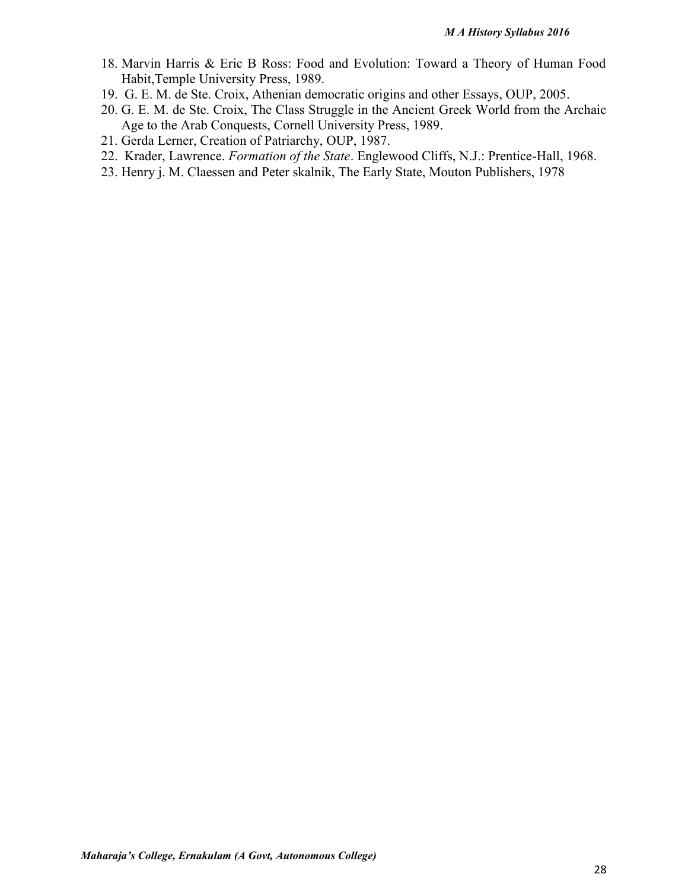18. Marvin Harris & Eric B Ross: Food and Evolution: Toward a Theory of Human Food Habit,Temple University Press, 1989.
19. G. E. M. de Ste. Croix, Athenian democratic origins and other Essays, OUP, 2005.
20. G. E. M. de Ste. Croix, The Class Struggle in the Ancient Greek World from the Archaic Age to the Arab Conquests, Cornell University Press, 1989.
21. Gerda Lerner, Creation of Patriarchy, OUP, 1987.
22. Krader, Lawrence. *Formation of the State*. Englewood Cliffs, N.J.: Prentice-Hall, 1968.
23. Henry j. M. Claessen and Peter skalnik, The Early State, Mouton Publishers, 1978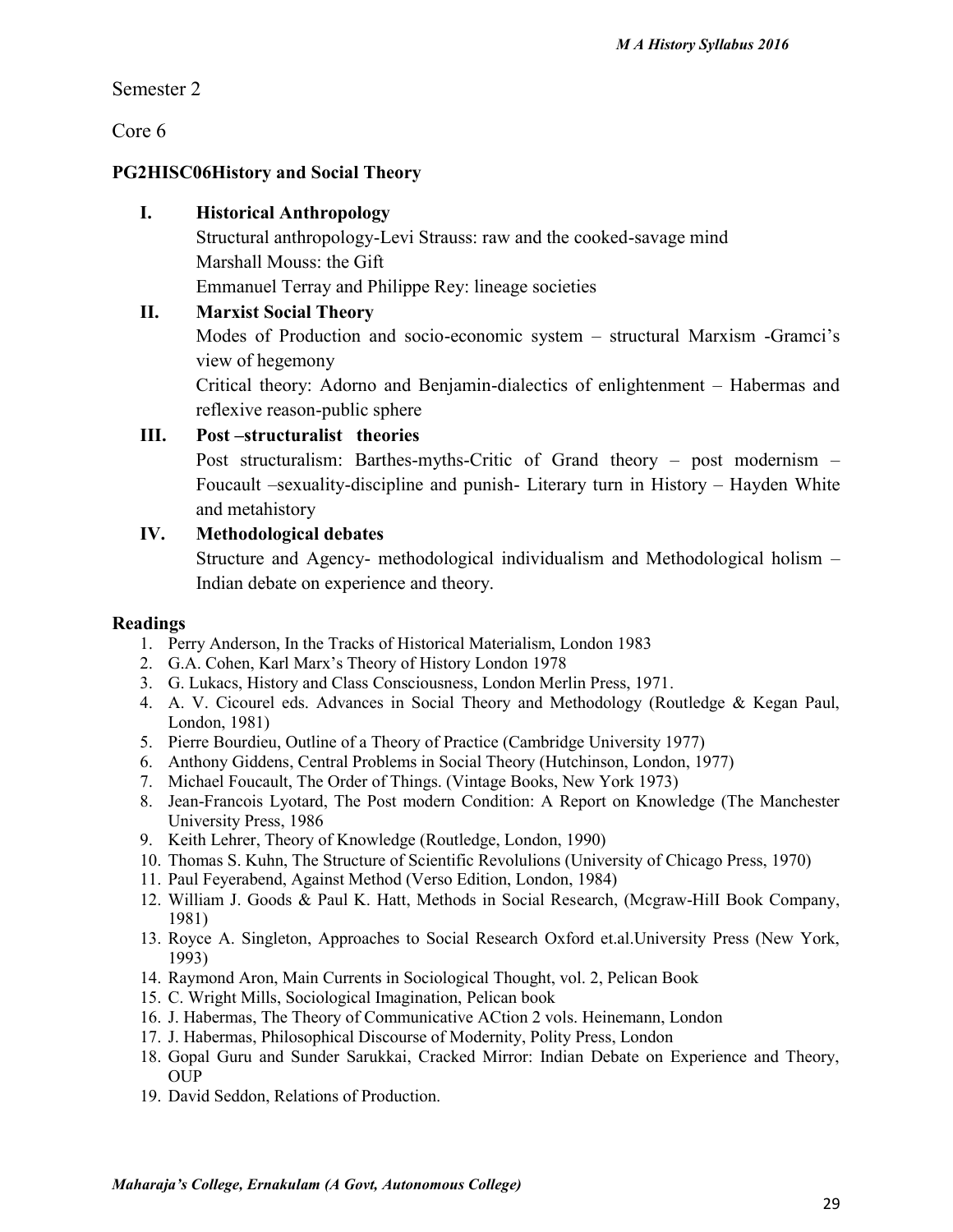Semester 2

Core 6

**PG2HISC06History and Social Theory**

**I. Historical Anthropology**

Structural anthropology-Levi Strauss: raw and the cooked-savage mind
Marshall Mouss: the Gift
Emmanuel Terray and Philippe Rey: lineage societies

**II. Marxist Social Theory**

Modes of Production and socio-economic system – structural Marxism -Gramci's view of hegemony

Critical theory: Adorno and Benjamin-dialectics of enlightenment – Habermas and reflexive reason-public sphere

**III. Post –structuralist theories**

Post structuralism: Barthes-myths-Critic of Grand theory – post modernism – Foucault –sexuality-discipline and punish- Literary turn in History – Hayden White and metahistory

**IV. Methodological debates**

Structure and Agency- methodological individualism and Methodological holism – Indian debate on experience and theory.

**Readings**

1. Perry Anderson, In the Tracks of Historical Materialism, London 1983
2. G.A. Cohen, Karl Marx's Theory of History London 1978
3. G. Lukacs, History and Class Consciousness, London Merlin Press, 1971.
4. A. V. Cicourel eds. Advances in Social Theory and Methodology (Routledge & Kegan Paul, London, 1981)
5. Pierre Bourdieu, Outline of a Theory of Practice (Cambridge University 1977)
6. Anthony Giddens, Central Problems in Social Theory (Hutchinson, London, 1977)
7. Michael Foucault, The Order of Things. (Vintage Books, New York 1973)
8. Jean-Francois Lyotard, The Post modern Condition: A Report on Knowledge (The Manchester University Press, 1986
9. Keith Lehrer, Theory of Knowledge (Routledge, London, 1990)
10. Thomas S. Kuhn, The Structure of Scientific Revolulions (University of Chicago Press, 1970)
11. Paul Feyerabend, Against Method (Verso Edition, London, 1984)
12. William J. Goods & Paul K. Hatt, Methods in Social Research, (Mcgraw-HilI Book Company, 1981)
13. Royce A. Singleton, Approaches to Social Research Oxford et.al.University Press (New York, 1993)
14. Raymond Aron, Main Currents in Sociological Thought, vol. 2, Pelican Book
15. C. Wright Mills, Sociological Imagination, Pelican book
16. J. Habermas, The Theory of Communicative ACtion 2 vols. Heinemann, London
17. J. Habermas, Philosophical Discourse of Modernity, Polity Press, London
18. Gopal Guru and Sunder Sarukkai, Cracked Mirror: Indian Debate on Experience and Theory, OUP
19. David Seddon, Relations of Production.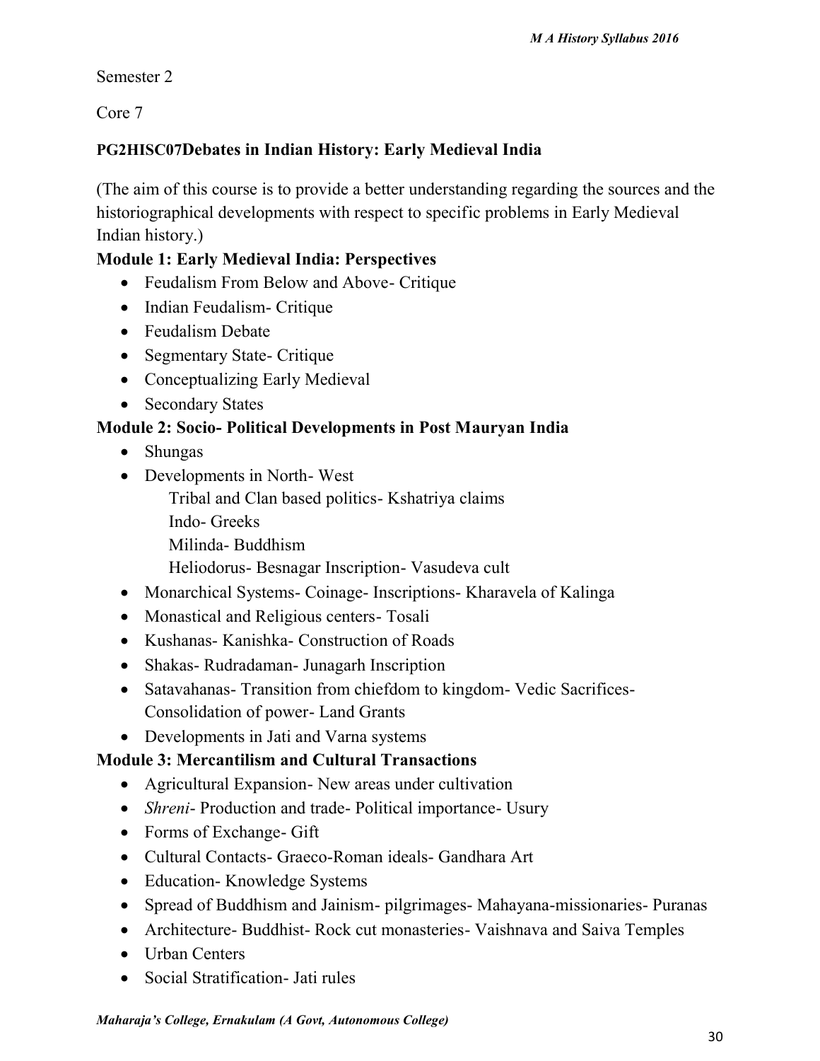Semester 2

Core 7

**PG2HISC07Debates in Indian History: Early Medieval India**

(The aim of this course is to provide a better understanding regarding the sources and the historiographical developments with respect to specific problems in Early Medieval Indian history.)

**Module 1: Early Medieval India: Perspectives**

- Feudalism From Below and Above- Critique
- Indian Feudalism- Critique
- Feudalism Debate
- Segmentary State- Critique
- Conceptualizing Early Medieval
- Secondary States

**Module 2: Socio- Political Developments in Post Mauryan India**

- Shungas
- Developments in North- West
  - Tribal and Clan based politics- Kshatriya claims
  - Indo- Greeks
  - Milinda- Buddhism
  - Heliodorus- Besnagar Inscription- Vasudeva cult
- Monarchical Systems- Coinage- Inscriptions- Kharavela of Kalinga
- Monastical and Religious centers- Tosali
- Kushanas- Kanishka- Construction of Roads
- Shakas- Rudradaman- Junagarh Inscription
- Satavahanas- Transition from chiefdom to kingdom- Vedic Sacrifices- Consolidation of power- Land Grants
- Developments in Jati and Varna systems

**Module 3: Mercantilism and Cultural Transactions**

- Agricultural Expansion- New areas under cultivation
- *Shreni*- Production and trade- Political importance- Usury
- Forms of Exchange- Gift
- Cultural Contacts- Graeco-Roman ideals- Gandhara Art
- Education- Knowledge Systems
- Spread of Buddhism and Jainism- pilgrimages- Mahayana-missionaries- Puranas
- Architecture- Buddhist- Rock cut monasteries- Vaishnava and Saiva Temples
- Urban Centers
- Social Stratification- Jati rules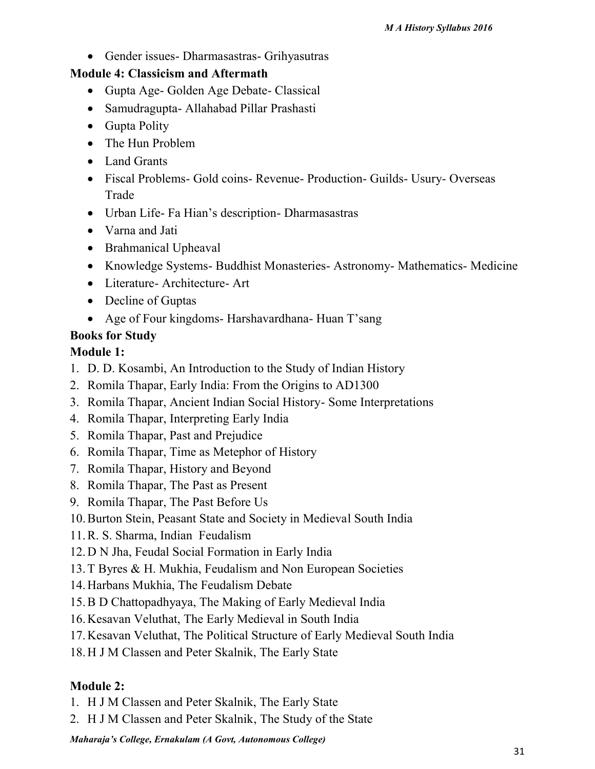- Gender issues- Dharmasastras- Grihyasutras

**Module 4: Classicism and Aftermath**

- Gupta Age- Golden Age Debate- Classical
- Samudragupta- Allahabad Pillar Prashasti
- Gupta Polity
- The Hun Problem
- Land Grants
- Fiscal Problems- Gold coins- Revenue- Production- Guilds- Usury- Overseas Trade
- Urban Life- Fa Hian's description- Dharmasastras
- Varna and Jati
- Brahmanical Upheaval
- Knowledge Systems- Buddhist Monasteries- Astronomy- Mathematics- Medicine
- Literature- Architecture- Art
- Decline of Guptas
- Age of Four kingdoms- Harshavardhana- Huan T'sang

**Books for Study**

**Module 1:**

1. D. D. Kosambi, An Introduction to the Study of Indian History
2. Romila Thapar, Early India: From the Origins to AD1300
3. Romila Thapar, Ancient Indian Social History- Some Interpretations
4. Romila Thapar, Interpreting Early India
5. Romila Thapar, Past and Prejudice
6. Romila Thapar, Time as Metephor of History
7. Romila Thapar, History and Beyond
8. Romila Thapar, The Past as Present
9. Romila Thapar, The Past Before Us
10. Burton Stein, Peasant State and Society in Medieval South India
11. R. S. Sharma, Indian Feudalism
12. D N Jha, Feudal Social Formation in Early India
13. T Byres & H. Mukhia, Feudalism and Non European Societies
14. Harbans Mukhia, The Feudalism Debate
15. B D Chattopadhyaya, The Making of Early Medieval India
16. Kesavan Veluthat, The Early Medieval in South India
17. Kesavan Veluthat, The Political Structure of Early Medieval South India
18. H J M Classen and Peter Skalnik, The Early State

**Module 2:**

1. H J M Classen and Peter Skalnik, The Early State
2. H J M Classen and Peter Skalnik, The Study of the State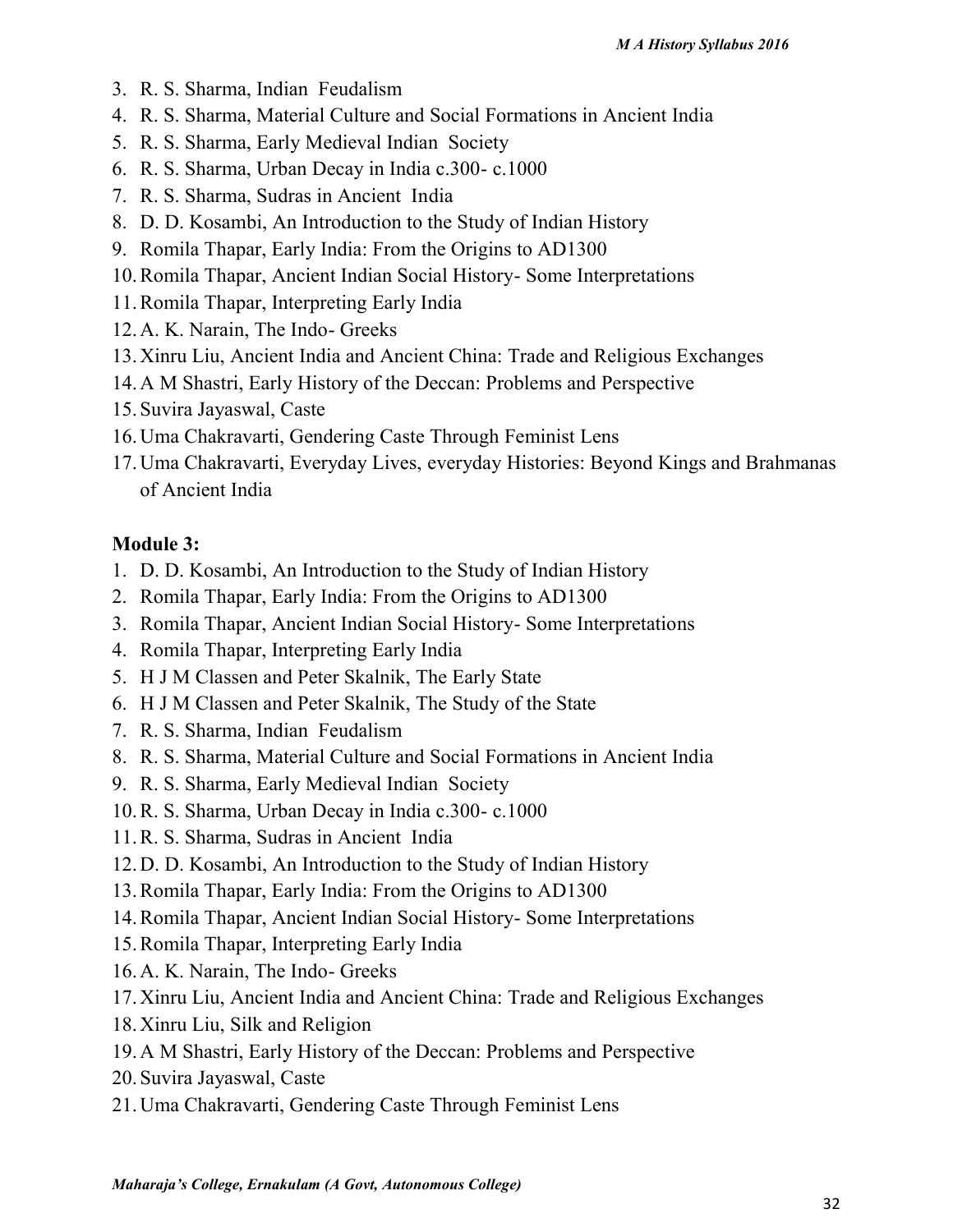3. R. S. Sharma, Indian Feudalism
4. R. S. Sharma, Material Culture and Social Formations in Ancient India
5. R. S. Sharma, Early Medieval Indian Society
6. R. S. Sharma, Urban Decay in India c.300- c.1000
7. R. S. Sharma, Sudras in Ancient India
8. D. D. Kosambi, An Introduction to the Study of Indian History
9. Romila Thapar, Early India: From the Origins to AD1300
10. Romila Thapar, Ancient Indian Social History- Some Interpretations
11. Romila Thapar, Interpreting Early India
12. A. K. Narain, The Indo- Greeks
13. Xinru Liu, Ancient India and Ancient China: Trade and Religious Exchanges
14. A M Shastri, Early History of the Deccan: Problems and Perspective
15. Suvira Jayaswal, Caste
16. Uma Chakravarti, Gendering Caste Through Feminist Lens
17. Uma Chakravarti, Everyday Lives, everyday Histories: Beyond Kings and Brahmanas of Ancient India

**Module 3:**

1. D. D. Kosambi, An Introduction to the Study of Indian History
2. Romila Thapar, Early India: From the Origins to AD1300
3. Romila Thapar, Ancient Indian Social History- Some Interpretations
4. Romila Thapar, Interpreting Early India
5. H J M Classen and Peter Skalnik, The Early State
6. H J M Classen and Peter Skalnik, The Study of the State
7. R. S. Sharma, Indian Feudalism
8. R. S. Sharma, Material Culture and Social Formations in Ancient India
9. R. S. Sharma, Early Medieval Indian Society
10. R. S. Sharma, Urban Decay in India c.300- c.1000
11. R. S. Sharma, Sudras in Ancient India
12. D. D. Kosambi, An Introduction to the Study of Indian History
13. Romila Thapar, Early India: From the Origins to AD1300
14. Romila Thapar, Ancient Indian Social History- Some Interpretations
15. Romila Thapar, Interpreting Early India
16. A. K. Narain, The Indo- Greeks
17. Xinru Liu, Ancient India and Ancient China: Trade and Religious Exchanges
18. Xinru Liu, Silk and Religion
19. A M Shastri, Early History of the Deccan: Problems and Perspective
20. Suvira Jayaswal, Caste
21. Uma Chakravarti, Gendering Caste Through Feminist Lens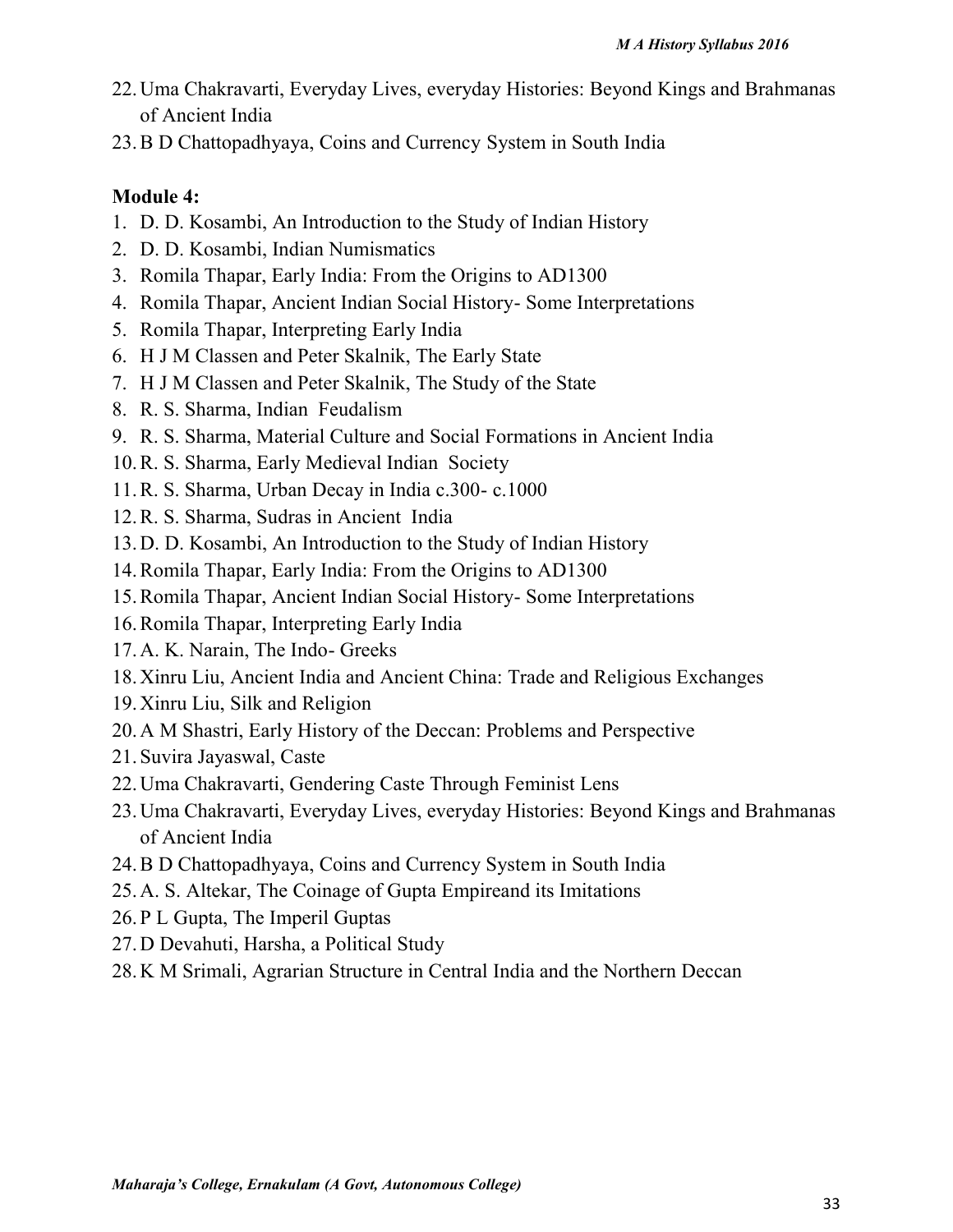22. Uma Chakravarti, Everyday Lives, everyday Histories: Beyond Kings and Brahmanas of Ancient India
23. B D Chattopadhyaya, Coins and Currency System in South India

**Module 4:**

1. D. D. Kosambi, An Introduction to the Study of Indian History
2. D. D. Kosambi, Indian Numismatics
3. Romila Thapar, Early India: From the Origins to AD1300
4. Romila Thapar, Ancient Indian Social History- Some Interpretations
5. Romila Thapar, Interpreting Early India
6. H J M Classen and Peter Skalnik, The Early State
7. H J M Classen and Peter Skalnik, The Study of the State
8. R. S. Sharma, Indian Feudalism
9. R. S. Sharma, Material Culture and Social Formations in Ancient India
10. R. S. Sharma, Early Medieval Indian Society
11. R. S. Sharma, Urban Decay in India c.300- c.1000
12. R. S. Sharma, Sudras in Ancient India
13. D. D. Kosambi, An Introduction to the Study of Indian History
14. Romila Thapar, Early India: From the Origins to AD1300
15. Romila Thapar, Ancient Indian Social History- Some Interpretations
16. Romila Thapar, Interpreting Early India
17. A. K. Narain, The Indo- Greeks
18. Xinru Liu, Ancient India and Ancient China: Trade and Religious Exchanges
19. Xinru Liu, Silk and Religion
20. A M Shastri, Early History of the Deccan: Problems and Perspective
21. Suvira Jayaswal, Caste
22. Uma Chakravarti, Gendering Caste Through Feminist Lens
23. Uma Chakravarti, Everyday Lives, everyday Histories: Beyond Kings and Brahmanas of Ancient India
24. B D Chattopadhyaya, Coins and Currency System in South India
25. A. S. Altekar, The Coinage of Gupta Empireand its Imitations
26. P L Gupta, The Imperil Guptas
27. D Devahuti, Harsha, a Political Study
28. K M Srimali, Agrarian Structure in Central India and the Northern Deccan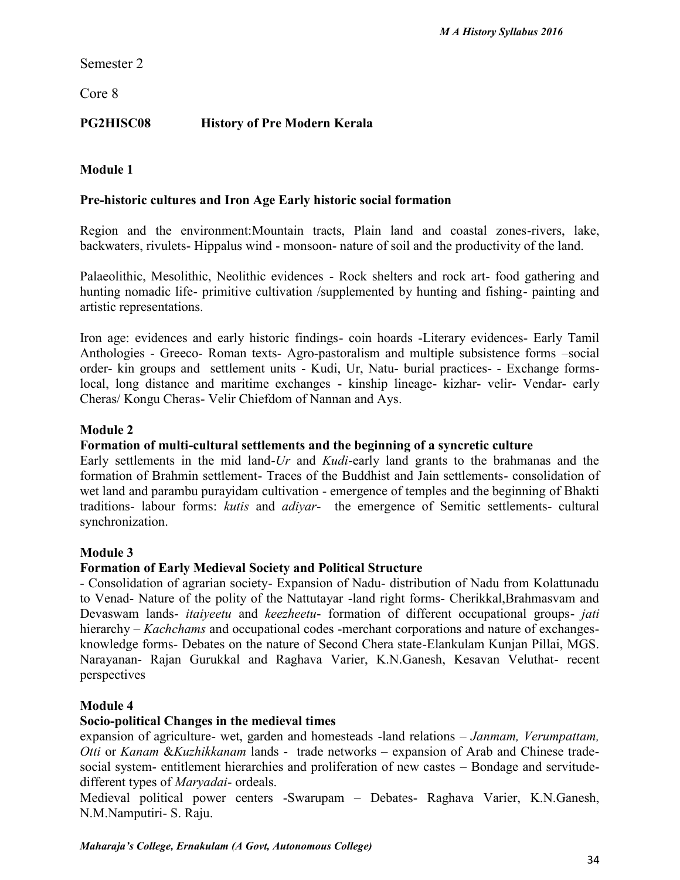Semester 2

Core 8

**PG2HISC08 History of Pre Modern Kerala**

**Module 1**

**Pre-historic cultures and Iron Age Early historic social formation**

Region and the environment:Mountain tracts, Plain land and coastal zones-rivers, lake, backwaters, rivulets- Hippalus wind - monsoon- nature of soil and the productivity of the land.

Palaeolithic, Mesolithic, Neolithic evidences - Rock shelters and rock art- food gathering and hunting nomadic life- primitive cultivation /supplemented by hunting and fishing- painting and artistic representations.

Iron age: evidences and early historic findings- coin hoards -Literary evidences- Early Tamil Anthologies - Greeco- Roman texts- Agro-pastoralism and multiple subsistence forms –social order- kin groups and settlement units - Kudi, Ur, Natu- burial practices- - Exchange forms-local, long distance and maritime exchanges - kinship lineage- kizhar- velir- Vendar- early Cheras/ Kongu Cheras- Velir Chiefdom of Nannan and Ays.

**Module 2**

**Formation of multi-cultural settlements and the beginning of a syncretic culture**

Early settlements in the mid land-*Ur* and *Kudi*-early land grants to the brahmanas and the formation of Brahmin settlement- Traces of the Buddhist and Jain settlements- consolidation of wet land and parambu purayidam cultivation - emergence of temples and the beginning of Bhakti traditions- labour forms: *kutis* and *adiyar*- the emergence of Semitic settlements- cultural synchronization.

**Module 3**

**Formation of Early Medieval Society and Political Structure**

- Consolidation of agrarian society- Expansion of Nadu- distribution of Nadu from Kolattunadu to Venad- Nature of the polity of the Nattutayar -land right forms- Cherikkal,Brahmasvam and Devaswam lands- *itaiyeetu* and *keezheetu*- formation of different occupational groups- *jati* hierarchy – *Kachchams* and occupational codes -merchant corporations and nature of exchanges-knowledge forms- Debates on the nature of Second Chera state-Elankulam Kunjan Pillai, MGS. Narayanan- Rajan Gurukkal and Raghava Varier, K.N.Ganesh, Kesavan Veluthat- recent perspectives

**Module 4**

**Socio-political Changes in the medieval times**

expansion of agriculture- wet, garden and homesteads -land relations – *Janmam, Verumpattam, Otti* or *Kanam* &*Kuzhikkanam* lands - trade networks – expansion of Arab and Chinese trade-social system- entitlement hierarchies and proliferation of new castes – Bondage and servitude-different types of *Maryadai*- ordeals.

Medieval political power centers -Swarupam – Debates- Raghava Varier, K.N.Ganesh, N.M.Namputiri- S. Raju.

*Maharaja's College, Ernakulam (A Govt, Autonomous College)*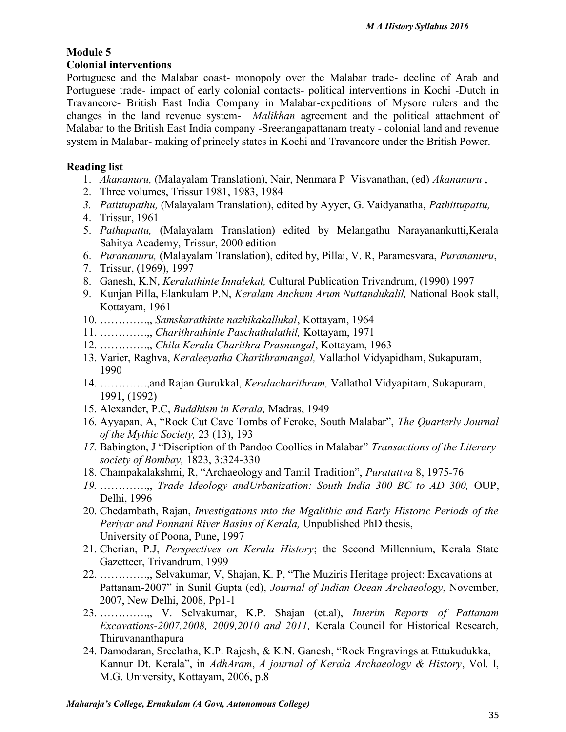**Module 5**

**Colonial interventions**

Portuguese and the Malabar coast- monopoly over the Malabar trade- decline of Arab and Portuguese trade- impact of early colonial contacts- political interventions in Kochi -Dutch in Travancore- British East India Company in Malabar-expeditions of Mysore rulers and the changes in the land revenue system- *Malikhan* agreement and the political attachment of Malabar to the British East India company -Sreerangapattanam treaty - colonial land and revenue system in Malabar- making of princely states in Kochi and Travancore under the British Power.

**Reading list**

1. *Akananuru,* (Malayalam Translation), Nair, Nenmara P Visvanathan, (ed) *Akananuru* ,
2. Three volumes, Trissur 1981, 1983, 1984
3. *Patittupathu,* (Malayalam Translation), edited by Ayyer, G. Vaidyanatha, *Pathittupattu,*
4. Trissur, 1961
5. *Pathupattu,* (Malayalam Translation) edited by Melangathu Narayanankutti,Kerala Sahitya Academy, Trissur, 2000 edition
6. *Purananuru,* (Malayalam Translation), edited by, Pillai, V. R, Paramesvara, *Purananuru*,
7. Trissur, (1969), 1997
8. Ganesh, K.N, *Keralathinte Innalekal,* Cultural Publication Trivandrum, (1990) 1997
9. Kunjan Pilla, Elankulam P.N, *Keralam Anchum Arum Nuttandukalil,* National Book stall, Kottayam, 1961
10. ………….,, *Samskarathinte nazhikakallukal*, Kottayam, 1964
11. ………….,, *Charithrathinte Paschathalathil,* Kottayam, 1971
12. ………….,, *Chila Kerala Charithra Prasnangal*, Kottayam, 1963
13. Varier, Raghva, *Keraleeyatha Charithramangal,* Vallathol Vidyapidham, Sukapuram, 1990
14. ………….,and Rajan Gurukkal, *Keralacharithram,* Vallathol Vidyapitam, Sukapuram, 1991, (1992)
15. Alexander, P.C, *Buddhism in Kerala,* Madras, 1949
16. Ayyapan, A, "Rock Cut Cave Tombs of Feroke, South Malabar", *The Quarterly Journal of the Mythic Society,* 23 (13), 193
17. Babington, J "Discription of th Pandoo Coollies in Malabar" *Transactions of the Literary society of Bombay,* 1823, 3:324-330
18. Champakalakshmi, R, "Archaeology and Tamil Tradition", *Puratattva* 8, 1975-76
19. ………….,, *Trade Ideology andUrbanization: South India 300 BC to AD 300,* OUP, Delhi, 1996
20. Chedambath, Rajan, *Investigations into the Mgalithic and Early Historic Periods of the Periyar and Ponnani River Basins of Kerala,* Unpublished PhD thesis, University of Poona, Pune, 1997
21. Cherian, P.J, *Perspectives on Kerala History*; the Second Millennium, Kerala State Gazetteer, Trivandrum, 1999
22. ………….,, Selvakumar, V, Shajan, K. P, "The Muziris Heritage project: Excavations at Pattanam-2007" in Sunil Gupta (ed), *Journal of Indian Ocean Archaeology*, November, 2007, New Delhi, 2008, Pp1-1
23. ………….,, V. Selvakumar, K.P. Shajan (et.al), *Interim Reports of Pattanam Excavations-2007,2008, 2009,2010 and 2011,* Kerala Council for Historical Research, Thiruvananthapura
24. Damodaran, Sreelatha, K.P. Rajesh, & K.N. Ganesh, "Rock Engravings at Ettukudukka, Kannur Dt. Kerala", in *AdhAram*, *A journal of Kerala Archaeology & History*, Vol. I, M.G. University, Kottayam, 2006, p.8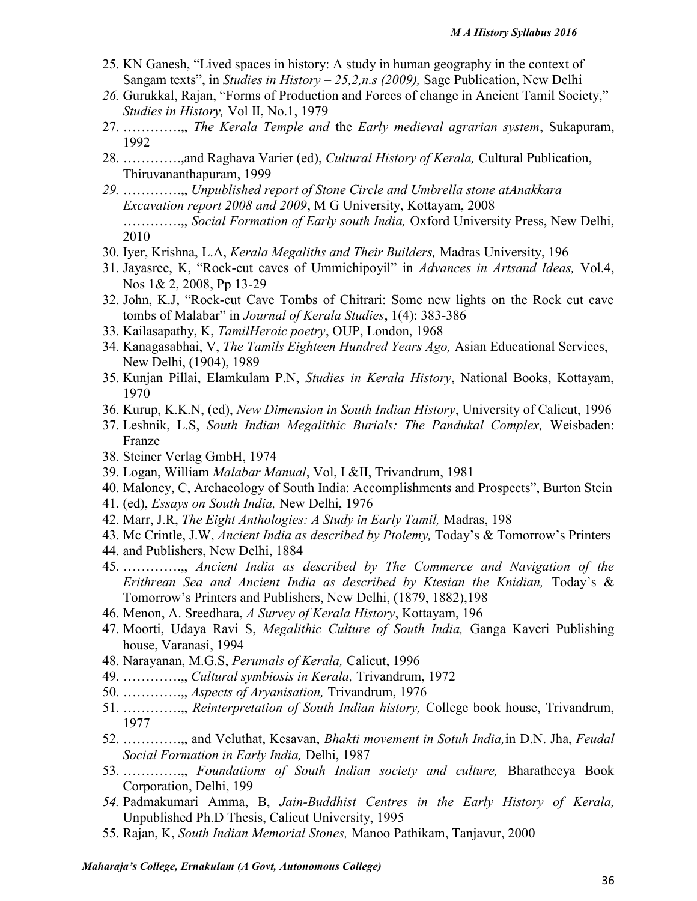25. KN Ganesh, "Lived spaces in history: A study in human geography in the context of Sangam texts", in *Studies in History – 25,2,n.s (2009),* Sage Publication, New Delhi
26. Gurukkal, Rajan, "Forms of Production and Forces of change in Ancient Tamil Society," *Studies in History,* Vol II, No.1, 1979
27. …………,, *The Kerala Temple and* the *Early medieval agrarian system*, Sukapuram, 1992
28. …………,and Raghava Varier (ed), *Cultural History of Kerala,* Cultural Publication, Thiruvananthapuram, 1999
29. …………,, *Unpublished report of Stone Circle and Umbrella stone atAnakkara Excavation report 2008 and 2009*, M G University, Kottayam, 2008
    …………,, *Social Formation of Early south India,* Oxford University Press, New Delhi, 2010
30. Iyer, Krishna, L.A, *Kerala Megaliths and Their Builders,* Madras University, 196
31. Jayasree, K, "Rock-cut caves of Ummichipoyil" in *Advances in Artsand Ideas,* Vol.4, Nos 1& 2, 2008, Pp 13-29
32. John, K.J, "Rock-cut Cave Tombs of Chitrari: Some new lights on the Rock cut cave tombs of Malabar" in *Journal of Kerala Studies*, 1(4): 383-386
33. Kailasapathy, K, *TamilHeroic poetry*, OUP, London, 1968
34. Kanagasabhai, V, *The Tamils Eighteen Hundred Years Ago,* Asian Educational Services, New Delhi, (1904), 1989
35. Kunjan Pillai, Elamkulam P.N, *Studies in Kerala History*, National Books, Kottayam, 1970
36. Kurup, K.K.N, (ed), *New Dimension in South Indian History*, University of Calicut, 1996
37. Leshnik, L.S, *South Indian Megalithic Burials: The Pandukal Complex,* Weisbaden: Franze
38. Steiner Verlag GmbH, 1974
39. Logan, William *Malabar Manual*, Vol, I &II, Trivandrum, 1981
40. Maloney, C, Archaeology of South India: Accomplishments and Prospects", Burton Stein
41. (ed), *Essays on South India,* New Delhi, 1976
42. Marr, J.R, *The Eight Anthologies: A Study in Early Tamil,* Madras, 198
43. Mc Crintle, J.W, *Ancient India as described by Ptolemy,* Today's & Tomorrow's Printers
44. and Publishers, New Delhi, 1884
45. …………,, *Ancient India as described by The Commerce and Navigation of the Erithrean Sea and Ancient India as described by Ktesian the Knidian,* Today's & Tomorrow's Printers and Publishers, New Delhi, (1879, 1882),198
46. Menon, A. Sreedhara, *A Survey of Kerala History*, Kottayam, 196
47. Moorti, Udaya Ravi S, *Megalithic Culture of South India,* Ganga Kaveri Publishing house, Varanasi, 1994
48. Narayanan, M.G.S, *Perumals of Kerala,* Calicut, 1996
49. …………,, *Cultural symbiosis in Kerala,* Trivandrum, 1972
50. …………,, *Aspects of Aryanisation,* Trivandrum, 1976
51. …………,, *Reinterpretation of South Indian history,* College book house, Trivandrum, 1977
52. …………,, and Veluthat, Kesavan, *Bhakti movement in Sotuh India,*in D.N. Jha, *Feudal Social Formation in Early India,* Delhi, 1987
53. …………,, *Foundations of South Indian society and culture,* Bharatheeya Book Corporation, Delhi, 199
54. Padmakumari Amma, B, *Jain-Buddhist Centres in the Early History of Kerala,* Unpublished Ph.D Thesis, Calicut University, 1995
55. Rajan, K, *South Indian Memorial Stones,* Manoo Pathikam, Tanjavur, 2000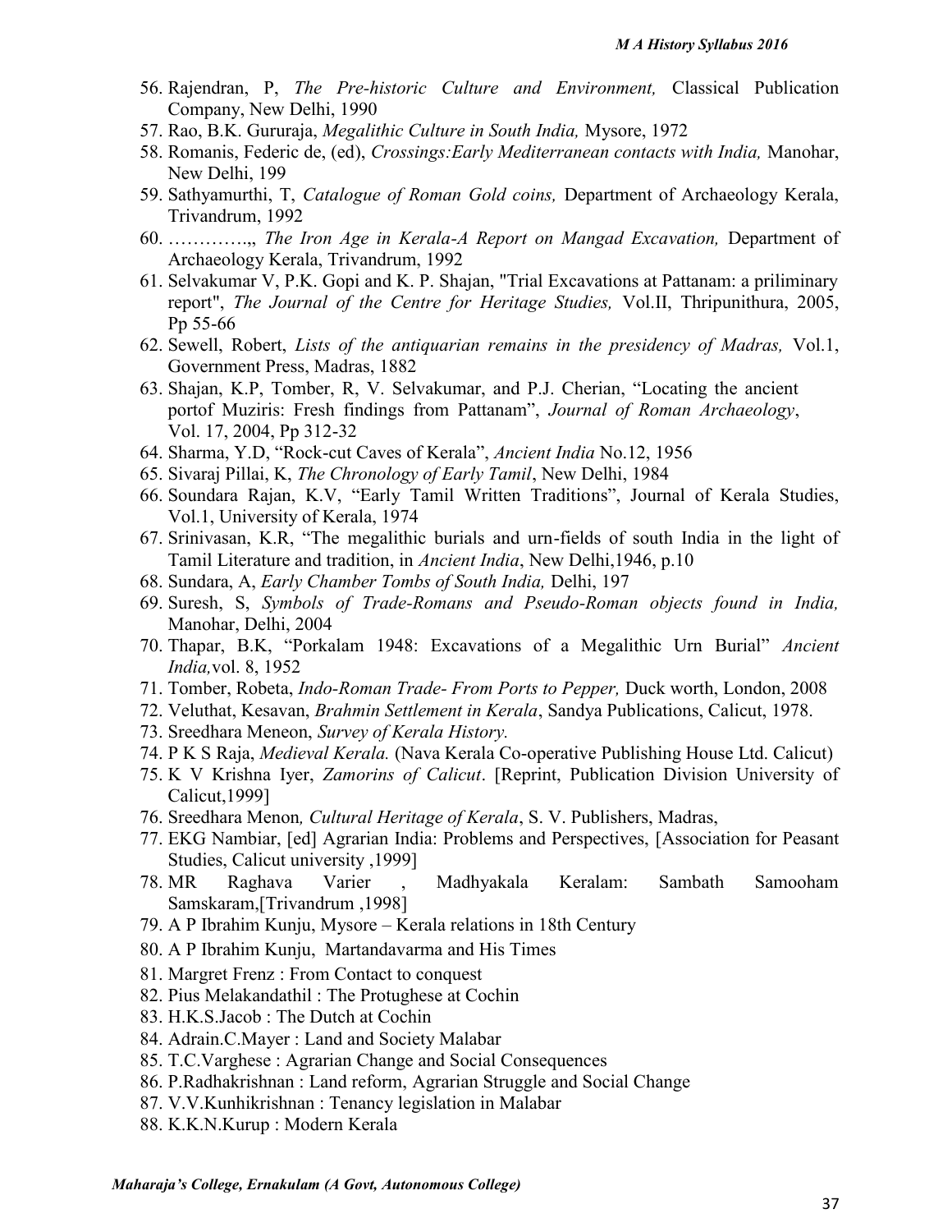56. Rajendran, P, *The Pre-historic Culture and Environment,* Classical Publication Company, New Delhi, 1990
57. Rao, B.K. Gururaja, *Megalithic Culture in South India,* Mysore, 1972
58. Romanis, Federic de, (ed), *Crossings:Early Mediterranean contacts with India,* Manohar, New Delhi, 199
59. Sathyamurthi, T, *Catalogue of Roman Gold coins,* Department of Archaeology Kerala, Trivandrum, 1992
60. ………….,, *The Iron Age in Kerala-A Report on Mangad Excavation,* Department of Archaeology Kerala, Trivandrum, 1992
61. Selvakumar V, P.K. Gopi and K. P. Shajan, "Trial Excavations at Pattanam: a priliminary report", *The Journal of the Centre for Heritage Studies,* Vol.II, Thripunithura, 2005, Pp 55-66
62. Sewell, Robert, *Lists of the antiquarian remains in the presidency of Madras,* Vol.1, Government Press, Madras, 1882
63. Shajan, K.P, Tomber, R, V. Selvakumar, and P.J. Cherian, "Locating the ancient portof Muziris: Fresh findings from Pattanam", *Journal of Roman Archaeology*, Vol. 17, 2004, Pp 312-32
64. Sharma, Y.D, "Rock-cut Caves of Kerala", *Ancient India* No.12, 1956
65. Sivaraj Pillai, K, *The Chronology of Early Tamil*, New Delhi, 1984
66. Soundara Rajan, K.V, "Early Tamil Written Traditions", Journal of Kerala Studies, Vol.1, University of Kerala, 1974
67. Srinivasan, K.R, "The megalithic burials and urn-fields of south India in the light of Tamil Literature and tradition, in *Ancient India*, New Delhi,1946, p.10
68. Sundara, A, *Early Chamber Tombs of South India,* Delhi, 197
69. Suresh, S, *Symbols of Trade-Romans and Pseudo-Roman objects found in India,* Manohar, Delhi, 2004
70. Thapar, B.K, "Porkalam 1948: Excavations of a Megalithic Urn Burial" *Ancient India,*vol. 8, 1952
71. Tomber, Robeta, *Indo-Roman Trade- From Ports to Pepper,* Duck worth, London, 2008
72. Veluthat, Kesavan, *Brahmin Settlement in Kerala*, Sandya Publications, Calicut, 1978.
73. Sreedhara Meneon, *Survey of Kerala History.*
74. P K S Raja, *Medieval Kerala.* (Nava Kerala Co-operative Publishing House Ltd. Calicut)
75. K V Krishna Iyer, *Zamorins of Calicut*. [Reprint, Publication Division University of Calicut,1999]
76. Sreedhara Menon*, Cultural Heritage of Kerala*, S. V. Publishers, Madras,
77. EKG Nambiar, [ed] Agrarian India: Problems and Perspectives, [Association for Peasant Studies, Calicut university ,1999]
78. MR Raghava Varier , Madhyakala Keralam: Sambath Samooham Samskaram,[Trivandrum ,1998]
79. A P Ibrahim Kunju, Mysore – Kerala relations in 18th Century
80. A P Ibrahim Kunju, Martandavarma and His Times
81. Margret Frenz : From Contact to conquest
82. Pius Melakandathil : The Protughese at Cochin
83. H.K.S.Jacob : The Dutch at Cochin
84. Adrain.C.Mayer : Land and Society Malabar
85. T.C.Varghese : Agrarian Change and Social Consequences
86. P.Radhakrishnan : Land reform, Agrarian Struggle and Social Change
87. V.V.Kunhikrishnan : Tenancy legislation in Malabar
88. K.K.N.Kurup : Modern Kerala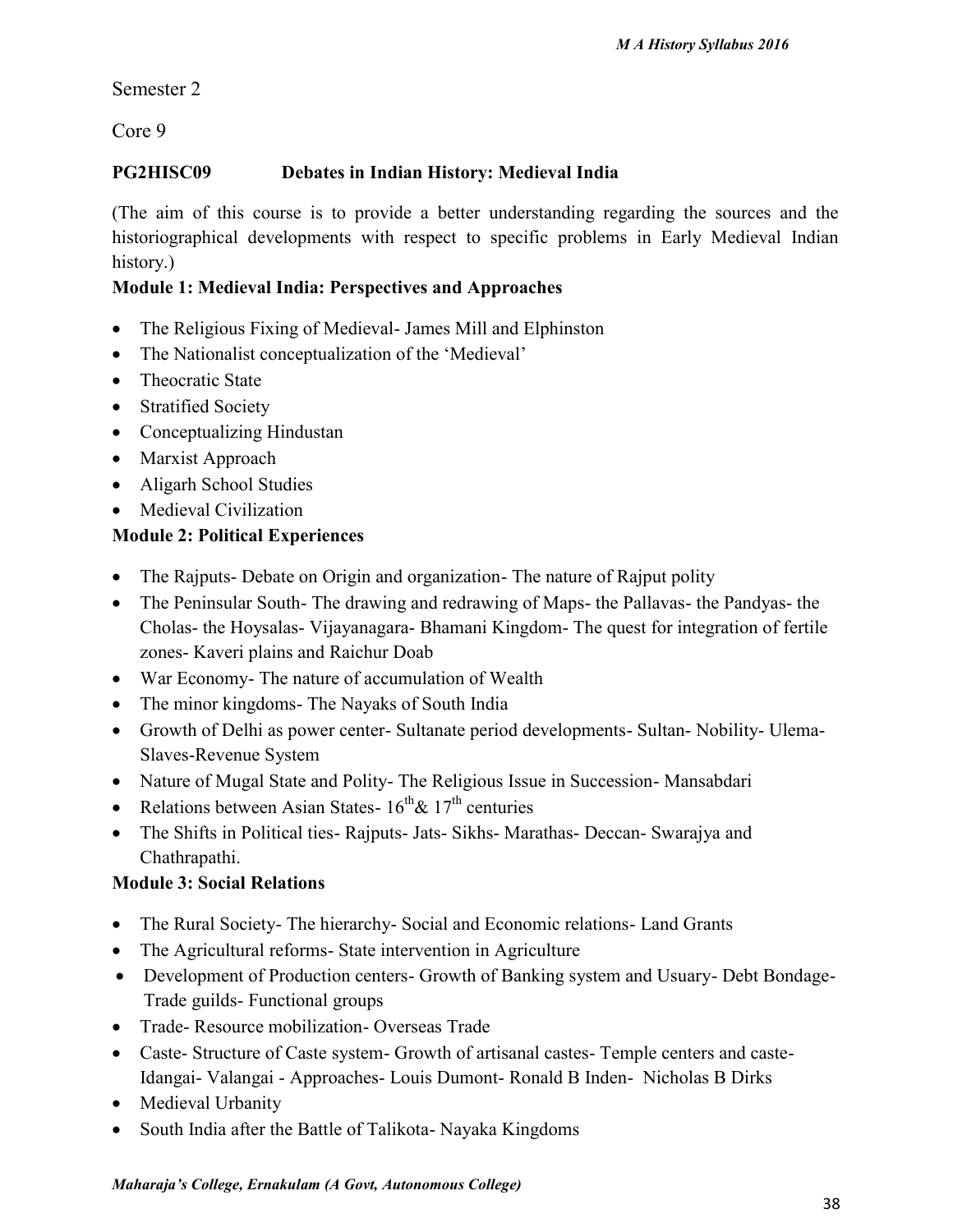Semester 2

Core 9

**PG2HISC09 Debates in Indian History: Medieval India**

(The aim of this course is to provide a better understanding regarding the sources and the historiographical developments with respect to specific problems in Early Medieval Indian history.)

**Module 1: Medieval India: Perspectives and Approaches**

- The Religious Fixing of Medieval- James Mill and Elphinston
- The Nationalist conceptualization of the 'Medieval'
- Theocratic State
- Stratified Society
- Conceptualizing Hindustan
- Marxist Approach
- Aligarh School Studies
- Medieval Civilization

**Module 2: Political Experiences**

- The Rajputs- Debate on Origin and organization- The nature of Rajput polity
- The Peninsular South- The drawing and redrawing of Maps- the Pallavas- the Pandyas- the Cholas- the Hoysalas- Vijayanagara- Bhamani Kingdom- The quest for integration of fertile zones- Kaveri plains and Raichur Doab
- War Economy- The nature of accumulation of Wealth
- The minor kingdoms- The Nayaks of South India
- Growth of Delhi as power center- Sultanate period developments- Sultan- Nobility- Ulema- Slaves-Revenue System
- Nature of Mugal State and Polity- The Religious Issue in Succession- Mansabdari
- Relations between Asian States- $16^{th}$& $17^{th}$ centuries
- The Shifts in Political ties- Rajputs- Jats- Sikhs- Marathas- Deccan- Swarajya and Chathrapathi.

**Module 3: Social Relations**

- The Rural Society- The hierarchy- Social and Economic relations- Land Grants
- The Agricultural reforms- State intervention in Agriculture
- Development of Production centers- Growth of Banking system and Usuary- Debt Bondage- Trade guilds- Functional groups
- Trade- Resource mobilization- Overseas Trade
- Caste- Structure of Caste system- Growth of artisanal castes- Temple centers and caste- Idangai- Valangai - Approaches- Louis Dumont- Ronald B Inden- Nicholas B Dirks
- Medieval Urbanity
- South India after the Battle of Talikota- Nayaka Kingdoms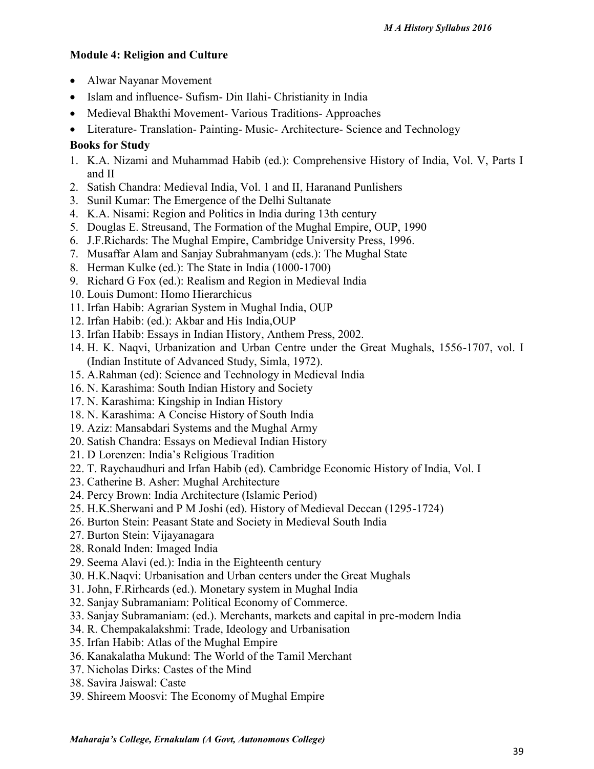**Module 4: Religion and Culture**

- Alwar Nayanar Movement
- Islam and influence- Sufism- Din Ilahi- Christianity in India
- Medieval Bhakthi Movement- Various Traditions- Approaches
- Literature- Translation- Painting- Music- Architecture- Science and Technology

**Books for Study**

1. K.A. Nizami and Muhammad Habib (ed.): Comprehensive History of India, Vol. V, Parts I and II
2. Satish Chandra: Medieval India, Vol. 1 and II, Haranand Punlishers
3. Sunil Kumar: The Emergence of the Delhi Sultanate
4. K.A. Nisami: Region and Politics in India during 13th century
5. Douglas E. Streusand, The Formation of the Mughal Empire, OUP, 1990
6. J.F.Richards: The Mughal Empire, Cambridge University Press, 1996.
7. Musaffar Alam and Sanjay Subrahmanyam (eds.): The Mughal State
8. Herman Kulke (ed.): The State in India (1000-1700)
9. Richard G Fox (ed.): Realism and Region in Medieval India
10. Louis Dumont: Homo Hierarchicus
11. Irfan Habib: Agrarian System in Mughal India, OUP
12. Irfan Habib: (ed.): Akbar and His India,OUP
13. Irfan Habib: Essays in Indian History, Anthem Press, 2002.
14. H. K. Naqvi, Urbanization and Urban Centre under the Great Mughals, 1556-1707, vol. I (Indian Institute of Advanced Study, Simla, 1972).
15. A.Rahman (ed): Science and Technology in Medieval India
16. N. Karashima: South Indian History and Society
17. N. Karashima: Kingship in Indian History
18. N. Karashima: A Concise History of South India
19. Aziz: Mansabdari Systems and the Mughal Army
20. Satish Chandra: Essays on Medieval Indian History
21. D Lorenzen: India's Religious Tradition
22. T. Raychaudhuri and Irfan Habib (ed). Cambridge Economic History of India, Vol. I
23. Catherine B. Asher: Mughal Architecture
24. Percy Brown: India Architecture (Islamic Period)
25. H.K.Sherwani and P M Joshi (ed). History of Medieval Deccan (1295-1724)
26. Burton Stein: Peasant State and Society in Medieval South India
27. Burton Stein: Vijayanagara
28. Ronald Inden: Imaged India
29. Seema Alavi (ed.): India in the Eighteenth century
30. H.K.Naqvi: Urbanisation and Urban centers under the Great Mughals
31. John, F.Rirhcards (ed.). Monetary system in Mughal India
32. Sanjay Subramaniam: Political Economy of Commerce.
33. Sanjay Subramaniam: (ed.). Merchants, markets and capital in pre-modern India
34. R. Chempakalakshmi: Trade, Ideology and Urbanisation
35. Irfan Habib: Atlas of the Mughal Empire
36. Kanakalatha Mukund: The World of the Tamil Merchant
37. Nicholas Dirks: Castes of the Mind
38. Savira Jaiswal: Caste
39. Shireem Moosvi: The Economy of Mughal Empire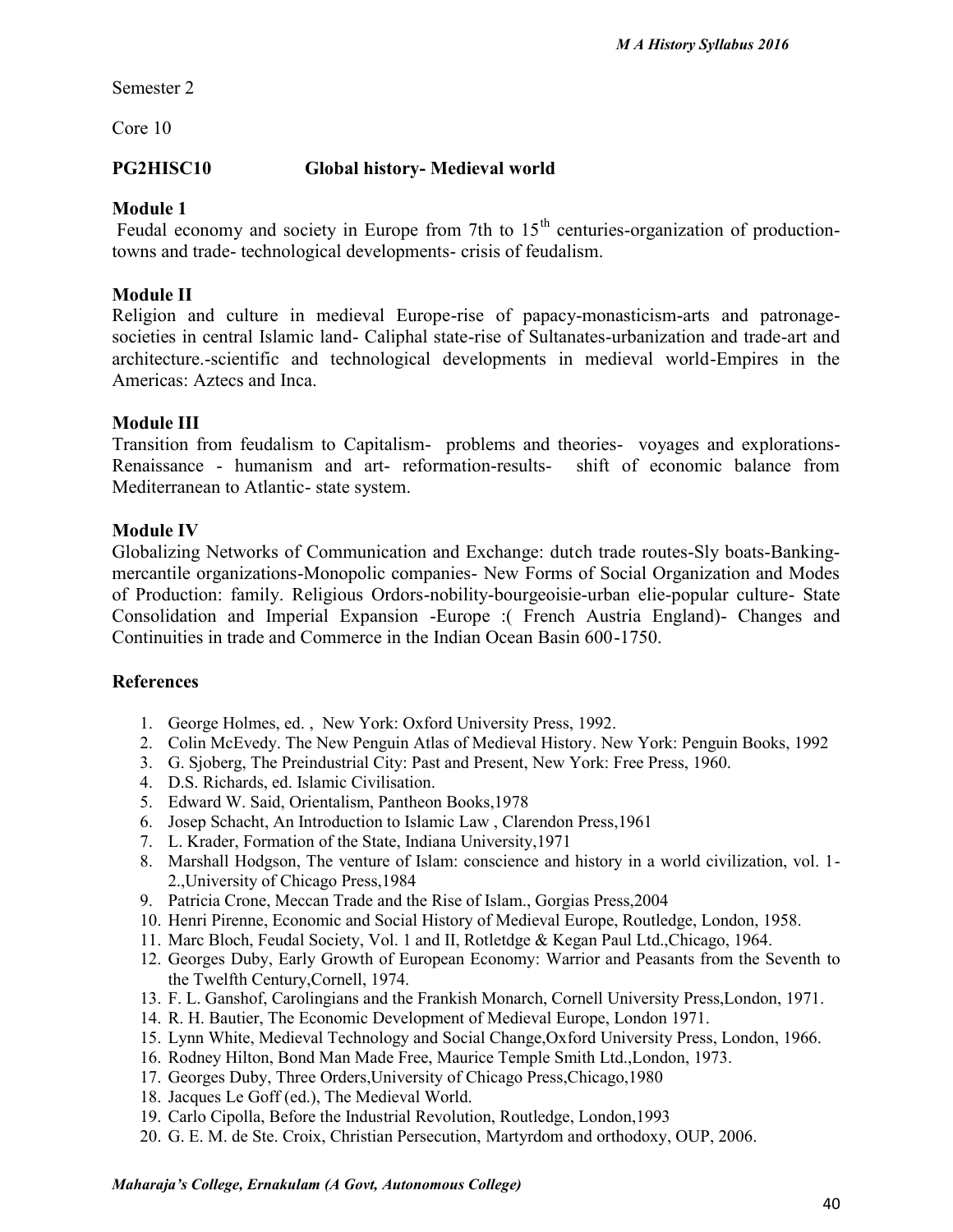Semester 2

Core 10

**PG2HISC10 Global history- Medieval world**

**Module 1**

Feudal economy and society in Europe from 7th to 15$^{th}$ centuries-organization of production-towns and trade- technological developments- crisis of feudalism.

**Module II**

Religion and culture in medieval Europe-rise of papacy-monasticism-arts and patronage-societies in central Islamic land- Caliphal state-rise of Sultanates-urbanization and trade-art and architecture.-scientific and technological developments in medieval world-Empires in the Americas: Aztecs and Inca.

**Module III**

Transition from feudalism to Capitalism- problems and theories- voyages and explorations-Renaissance - humanism and art- reformation-results- shift of economic balance from Mediterranean to Atlantic- state system.

**Module IV**

Globalizing Networks of Communication and Exchange: dutch trade routes-Sly boats-Banking-mercantile organizations-Monopolic companies- New Forms of Social Organization and Modes of Production: family. Religious Ordors-nobility-bourgeoisie-urban elie-popular culture- State Consolidation and Imperial Expansion -Europe :( French Austria England)- Changes and Continuities in trade and Commerce in the Indian Ocean Basin 600-1750.

**References**

1. George Holmes, ed. , New York: Oxford University Press, 1992.
2. Colin McEvedy. The New Penguin Atlas of Medieval History. New York: Penguin Books, 1992
3. G. Sjoberg, The Preindustrial City: Past and Present, New York: Free Press, 1960.
4. D.S. Richards, ed. Islamic Civilisation.
5. Edward W. Said, Orientalism, Pantheon Books,1978
6. Josep Schacht, An Introduction to Islamic Law , Clarendon Press,1961
7. L. Krader, Formation of the State, Indiana University,1971
8. Marshall Hodgson, The venture of Islam: conscience and history in a world civilization, vol. 1-2.,University of Chicago Press,1984
9. Patricia Crone, Meccan Trade and the Rise of Islam., Gorgias Press,2004
10. Henri Pirenne, Economic and Social History of Medieval Europe, Routledge, London, 1958.
11. Marc Bloch, Feudal Society, Vol. 1 and II, Rotletdge & Kegan Paul Ltd.,Chicago, 1964.
12. Georges Duby, Early Growth of European Economy: Warrior and Peasants from the Seventh to the Twelfth Century,Cornell, 1974.
13. F. L. Ganshof, Carolingians and the Frankish Monarch, Cornell University Press,London, 1971.
14. R. H. Bautier, The Economic Development of Medieval Europe, London 1971.
15. Lynn White, Medieval Technology and Social Change,Oxford University Press, London, 1966.
16. Rodney Hilton, Bond Man Made Free, Maurice Temple Smith Ltd.,London, 1973.
17. Georges Duby, Three Orders,University of Chicago Press,Chicago,1980
18. Jacques Le Goff (ed.), The Medieval World.
19. Carlo Cipolla, Before the Industrial Revolution, Routledge, London,1993
20. G. E. M. de Ste. Croix, Christian Persecution, Martyrdom and orthodoxy, OUP, 2006.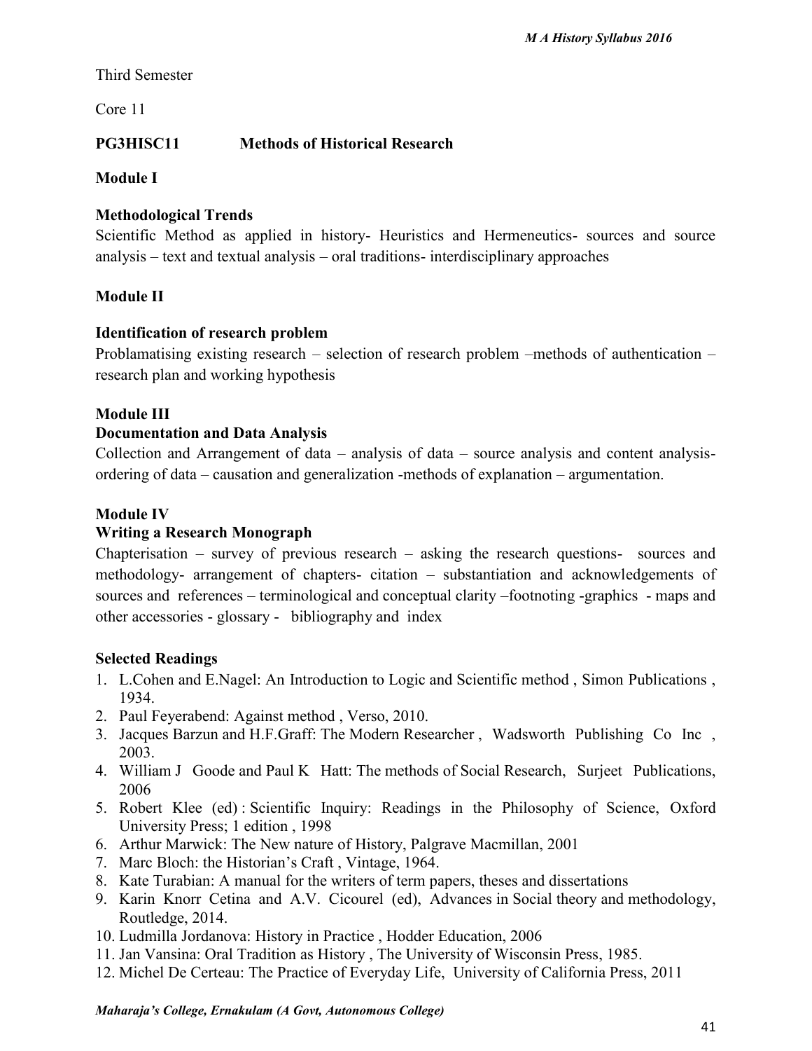Third Semester

Core 11

**PG3HISC11 Methods of Historical Research**

**Module I**

**Methodological Trends**

Scientific Method as applied in history- Heuristics and Hermeneutics- sources and source analysis – text and textual analysis – oral traditions- interdisciplinary approaches

**Module II**

**Identification of research problem**

Problamatising existing research – selection of research problem –methods of authentication – research plan and working hypothesis

**Module III**

**Documentation and Data Analysis**

Collection and Arrangement of data – analysis of data – source analysis and content analysis- ordering of data – causation and generalization -methods of explanation – argumentation.

**Module IV**

**Writing a Research Monograph**

Chapterisation – survey of previous research – asking the research questions- sources and methodology- arrangement of chapters- citation – substantiation and acknowledgements of sources and references – terminological and conceptual clarity –footnoting -graphics - maps and other accessories - glossary - bibliography and index

**Selected Readings**

1. L.Cohen and E.Nagel: An Introduction to Logic and Scientific method , Simon Publications , 1934.
2. Paul Feyerabend: Against method , Verso, 2010.
3. Jacques Barzun and H.F.Graff: The Modern Researcher , Wadsworth Publishing Co Inc , 2003.
4. William J Goode and Paul K Hatt: The methods of Social Research, Surjeet Publications, 2006
5. Robert Klee (ed) : Scientific Inquiry: Readings in the Philosophy of Science, Oxford University Press; 1 edition , 1998
6. Arthur Marwick: The New nature of History, Palgrave Macmillan, 2001
7. Marc Bloch: the Historian's Craft , Vintage, 1964.
8. Kate Turabian: A manual for the writers of term papers, theses and dissertations
9. Karin Knorr Cetina and A.V. Cicourel (ed), Advances in Social theory and methodology, Routledge, 2014.
10. Ludmilla Jordanova: History in Practice , Hodder Education, 2006
11. Jan Vansina: Oral Tradition as History , The University of Wisconsin Press, 1985.
12. Michel De Certeau: The Practice of Everyday Life, University of California Press, 2011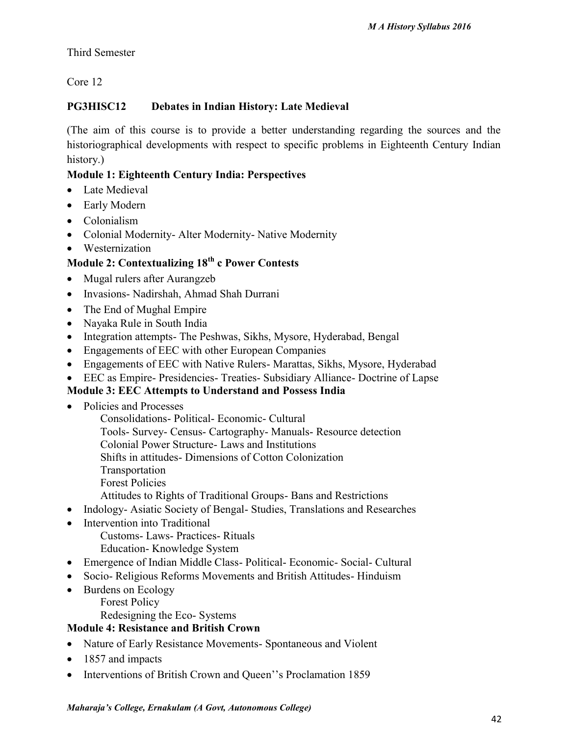Third Semester

Core 12

**PG3HISC12 Debates in Indian History: Late Medieval**

(The aim of this course is to provide a better understanding regarding the sources and the historiographical developments with respect to specific problems in Eighteenth Century Indian history.)

**Module 1: Eighteenth Century India: Perspectives**

- Late Medieval
- Early Modern
- Colonialism
- Colonial Modernity- Alter Modernity- Native Modernity
- Westernization

**Module 2: Contextualizing 18th c Power Contests**

- Mugal rulers after Aurangzeb
- Invasions- Nadirshah, Ahmad Shah Durrani
- The End of Mughal Empire
- Nayaka Rule in South India
- Integration attempts- The Peshwas, Sikhs, Mysore, Hyderabad, Bengal
- Engagements of EEC with other European Companies
- Engagements of EEC with Native Rulers- Marattas, Sikhs, Mysore, Hyderabad
- EEC as Empire- Presidencies- Treaties- Subsidiary Alliance- Doctrine of Lapse

**Module 3: EEC Attempts to Understand and Possess India**

- Policies and Processes
  - Consolidations- Political- Economic- Cultural
  - Tools- Survey- Census- Cartography- Manuals- Resource detection
  - Colonial Power Structure- Laws and Institutions
  - Shifts in attitudes- Dimensions of Cotton Colonization
  - Transportation
  - Forest Policies
  - Attitudes to Rights of Traditional Groups- Bans and Restrictions
- Indology- Asiatic Society of Bengal- Studies, Translations and Researches
- Intervention into Traditional
  - Customs- Laws- Practices- Rituals
  - Education- Knowledge System
- Emergence of Indian Middle Class- Political- Economic- Social- Cultural
- Socio- Religious Reforms Movements and British Attitudes- Hinduism
- Burdens on Ecology
  - Forest Policy
  - Redesigning the Eco- Systems

**Module 4: Resistance and British Crown**

- Nature of Early Resistance Movements- Spontaneous and Violent
- 1857 and impacts
- Interventions of British Crown and Queen''s Proclamation 1859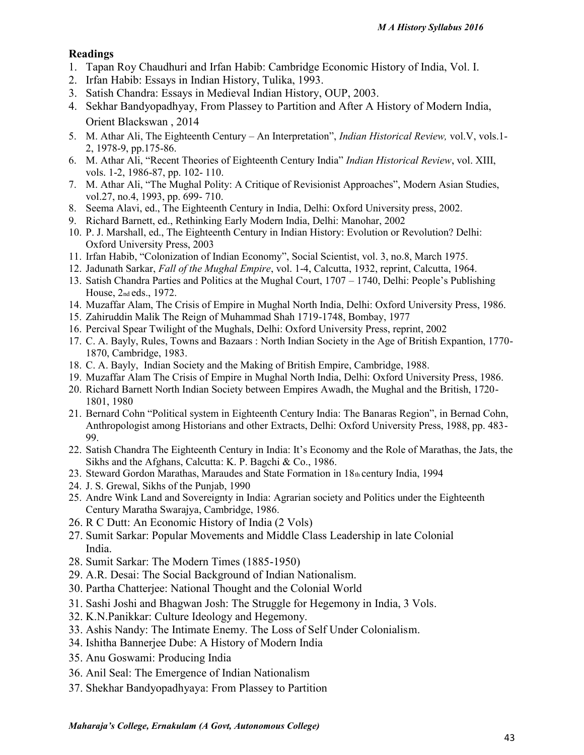## Readings

1. Tapan Roy Chaudhuri and Irfan Habib: Cambridge Economic History of India, Vol. I.
2. Irfan Habib: Essays in Indian History, Tulika, 1993.
3. Satish Chandra: Essays in Medieval Indian History, OUP, 2003.
4. Sekhar Bandyopadhyay, From Plassey to Partition and After A History of Modern India, Orient Blackswan , 2014
5. M. Athar Ali, The Eighteenth Century – An Interpretation", *Indian Historical Review,* vol.V, vols.1-2, 1978-9, pp.175-86.
6. M. Athar Ali, "Recent Theories of Eighteenth Century India" *Indian Historical Review*, vol. XIII, vols. 1-2, 1986-87, pp. 102- 110.
7. M. Athar Ali, "The Mughal Polity: A Critique of Revisionist Approaches", Modern Asian Studies, vol.27, no.4, 1993, pp. 699- 710.
8. Seema Alavi, ed., The Eighteenth Century in India, Delhi: Oxford University press, 2002.
9. Richard Barnett, ed., Rethinking Early Modern India, Delhi: Manohar, 2002
10. P. J. Marshall, ed., The Eighteenth Century in Indian History: Evolution or Revolution? Delhi: Oxford University Press, 2003
11. Irfan Habib, "Colonization of Indian Economy", Social Scientist, vol. 3, no.8, March 1975.
12. Jadunath Sarkar, *Fall of the Mughal Empire*, vol. 1-4, Calcutta, 1932, reprint, Calcutta, 1964.
13. Satish Chandra Parties and Politics at the Mughal Court, 1707 – 1740, Delhi: People's Publishing House, 2nd eds., 1972.
14. Muzaffar Alam, The Crisis of Empire in Mughal North India, Delhi: Oxford University Press, 1986.
15. Zahiruddin Malik The Reign of Muhammad Shah 1719-1748, Bombay, 1977
16. Percival Spear Twilight of the Mughals, Delhi: Oxford University Press, reprint, 2002
17. C. A. Bayly, Rules, Towns and Bazaars : North Indian Society in the Age of British Expantion, 1770-1870, Cambridge, 1983.
18. C. A. Bayly, Indian Society and the Making of British Empire, Cambridge, 1988.
19. Muzaffar Alam The Crisis of Empire in Mughal North India, Delhi: Oxford University Press, 1986.
20. Richard Barnett North Indian Society between Empires Awadh, the Mughal and the British, 1720-1801, 1980
21. Bernard Cohn "Political system in Eighteenth Century India: The Banaras Region", in Bernad Cohn, Anthropologist among Historians and other Extracts, Delhi: Oxford University Press, 1988, pp. 483-99.
22. Satish Chandra The Eighteenth Century in India: It's Economy and the Role of Marathas, the Jats, the Sikhs and the Afghans, Calcutta: K. P. Bagchi & Co., 1986.
23. Steward Gordon Marathas, Maraudes and State Formation in 18th century India, 1994
24. J. S. Grewal, Sikhs of the Punjab, 1990
25. Andre Wink Land and Sovereignty in India: Agrarian society and Politics under the Eighteenth Century Maratha Swarajya, Cambridge, 1986.
26. R C Dutt: An Economic History of India (2 Vols)
27. Sumit Sarkar: Popular Movements and Middle Class Leadership in late Colonial India.
28. Sumit Sarkar: The Modern Times (1885-1950)
29. A.R. Desai: The Social Background of Indian Nationalism.
30. Partha Chatterjee: National Thought and the Colonial World
31. Sashi Joshi and Bhagwan Josh: The Struggle for Hegemony in India, 3 Vols.
32. K.N.Panikkar: Culture Ideology and Hegemony.
33. Ashis Nandy: The Intimate Enemy. The Loss of Self Under Colonialism.
34. Ishitha Bannerjee Dube: A History of Modern India
35. Anu Goswami: Producing India
36. Anil Seal: The Emergence of Indian Nationalism
37. Shekhar Bandyopadhyaya: From Plassey to Partition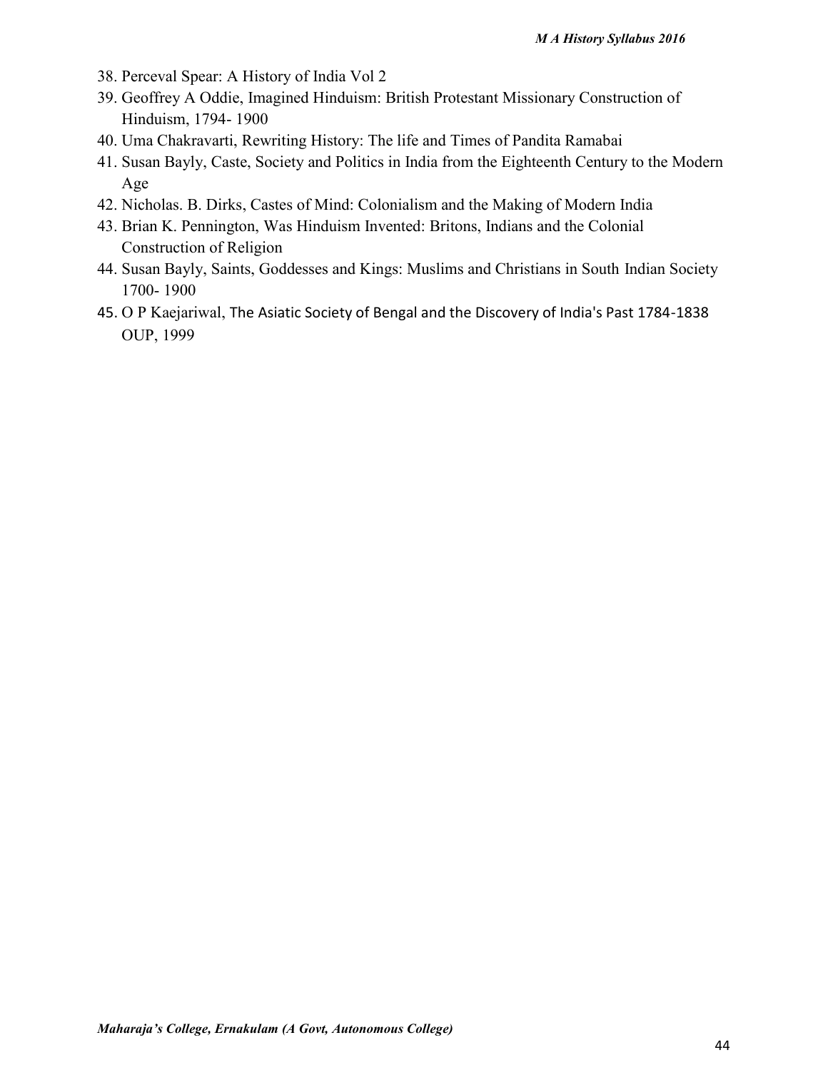38. Perceval Spear: A History of India Vol 2
39. Geoffrey A Oddie, Imagined Hinduism: British Protestant Missionary Construction of Hinduism, 1794- 1900
40. Uma Chakravarti, Rewriting History: The life and Times of Pandita Ramabai
41. Susan Bayly, Caste, Society and Politics in India from the Eighteenth Century to the Modern Age
42. Nicholas. B. Dirks, Castes of Mind: Colonialism and the Making of Modern India
43. Brian K. Pennington, Was Hinduism Invented: Britons, Indians and the Colonial Construction of Religion
44. Susan Bayly, Saints, Goddesses and Kings: Muslims and Christians in South Indian Society 1700- 1900
45. O P Kaejariwal, The Asiatic Society of Bengal and the Discovery of India's Past 1784-1838 OUP, 1999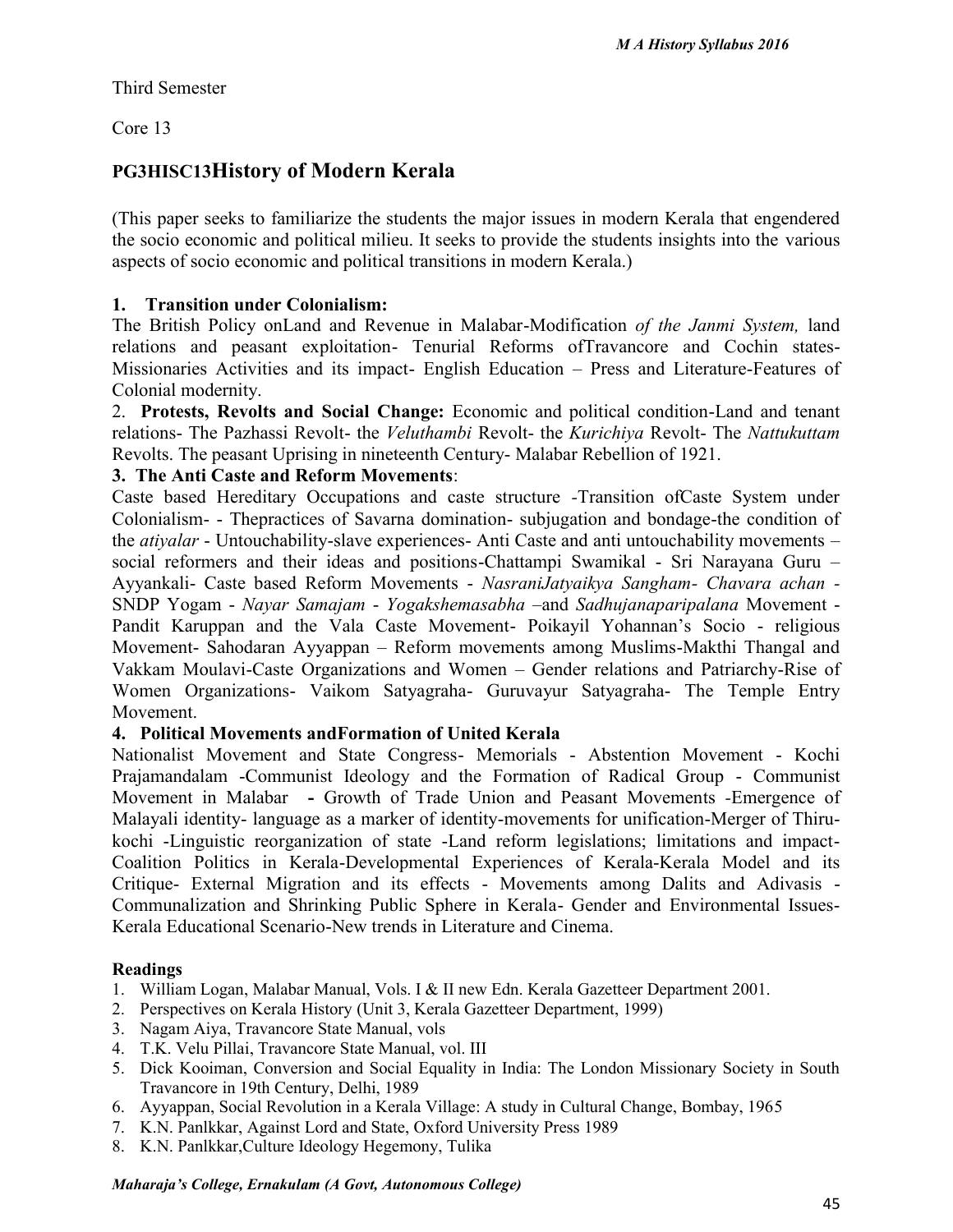Third Semester

Core 13

## PG3HISC13History of Modern Kerala

(This paper seeks to familiarize the students the major issues in modern Kerala that engendered the socio economic and political milieu. It seeks to provide the students insights into the various aspects of socio economic and political transitions in modern Kerala.)

**1. Transition under Colonialism:**
The British Policy onLand and Revenue in Malabar-Modification *of the Janmi System,* land relations and peasant exploitation- Tenurial Reforms ofTravancore and Cochin states-Missionaries Activities and its impact- English Education – Press and Literature-Features of Colonial modernity.

2. **Protests, Revolts and Social Change:** Economic and political condition-Land and tenant relations- The Pazhassi Revolt- the *Veluthambi* Revolt- the *Kurichiya* Revolt- The *Nattukuttam* Revolts. The peasant Uprising in nineteenth Century- Malabar Rebellion of 1921.

**3. The Anti Caste and Reform Movements**:
Caste based Hereditary Occupations and caste structure -Transition ofCaste System under Colonialism- - Thepractices of Savarna domination- subjugation and bondage-the condition of the *atiyalar* - Untouchability-slave experiences- Anti Caste and anti untouchability movements – social reformers and their ideas and positions-Chattampi Swamikal - Sri Narayana Guru – Ayyankali- Caste based Reform Movements - *NasraniJatyaikya Sangham- Chavara achan -* SNDP Yogam - *Nayar Samajam* - *Yogakshemasabha* –and *Sadhujanaparipalana* Movement - Pandit Karuppan and the Vala Caste Movement- Poikayil Yohannan's Socio - religious Movement- Sahodaran Ayyappan – Reform movements among Muslims-Makthi Thangal and Vakkam Moulavi-Caste Organizations and Women – Gender relations and Patriarchy-Rise of Women Organizations- Vaikom Satyagraha- Guruvayur Satyagraha- The Temple Entry Movement.

**4. Political Movements andFormation of United Kerala**
Nationalist Movement and State Congress- Memorials - Abstention Movement - Kochi Prajamandalam -Communist Ideology and the Formation of Radical Group - Communist Movement in Malabar **-** Growth of Trade Union and Peasant Movements -Emergence of Malayali identity- language as a marker of identity-movements for unification-Merger of Thiru-kochi -Linguistic reorganization of state -Land reform legislations; limitations and impact-Coalition Politics in Kerala-Developmental Experiences of Kerala-Kerala Model and its Critique- External Migration and its effects - Movements among Dalits and Adivasis - Communalization and Shrinking Public Sphere in Kerala- Gender and Environmental Issues-Kerala Educational Scenario-New trends in Literature and Cinema.

**Readings**

1. William Logan, Malabar Manual, Vols. I & II new Edn. Kerala Gazetteer Department 2001.
2. Perspectives on Kerala History (Unit 3, Kerala Gazetteer Department, 1999)
3. Nagam Aiya, Travancore State Manual, vols
4. T.K. Velu Pillai, Travancore State Manual, vol. III
5. Dick Kooiman, Conversion and Social Equality in India: The London Missionary Society in South Travancore in 19th Century, Delhi, 1989
6. Ayyappan, Social Revolution in a Kerala Village: A study in Cultural Change, Bombay, 1965
7. K.N. Panlkkar, Against Lord and State, Oxford University Press 1989
8. K.N. Panlkkar,Culture Ideology Hegemony, Tulika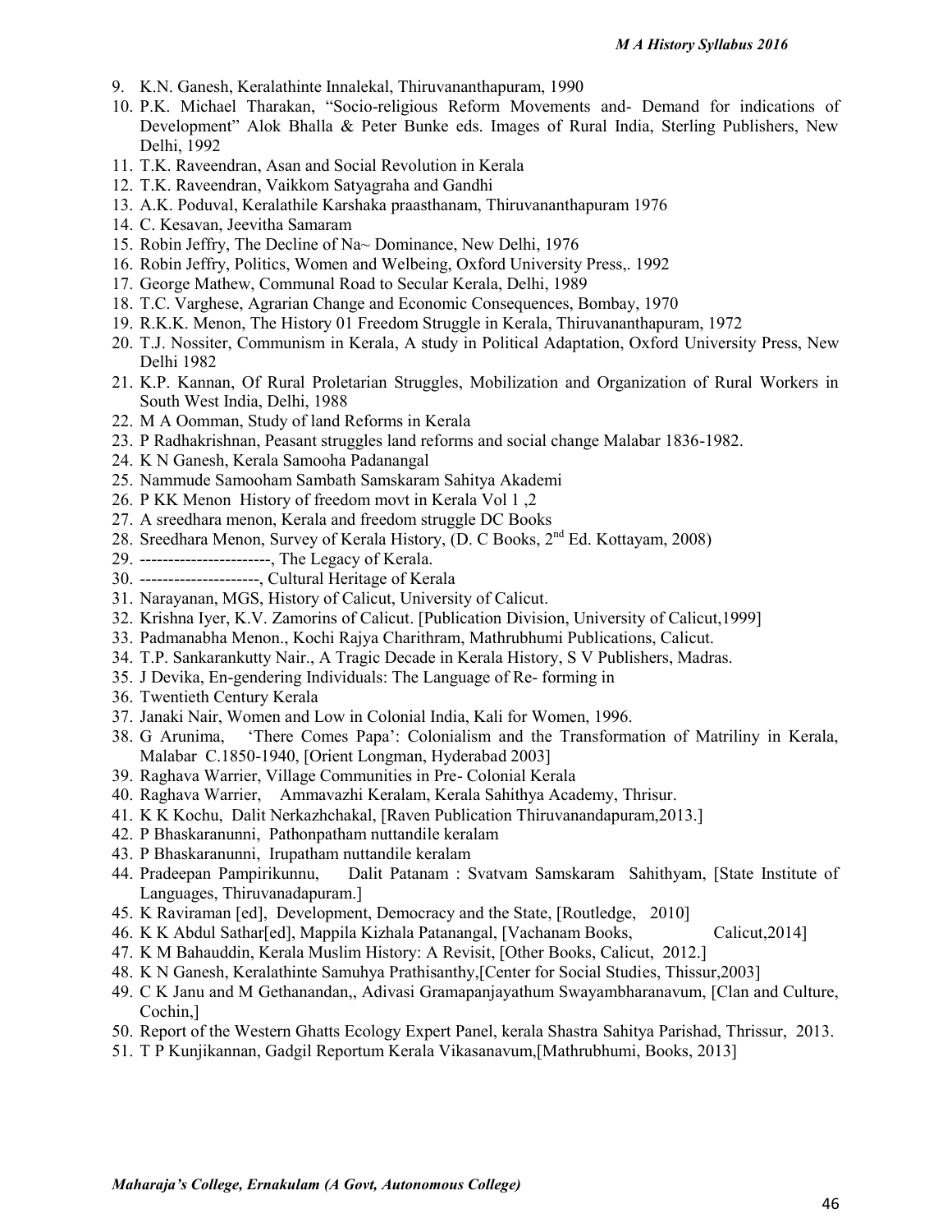9. K.N. Ganesh, Keralathinte Innalekal, Thiruvananthapuram, 1990
10. P.K. Michael Tharakan, “Socio-religious Reform Movements and- Demand for indications of Development” Alok Bhalla & Peter Bunke eds. Images of Rural India, Sterling Publishers, New Delhi, 1992
11. T.K. Raveendran, Asan and Social Revolution in Kerala
12. T.K. Raveendran, Vaikkom Satyagraha and Gandhi
13. A.K. Poduval, Keralathile Karshaka praasthanam, Thiruvananthapuram 1976
14. C. Kesavan, Jeevitha Samaram
15. Robin Jeffry, The Decline of Na~ Dominance, New Delhi, 1976
16. Robin Jeffry, Politics, Women and Welbeing, Oxford University Press,. 1992
17. George Mathew, Communal Road to Secular Kerala, Delhi, 1989
18. T.C. Varghese, Agrarian Change and Economic Consequences, Bombay, 1970
19. R.K.K. Menon, The History 01 Freedom Struggle in Kerala, Thiruvananthapuram, 1972
20. T.J. Nossiter, Communism in Kerala, A study in Political Adaptation, Oxford University Press, New Delhi 1982
21. K.P. Kannan, Of Rural Proletarian Struggles, Mobilization and Organization of Rural Workers in South West India, Delhi, 1988
22. M A Oomman, Study of land Reforms in Kerala
23. P Radhakrishnan, Peasant struggles land reforms and social change Malabar 1836-1982.
24. K N Ganesh, Kerala Samooha Padanangal
25. Nammude Samooham Sambath Samskaram Sahitya Akademi
26. P KK Menon History of freedom movt in Kerala Vol 1 ,2
27. A sreedhara menon, Kerala and freedom struggle DC Books
28. Sreedhara Menon, Survey of Kerala History, (D. C Books, 2nd Ed. Kottayam, 2008)
29. ----------------------, The Legacy of Kerala.
30. ---------------------, Cultural Heritage of Kerala
31. Narayanan, MGS, History of Calicut, University of Calicut.
32. Krishna Iyer, K.V. Zamorins of Calicut. [Publication Division, University of Calicut,1999]
33. Padmanabha Menon., Kochi Rajya Charithram, Mathrubhumi Publications, Calicut.
34. T.P. Sankarankutty Nair., A Tragic Decade in Kerala History, S V Publishers, Madras.
35. J Devika, En-gendering Individuals: The Language of Re- forming in
36. Twentieth Century Kerala
37. Janaki Nair, Women and Low in Colonial India, Kali for Women, 1996.
38. G Arunima, ‘There Comes Papa’: Colonialism and the Transformation of Matriliny in Kerala, Malabar C.1850-1940, [Orient Longman, Hyderabad 2003]
39. Raghava Warrier, Village Communities in Pre- Colonial Kerala
40. Raghava Warrier, Ammavazhi Keralam, Kerala Sahithya Academy, Thrisur.
41. K K Kochu, Dalit Nerkazhchakal, [Raven Publication Thiruvanandapuram,2013.]
42. P Bhaskaranunni, Pathonpatham nuttandile keralam
43. P Bhaskaranunni, Irupatham nuttandile keralam
44. Pradeepan Pampirikunnu, Dalit Patanam : Svatvam Samskaram Sahithyam, [State Institute of Languages, Thiruvanadapuram.]
45. K Raviraman [ed], Development, Democracy and the State, [Routledge, 2010]
46. K K Abdul Sathar[ed], Mappila Kizhala Patanangal, [Vachanam Books, Calicut,2014]
47. K M Bahauddin, Kerala Muslim History: A Revisit, [Other Books, Calicut, 2012.]
48. K N Ganesh, Keralathinte Samuhya Prathisanthy,[Center for Social Studies, Thissur,2003]
49. C K Janu and M Gethanandan,, Adivasi Gramapanjayathum Swayambharanavum, [Clan and Culture, Cochin,]
50. Report of the Western Ghatts Ecology Expert Panel, kerala Shastra Sahitya Parishad, Thrissur, 2013.
51. T P Kunjikannan, Gadgil Reportum Kerala Vikasanavum,[Mathrubhumi, Books, 2013]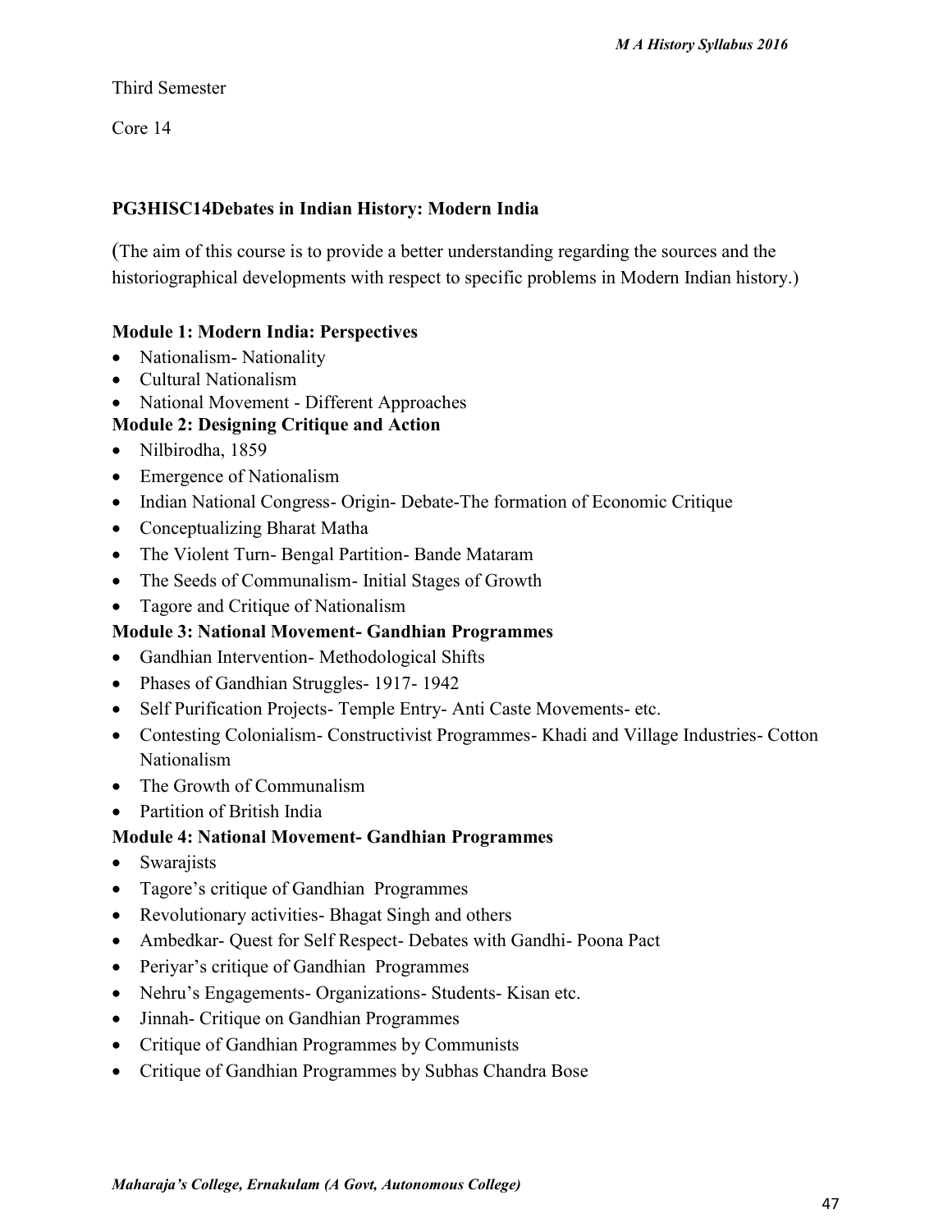Third Semester

Core 14

**PG3HISC14Debates in Indian History: Modern India**

(The aim of this course is to provide a better understanding regarding the sources and the historiographical developments with respect to specific problems in Modern Indian history.)

**Module 1: Modern India: Perspectives**

- Nationalism- Nationality
- Cultural Nationalism
- National Movement - Different Approaches

**Module 2: Designing Critique and Action**

- Nilbirodha, 1859
- Emergence of Nationalism
- Indian National Congress- Origin- Debate-The formation of Economic Critique
- Conceptualizing Bharat Matha
- The Violent Turn- Bengal Partition- Bande Mataram
- The Seeds of Communalism- Initial Stages of Growth
- Tagore and Critique of Nationalism

**Module 3: National Movement- Gandhian Programmes**

- Gandhian Intervention- Methodological Shifts
- Phases of Gandhian Struggles- 1917- 1942
- Self Purification Projects- Temple Entry- Anti Caste Movements- etc.
- Contesting Colonialism- Constructivist Programmes- Khadi and Village Industries- Cotton Nationalism
- The Growth of Communalism
- Partition of British India

**Module 4: National Movement- Gandhian Programmes**

- Swarajists
- Tagore's critique of Gandhian Programmes
- Revolutionary activities- Bhagat Singh and others
- Ambedkar- Quest for Self Respect- Debates with Gandhi- Poona Pact
- Periyar's critique of Gandhian Programmes
- Nehru's Engagements- Organizations- Students- Kisan etc.
- Jinnah- Critique on Gandhian Programmes
- Critique of Gandhian Programmes by Communists
- Critique of Gandhian Programmes by Subhas Chandra Bose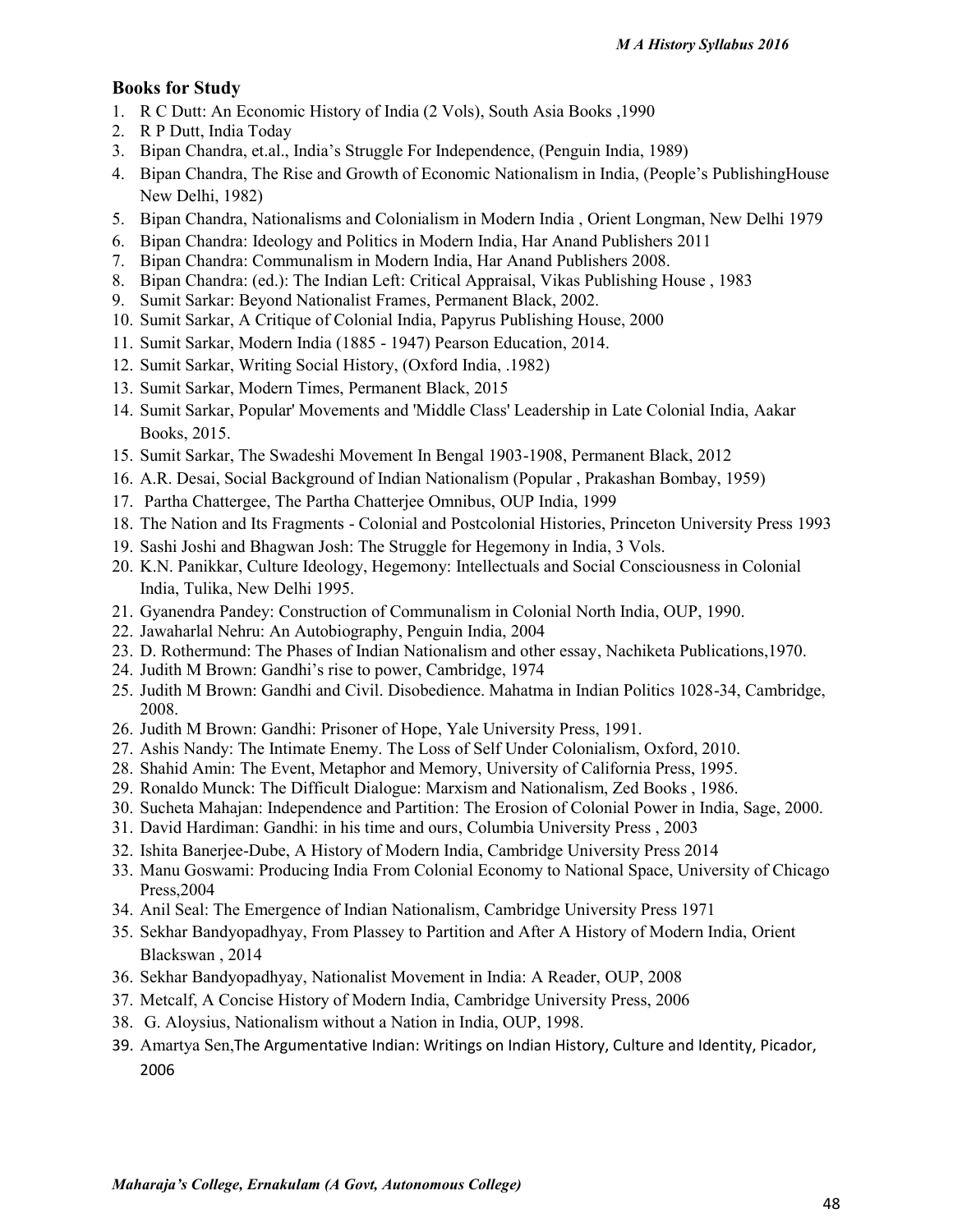## Books for Study

1. R C Dutt: An Economic History of India (2 Vols), South Asia Books ,1990
2. R P Dutt, India Today
3. Bipan Chandra, et.al., India's Struggle For Independence, (Penguin India, 1989)
4. Bipan Chandra, The Rise and Growth of Economic Nationalism in India, (People's PublishingHouse New Delhi, 1982)
5. Bipan Chandra, Nationalisms and Colonialism in Modern India , Orient Longman, New Delhi 1979
6. Bipan Chandra: Ideology and Politics in Modern India, Har Anand Publishers 2011
7. Bipan Chandra: Communalism in Modern India, Har Anand Publishers 2008.
8. Bipan Chandra: (ed.): The Indian Left: Critical Appraisal, Vikas Publishing House , 1983
9. Sumit Sarkar: Beyond Nationalist Frames, Permanent Black, 2002.
10. Sumit Sarkar, A Critique of Colonial India, Papyrus Publishing House, 2000
11. Sumit Sarkar, Modern India (1885 - 1947) Pearson Education, 2014.
12. Sumit Sarkar, Writing Social History, (Oxford India, .1982)
13. Sumit Sarkar, Modern Times, Permanent Black, 2015
14. Sumit Sarkar, Popular' Movements and 'Middle Class' Leadership in Late Colonial India, Aakar Books, 2015.
15. Sumit Sarkar, The Swadeshi Movement In Bengal 1903-1908, Permanent Black, 2012
16. A.R. Desai, Social Background of Indian Nationalism (Popular , Prakashan Bombay, 1959)
17. Partha Chattergee, The Partha Chatterjee Omnibus, OUP India, 1999
18. The Nation and Its Fragments - Colonial and Postcolonial Histories, Princeton University Press 1993
19. Sashi Joshi and Bhagwan Josh: The Struggle for Hegemony in India, 3 Vols.
20. K.N. Panikkar, Culture Ideology, Hegemony: Intellectuals and Social Consciousness in Colonial India, Tulika, New Delhi 1995.
21. Gyanendra Pandey: Construction of Communalism in Colonial North India, OUP, 1990.
22. Jawaharlal Nehru: An Autobiography, Penguin India, 2004
23. D. Rothermund: The Phases of Indian Nationalism and other essay, Nachiketa Publications,1970.
24. Judith M Brown: Gandhi's rise to power, Cambridge, 1974
25. Judith M Brown: Gandhi and Civil. Disobedience. Mahatma in Indian Politics 1028-34, Cambridge, 2008.
26. Judith M Brown: Gandhi: Prisoner of Hope, Yale University Press, 1991.
27. Ashis Nandy: The Intimate Enemy. The Loss of Self Under Colonialism, Oxford, 2010.
28. Shahid Amin: The Event, Metaphor and Memory, University of California Press, 1995.
29. Ronaldo Munck: The Difficult Dialogue: Marxism and Nationalism, Zed Books , 1986.
30. Sucheta Mahajan: Independence and Partition: The Erosion of Colonial Power in India, Sage, 2000.
31. David Hardiman: Gandhi: in his time and ours, Columbia University Press , 2003
32. Ishita Banerjee-Dube, A History of Modern India, Cambridge University Press 2014
33. Manu Goswami: Producing India From Colonial Economy to National Space, University of Chicago Press,2004
34. Anil Seal: The Emergence of Indian Nationalism, Cambridge University Press 1971
35. Sekhar Bandyopadhyay, From Plassey to Partition and After A History of Modern India, Orient Blackswan , 2014
36. Sekhar Bandyopadhyay, Nationalist Movement in India: A Reader, OUP, 2008
37. Metcalf, A Concise History of Modern India, Cambridge University Press, 2006
38. G. Aloysius, Nationalism without a Nation in India, OUP, 1998.
39. Amartya Sen,The Argumentative Indian: Writings on Indian History, Culture and Identity, Picador, 2006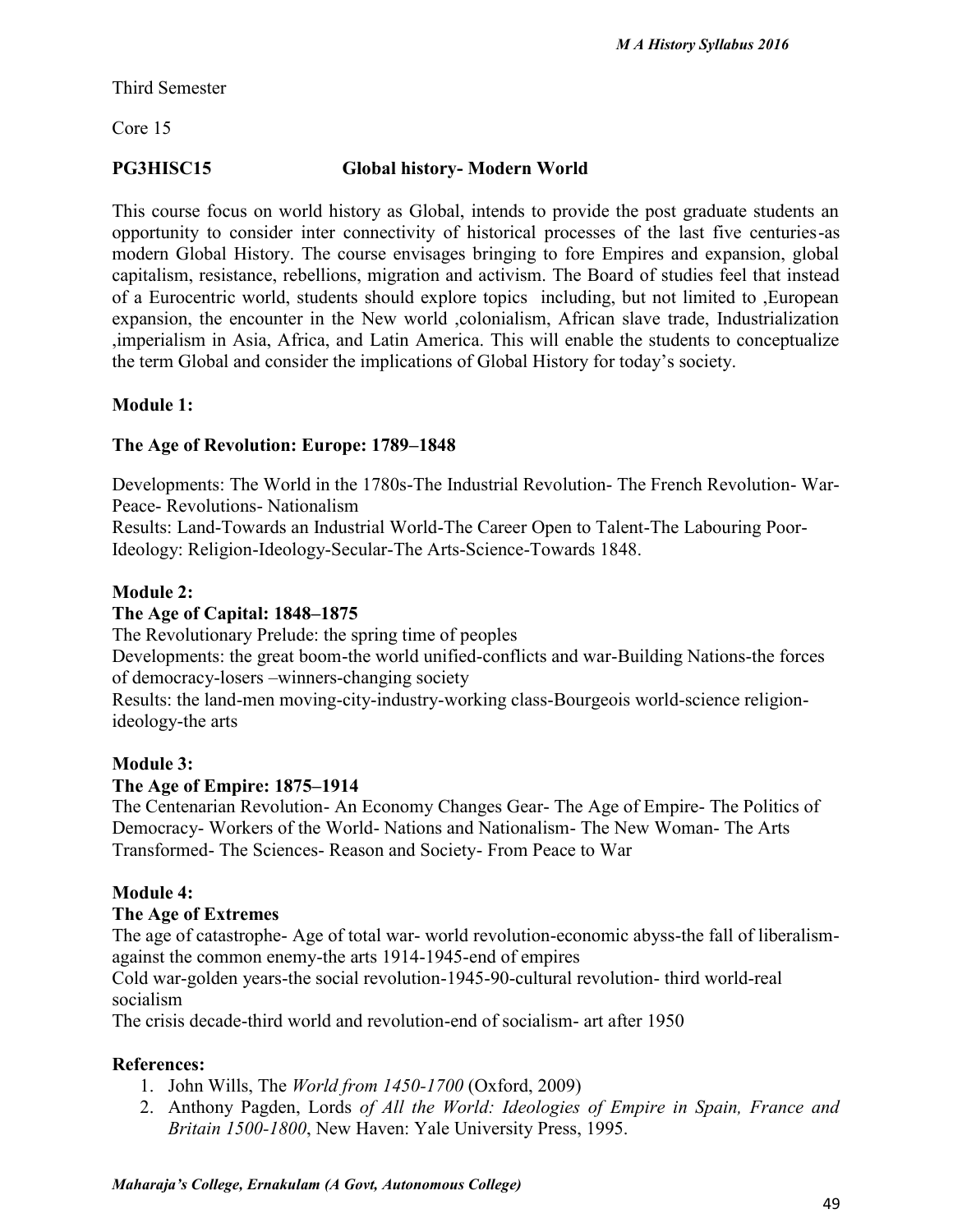Third Semester

Core 15

**PG3HISC15 Global history- Modern World**

This course focus on world history as Global, intends to provide the post graduate students an opportunity to consider inter connectivity of historical processes of the last five centuries-as modern Global History. The course envisages bringing to fore Empires and expansion, global capitalism, resistance, rebellions, migration and activism. The Board of studies feel that instead of a Eurocentric world, students should explore topics including, but not limited to ,European expansion, the encounter in the New world ,colonialism, African slave trade, Industrialization ,imperialism in Asia, Africa, and Latin America. This will enable the students to conceptualize the term Global and consider the implications of Global History for today's society.

**Module 1:**

**The Age of Revolution: Europe: 1789–1848**

Developments: The World in the 1780s-The Industrial Revolution- The French Revolution- War-Peace- Revolutions- Nationalism
Results: Land-Towards an Industrial World-The Career Open to Talent-The Labouring Poor-Ideology: Religion-Ideology-Secular-The Arts-Science-Towards 1848.

**Module 2:**

**The Age of Capital: 1848–1875**

The Revolutionary Prelude: the spring time of peoples
Developments: the great boom-the world unified-conflicts and war-Building Nations-the forces of democracy-losers –winners-changing society
Results: the land-men moving-city-industry-working class-Bourgeois world-science religion-ideology-the arts

**Module 3:**

**The Age of Empire: 1875–1914**

The Centenarian Revolution- An Economy Changes Gear- The Age of Empire- The Politics of Democracy- Workers of the World- Nations and Nationalism- The New Woman- The Arts Transformed- The Sciences- Reason and Society- From Peace to War

**Module 4:**

**The Age of Extremes**

The age of catastrophe- Age of total war- world revolution-economic abyss-the fall of liberalism-against the common enemy-the arts 1914-1945-end of empires
Cold war-golden years-the social revolution-1945-90-cultural revolution- third world-real socialism
The crisis decade-third world and revolution-end of socialism- art after 1950

**References:**

1. John Wills, The *World from 1450-1700* (Oxford, 2009)
2. Anthony Pagden, Lords *of All the World: Ideologies of Empire in Spain, France and Britain 1500-1800*, New Haven: Yale University Press, 1995.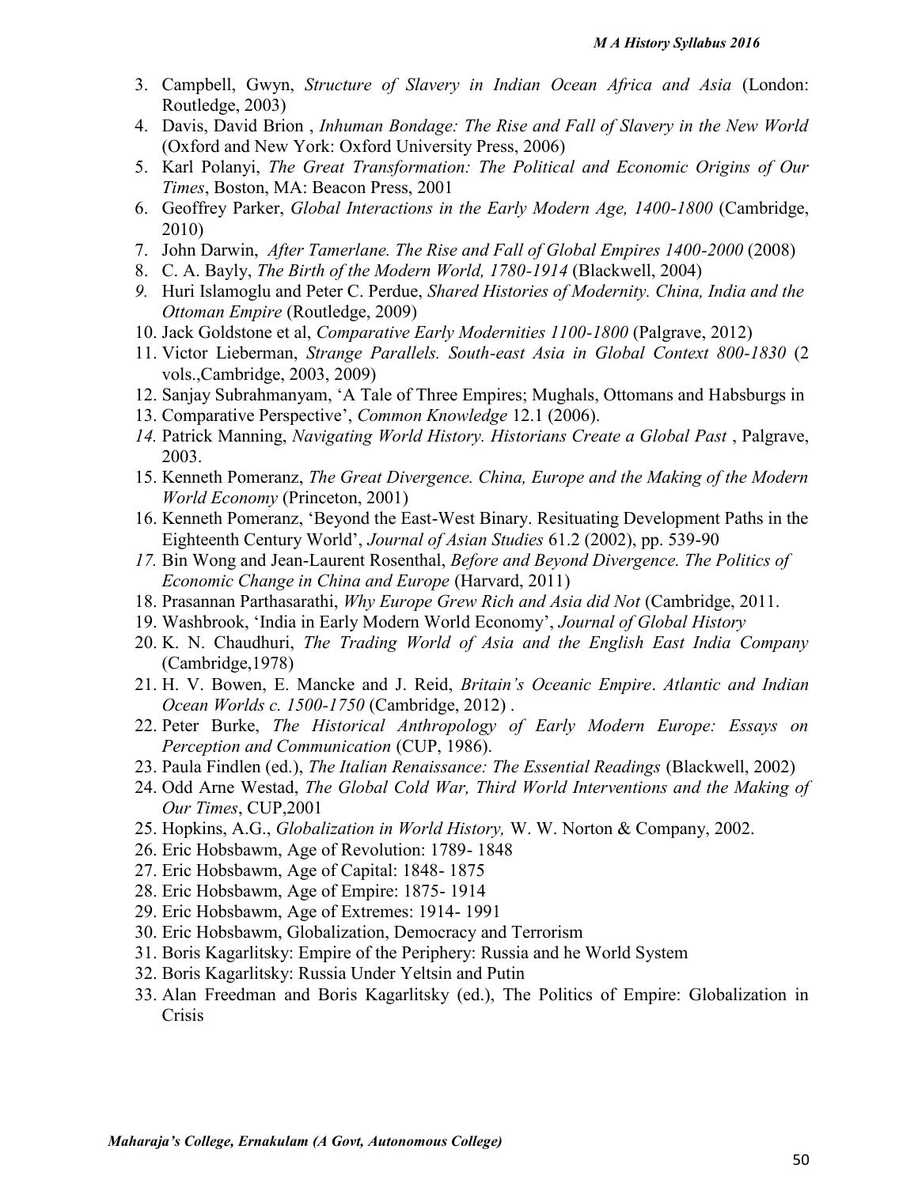3. Campbell, Gwyn, *Structure of Slavery in Indian Ocean Africa and Asia* (London: Routledge, 2003)
4. Davis, David Brion , *Inhuman Bondage: The Rise and Fall of Slavery in the New World* (Oxford and New York: Oxford University Press, 2006)
5. Karl Polanyi, *The Great Transformation: The Political and Economic Origins of Our Times*, Boston, MA: Beacon Press, 2001
6. Geoffrey Parker, *Global Interactions in the Early Modern Age, 1400-1800* (Cambridge, 2010)
7. John Darwin, *After Tamerlane. The Rise and Fall of Global Empires 1400-2000* (2008)
8. C. A. Bayly, *The Birth of the Modern World, 1780-1914* (Blackwell, 2004)
9. Huri Islamoglu and Peter C. Perdue, *Shared Histories of Modernity. China, India and the Ottoman Empire* (Routledge, 2009)
10. Jack Goldstone et al, *Comparative Early Modernities 1100-1800* (Palgrave, 2012)
11. Victor Lieberman, *Strange Parallels. South-east Asia in Global Context 800-1830* (2 vols.,Cambridge, 2003, 2009)
12. Sanjay Subrahmanyam, 'A Tale of Three Empires; Mughals, Ottomans and Habsburgs in
13. Comparative Perspective', *Common Knowledge* 12.1 (2006).
14. Patrick Manning, *Navigating World History. Historians Create a Global Past* , Palgrave, 2003.
15. Kenneth Pomeranz, *The Great Divergence. China, Europe and the Making of the Modern World Economy* (Princeton, 2001)
16. Kenneth Pomeranz, 'Beyond the East-West Binary. Resituating Development Paths in the Eighteenth Century World', *Journal of Asian Studies* 61.2 (2002), pp. 539-90
17. Bin Wong and Jean-Laurent Rosenthal, *Before and Beyond Divergence. The Politics of Economic Change in China and Europe* (Harvard, 2011)
18. Prasannan Parthasarathi, *Why Europe Grew Rich and Asia did Not* (Cambridge, 2011.
19. Washbrook, 'India in Early Modern World Economy', *Journal of Global History*
20. K. N. Chaudhuri, *The Trading World of Asia and the English East India Company* (Cambridge,1978)
21. H. V. Bowen, E. Mancke and J. Reid, *Britain's Oceanic Empire*. *Atlantic and Indian Ocean Worlds c. 1500-1750* (Cambridge, 2012) .
22. Peter Burke, *The Historical Anthropology of Early Modern Europe: Essays on Perception and Communication* (CUP, 1986).
23. Paula Findlen (ed.), *The Italian Renaissance: The Essential Readings* (Blackwell, 2002)
24. Odd Arne Westad, *The Global Cold War, Third World Interventions and the Making of Our Times*, CUP,2001
25. Hopkins, A.G., *Globalization in World History,* W. W. Norton & Company, 2002.
26. Eric Hobsbawm, Age of Revolution: 1789- 1848
27. Eric Hobsbawm, Age of Capital: 1848- 1875
28. Eric Hobsbawm, Age of Empire: 1875- 1914
29. Eric Hobsbawm, Age of Extremes: 1914- 1991
30. Eric Hobsbawm, Globalization, Democracy and Terrorism
31. Boris Kagarlitsky: Empire of the Periphery: Russia and he World System
32. Boris Kagarlitsky: Russia Under Yeltsin and Putin
33. Alan Freedman and Boris Kagarlitsky (ed.), The Politics of Empire: Globalization in Crisis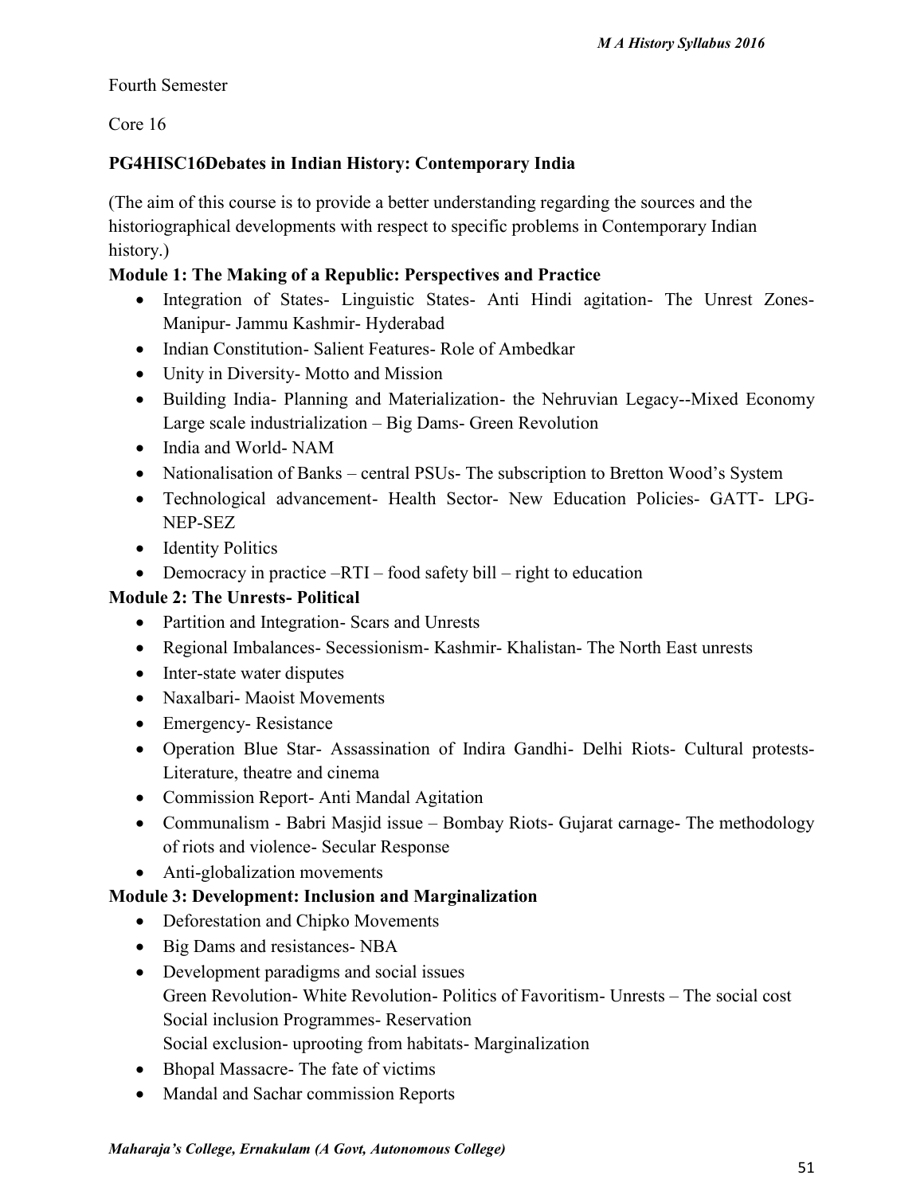Fourth Semester

Core 16

**PG4HISC16Debates in Indian History: Contemporary India**

(The aim of this course is to provide a better understanding regarding the sources and the historiographical developments with respect to specific problems in Contemporary Indian history.)

**Module 1: The Making of a Republic: Perspectives and Practice**

- Integration of States- Linguistic States- Anti Hindi agitation- The Unrest Zones- Manipur- Jammu Kashmir- Hyderabad
- Indian Constitution- Salient Features- Role of Ambedkar
- Unity in Diversity- Motto and Mission
- Building India- Planning and Materialization- the Nehruvian Legacy--Mixed Economy Large scale industrialization – Big Dams- Green Revolution
- India and World- NAM
- Nationalisation of Banks – central PSUs- The subscription to Bretton Wood's System
- Technological advancement- Health Sector- New Education Policies- GATT- LPG-NEP-SEZ
- Identity Politics
- Democracy in practice –RTI – food safety bill – right to education

**Module 2: The Unrests- Political**

- Partition and Integration- Scars and Unrests
- Regional Imbalances- Secessionism- Kashmir- Khalistan- The North East unrests
- Inter-state water disputes
- Naxalbari- Maoist Movements
- Emergency- Resistance
- Operation Blue Star- Assassination of Indira Gandhi- Delhi Riots- Cultural protests- Literature, theatre and cinema
- Commission Report- Anti Mandal Agitation
- Communalism - Babri Masjid issue – Bombay Riots- Gujarat carnage- The methodology of riots and violence- Secular Response
- Anti-globalization movements

**Module 3: Development: Inclusion and Marginalization**

- Deforestation and Chipko Movements
- Big Dams and resistances- NBA
- Development paradigms and social issues
  Green Revolution- White Revolution- Politics of Favoritism- Unrests – The social cost
  Social inclusion Programmes- Reservation
  Social exclusion- uprooting from habitats- Marginalization
- Bhopal Massacre- The fate of victims
- Mandal and Sachar commission Reports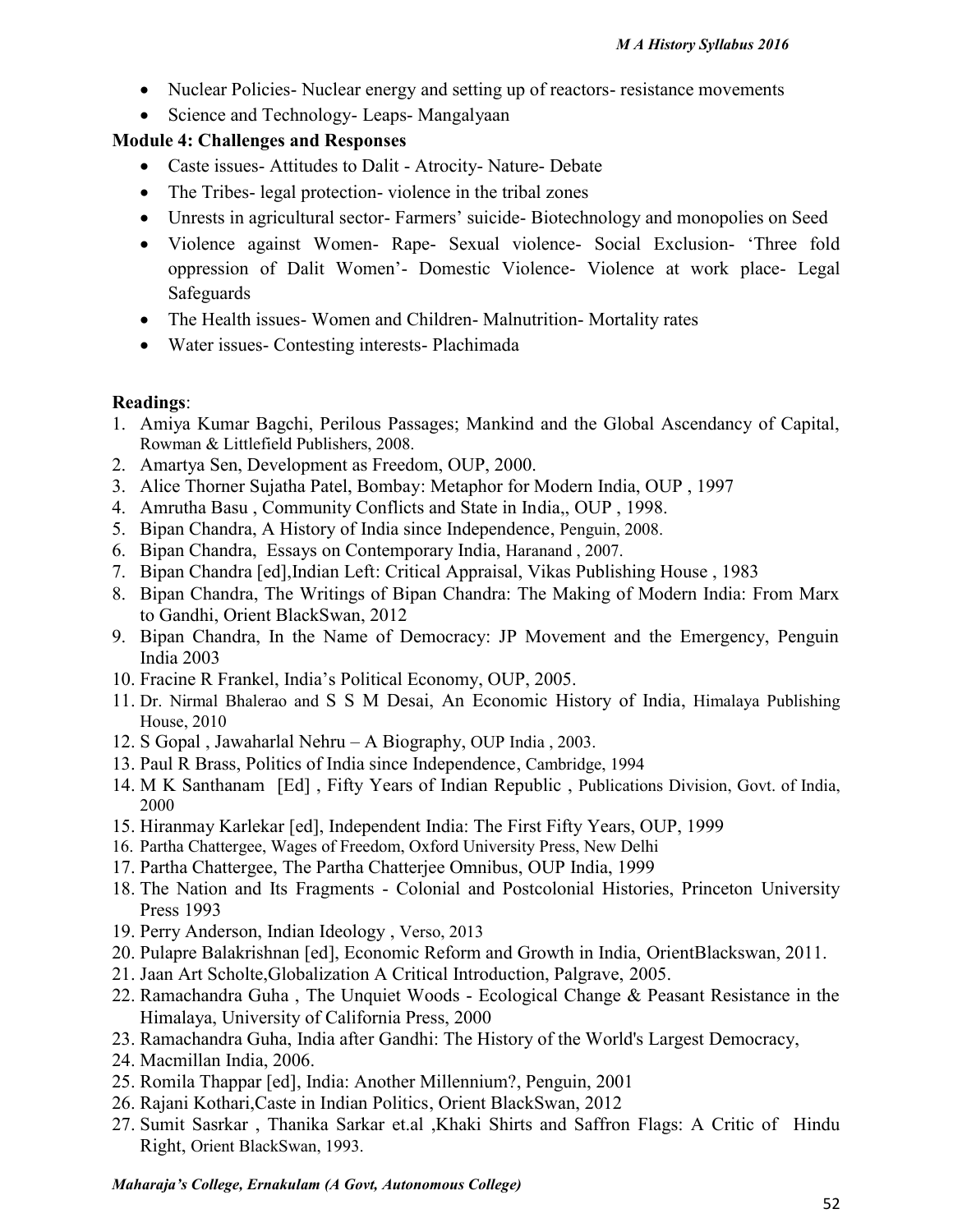- Nuclear Policies- Nuclear energy and setting up of reactors- resistance movements
- Science and Technology- Leaps- Mangalyaan

**Module 4: Challenges and Responses**

- Caste issues- Attitudes to Dalit - Atrocity- Nature- Debate
- The Tribes- legal protection- violence in the tribal zones
- Unrests in agricultural sector- Farmers' suicide- Biotechnology and monopolies on Seed
- Violence against Women- Rape- Sexual violence- Social Exclusion- 'Three fold oppression of Dalit Women'- Domestic Violence- Violence at work place- Legal Safeguards
- The Health issues- Women and Children- Malnutrition- Mortality rates
- Water issues- Contesting interests- Plachimada

**Readings**:

1. Amiya Kumar Bagchi, Perilous Passages; Mankind and the Global Ascendancy of Capital, Rowman & Littlefield Publishers, 2008.
2. Amartya Sen, Development as Freedom, OUP, 2000.
3. Alice Thorner Sujatha Patel, Bombay: Metaphor for Modern India, OUP , 1997
4. Amrutha Basu , Community Conflicts and State in India,, OUP , 1998.
5. Bipan Chandra, A History of India since Independence, Penguin, 2008.
6. Bipan Chandra, Essays on Contemporary India, Haranand , 2007.
7. Bipan Chandra [ed],Indian Left: Critical Appraisal, Vikas Publishing House , 1983
8. Bipan Chandra, The Writings of Bipan Chandra: The Making of Modern India: From Marx to Gandhi, Orient BlackSwan, 2012
9. Bipan Chandra, In the Name of Democracy: JP Movement and the Emergency, Penguin India 2003
10. Fracine R Frankel, India's Political Economy, OUP, 2005.
11. Dr. Nirmal Bhalerao and S S M Desai, An Economic History of India, Himalaya Publishing House, 2010
12. S Gopal , Jawaharlal Nehru – A Biography, OUP India , 2003.
13. Paul R Brass, Politics of India since Independence, Cambridge, 1994
14. M K Santhanam [Ed] , Fifty Years of Indian Republic , Publications Division, Govt. of India, 2000
15. Hiranmay Karlekar [ed], Independent India: The First Fifty Years, OUP, 1999
16. Partha Chattergee, Wages of Freedom, Oxford University Press, New Delhi
17. Partha Chattergee, The Partha Chatterjee Omnibus, OUP India, 1999
18. The Nation and Its Fragments - Colonial and Postcolonial Histories, Princeton University Press 1993
19. Perry Anderson, Indian Ideology , Verso, 2013
20. Pulapre Balakrishnan [ed], Economic Reform and Growth in India, OrientBlackswan, 2011.
21. Jaan Art Scholte,Globalization A Critical Introduction, Palgrave, 2005.
22. Ramachandra Guha , The Unquiet Woods - Ecological Change & Peasant Resistance in the Himalaya, University of California Press, 2000
23. Ramachandra Guha, India after Gandhi: The History of the World's Largest Democracy,
24. Macmillan India, 2006.
25. Romila Thappar [ed], India: Another Millennium?, Penguin, 2001
26. Rajani Kothari,Caste in Indian Politics, Orient BlackSwan, 2012
27. Sumit Sasrkar , Thanika Sarkar et.al ,Khaki Shirts and Saffron Flags: A Critic of Hindu Right, Orient BlackSwan, 1993.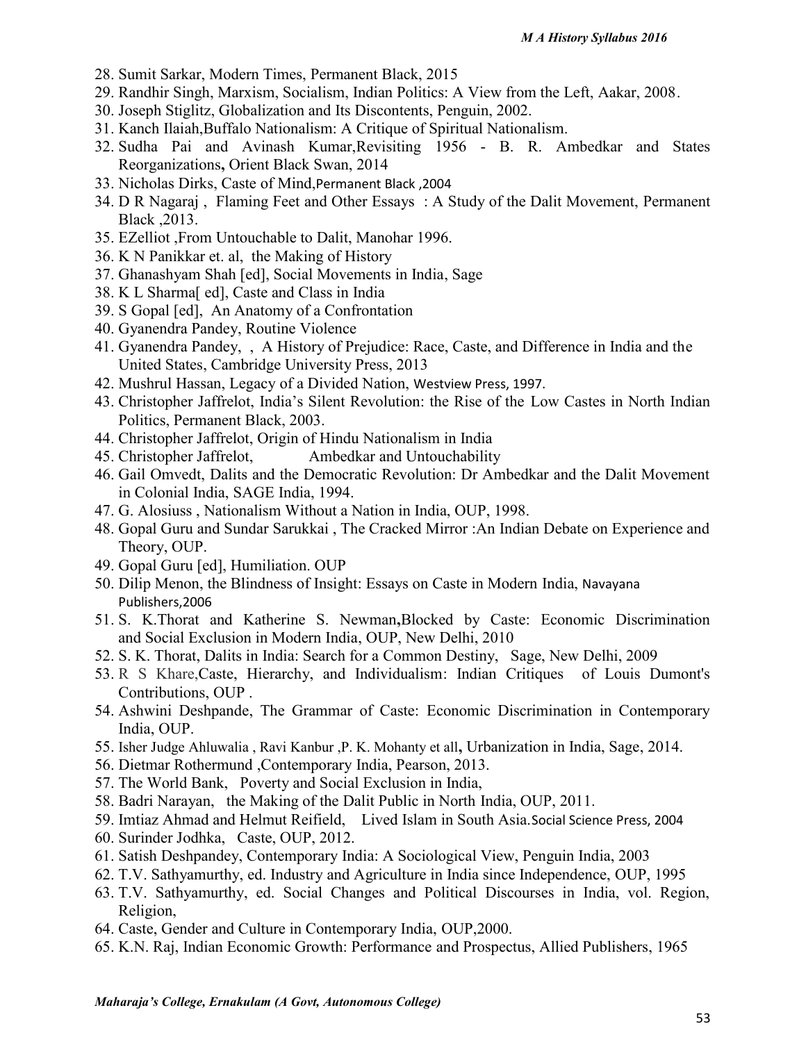28. Sumit Sarkar, Modern Times, Permanent Black, 2015
29. Randhir Singh, Marxism, Socialism, Indian Politics: A View from the Left, Aakar, 2008.
30. Joseph Stiglitz, Globalization and Its Discontents, Penguin, 2002.
31. Kanch Ilaiah,Buffalo Nationalism: A Critique of Spiritual Nationalism.
32. Sudha Pai and Avinash Kumar,Revisiting 1956 - B. R. Ambedkar and States Reorganizations**,** Orient Black Swan, 2014
33. Nicholas Dirks, Caste of Mind,Permanent Black ,2004
34. D R Nagaraj , Flaming Feet and Other Essays : A Study of the Dalit Movement, Permanent Black ,2013.
35. EZelliot ,From Untouchable to Dalit, Manohar 1996.
36. K N Panikkar et. al, the Making of History
37. Ghanashyam Shah [ed], Social Movements in India, Sage
38. K L Sharma[ ed], Caste and Class in India
39. S Gopal [ed], An Anatomy of a Confrontation
40. Gyanendra Pandey, Routine Violence
41. Gyanendra Pandey, , A History of Prejudice: Race, Caste, and Difference in India and the United States, Cambridge University Press, 2013
42. Mushrul Hassan, Legacy of a Divided Nation, Westview Press, 1997.
43. Christopher Jaffrelot, India's Silent Revolution: the Rise of the Low Castes in North Indian Politics, Permanent Black, 2003.
44. Christopher Jaffrelot, Origin of Hindu Nationalism in India
45. Christopher Jaffrelot, Ambedkar and Untouchability
46. Gail Omvedt, Dalits and the Democratic Revolution: Dr Ambedkar and the Dalit Movement in Colonial India, SAGE India, 1994.
47. G. Alosiuss , Nationalism Without a Nation in India, OUP, 1998.
48. Gopal Guru and Sundar Sarukkai , The Cracked Mirror :An Indian Debate on Experience and Theory, OUP.
49. Gopal Guru [ed], Humiliation. OUP
50. Dilip Menon, the Blindness of Insight: Essays on Caste in Modern India, Navayana Publishers,2006
51. S. K.Thorat and Katherine S. Newman**,**Blocked by Caste: Economic Discrimination and Social Exclusion in Modern India, OUP, New Delhi, 2010
52. S. K. Thorat, Dalits in India: Search for a Common Destiny, Sage, New Delhi, 2009
53. R S Khare,Caste, Hierarchy, and Individualism: Indian Critiques of Louis Dumont's Contributions, OUP .
54. Ashwini Deshpande, The Grammar of Caste: Economic Discrimination in Contemporary India, OUP.
55. Isher Judge Ahluwalia , Ravi Kanbur ,P. K. Mohanty et all**,** Urbanization in India, Sage, 2014.
56. Dietmar Rothermund ,Contemporary India, Pearson, 2013.
57. The World Bank, Poverty and Social Exclusion in India,
58. Badri Narayan, the Making of the Dalit Public in North India, OUP, 2011.
59. Imtiaz Ahmad and Helmut Reifield, Lived Islam in South Asia.Social Science Press, 2004
60. Surinder Jodhka, Caste, OUP, 2012.
61. Satish Deshpandey, Contemporary India: A Sociological View, Penguin India, 2003
62. T.V. Sathyamurthy, ed. Industry and Agriculture in India since Independence, OUP, 1995
63. T.V. Sathyamurthy, ed. Social Changes and Political Discourses in India, vol. Region, Religion,
64. Caste, Gender and Culture in Contemporary India, OUP,2000.
65. K.N. Raj, Indian Economic Growth: Performance and Prospectus, Allied Publishers, 1965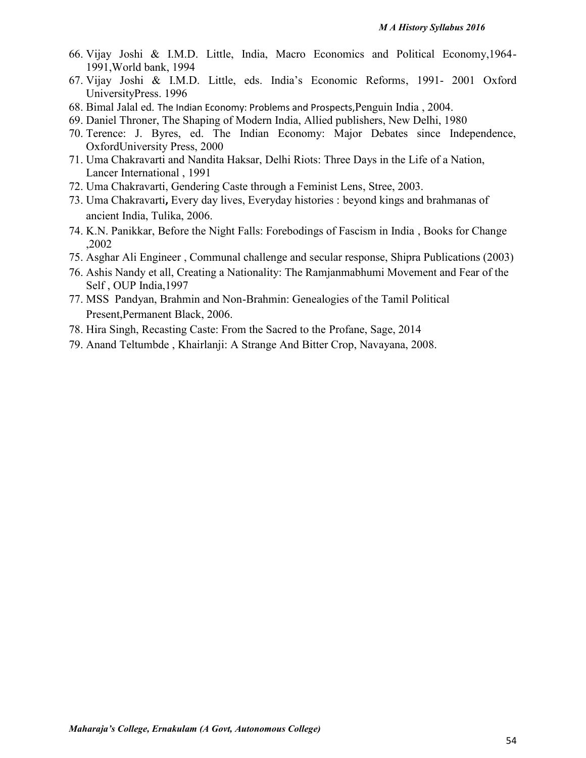66. Vijay Joshi & I.M.D. Little, India, Macro Economics and Political Economy,1964-1991,World bank, 1994
67. Vijay Joshi & I.M.D. Little, eds. India's Economic Reforms, 1991- 2001 Oxford UniversityPress. 1996
68. Bimal Jalal ed. The Indian Economy: Problems and Prospects,Penguin India , 2004.
69. Daniel Throner, The Shaping of Modern India, Allied publishers, New Delhi, 1980
70. Terence: J. Byres, ed. The Indian Economy: Major Debates since Independence, OxfordUniversity Press, 2000
71. Uma Chakravarti and Nandita Haksar, Delhi Riots: Three Days in the Life of a Nation, Lancer International , 1991
72. Uma Chakravarti, Gendering Caste through a Feminist Lens, Stree, 2003.
73. Uma Chakravarti**,** Every day lives, Everyday histories : beyond kings and brahmanas of ancient India, Tulika, 2006.
74. K.N. Panikkar, Before the Night Falls: Forebodings of Fascism in India , Books for Change ,2002
75. Asghar Ali Engineer , Communal challenge and secular response, Shipra Publications (2003)
76. Ashis Nandy et all, Creating a Nationality: The Ramjanmabhumi Movement and Fear of the Self , OUP India,1997
77. MSS Pandyan, Brahmin and Non-Brahmin: Genealogies of the Tamil Political Present,Permanent Black, 2006.
78. Hira Singh, Recasting Caste: From the Sacred to the Profane, Sage, 2014
79. Anand Teltumbde , Khairlanji: A Strange And Bitter Crop, Navayana, 2008.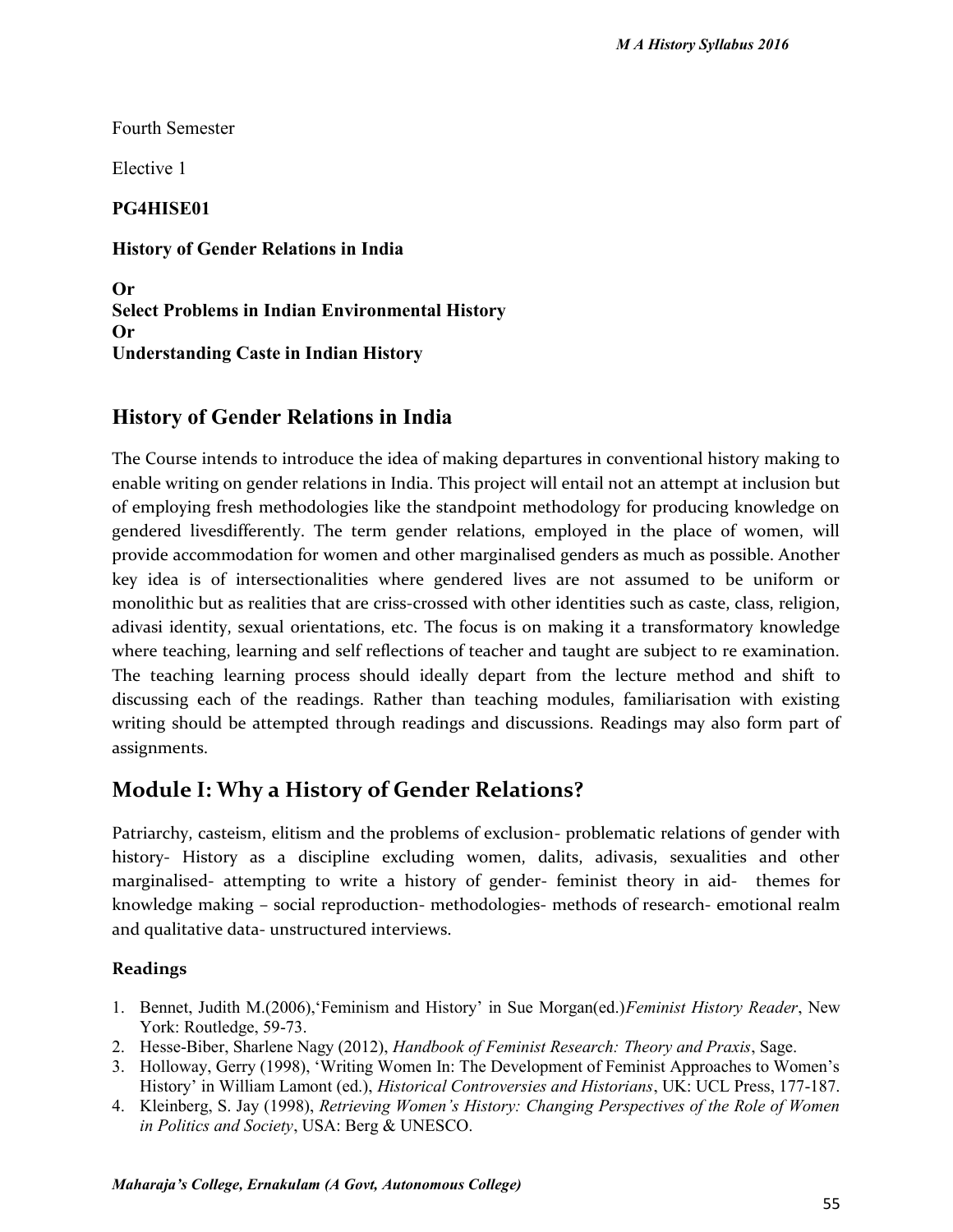Fourth Semester

Elective 1

**PG4HISE01**

**History of Gender Relations in India**

**Or**
**Select Problems in Indian Environmental History**
**Or**
**Understanding Caste in Indian History**

## History of Gender Relations in India

The Course intends to introduce the idea of making departures in conventional history making to enable writing on gender relations in India. This project will entail not an attempt at inclusion but of employing fresh methodologies like the standpoint methodology for producing knowledge on gendered livesdifferently. The term gender relations, employed in the place of women, will provide accommodation for women and other marginalised genders as much as possible. Another key idea is of intersectionalities where gendered lives are not assumed to be uniform or monolithic but as realities that are criss-crossed with other identities such as caste, class, religion, adivasi identity, sexual orientations, etc. The focus is on making it a transformatory knowledge where teaching, learning and self reflections of teacher and taught are subject to re examination. The teaching learning process should ideally depart from the lecture method and shift to discussing each of the readings. Rather than teaching modules, familiarisation with existing writing should be attempted through readings and discussions. Readings may also form part of assignments.

## Module I: Why a History of Gender Relations?

Patriarchy, casteism, elitism and the problems of exclusion- problematic relations of gender with history- History as a discipline excluding women, dalits, adivasis, sexualities and other marginalised- attempting to write a history of gender- feminist theory in aid- themes for knowledge making – social reproduction- methodologies- methods of research- emotional realm and qualitative data- unstructured interviews.

### Readings

1. Bennet, Judith M.(2006),'Feminism and History' in Sue Morgan(ed.)*Feminist History Reader*, New York: Routledge, 59-73.
2. Hesse-Biber, Sharlene Nagy (2012), *Handbook of Feminist Research: Theory and Praxis*, Sage.
3. Holloway, Gerry (1998), 'Writing Women In: The Development of Feminist Approaches to Women's History' in William Lamont (ed.), *Historical Controversies and Historians*, UK: UCL Press, 177-187.
4. Kleinberg, S. Jay (1998), *Retrieving Women's History: Changing Perspectives of the Role of Women in Politics and Society*, USA: Berg & UNESCO.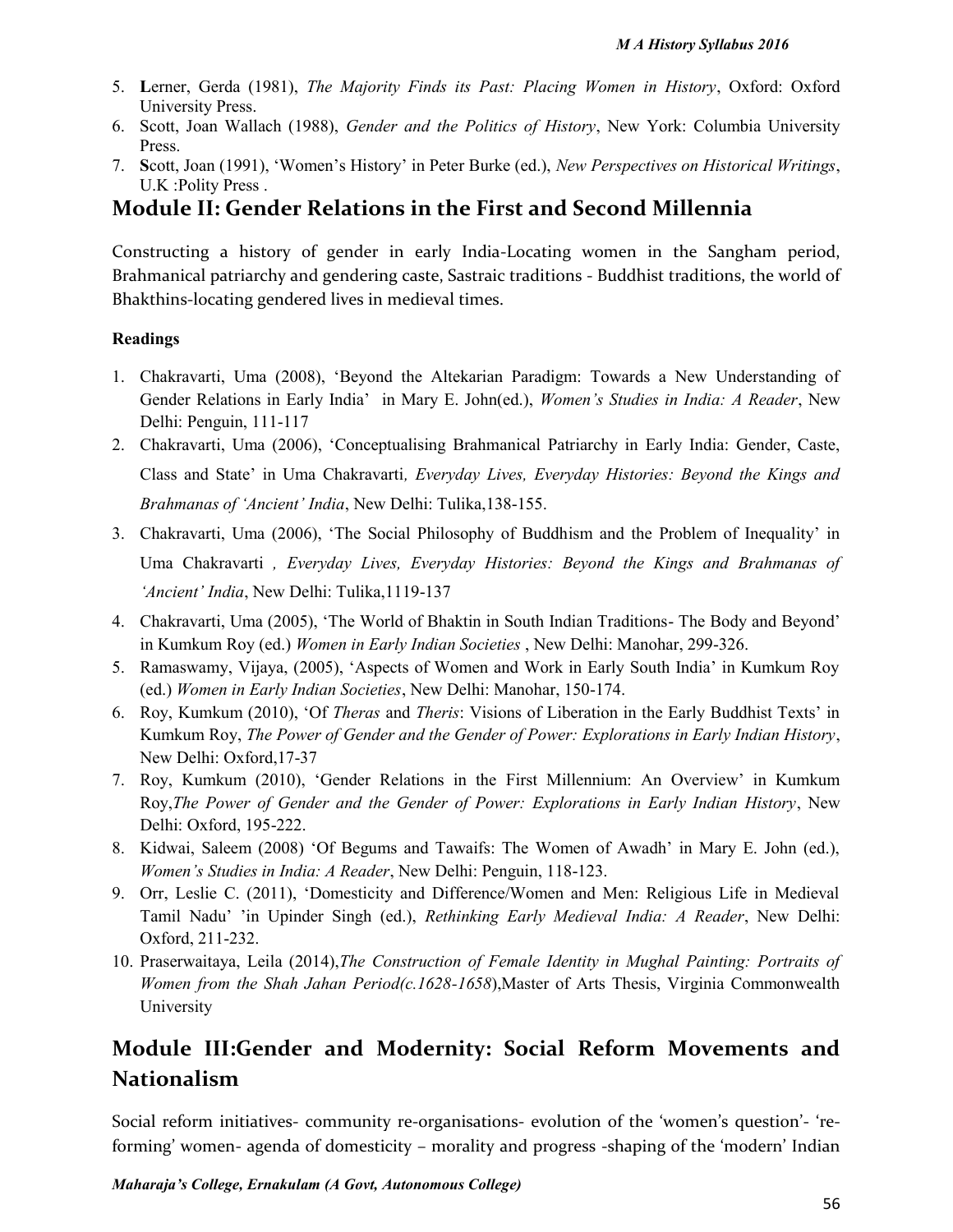5. **L**erner, Gerda (1981), *The Majority Finds its Past: Placing Women in History*, Oxford: Oxford University Press.
6. Scott, Joan Wallach (1988), *Gender and the Politics of History*, New York: Columbia University Press.
7. **S**cott, Joan (1991), 'Women's History' in Peter Burke (ed.), *New Perspectives on Historical Writings*, U.K :Polity Press .

## Module II: Gender Relations in the First and Second Millennia

Constructing a history of gender in early India-Locating women in the Sangham period, Brahmanical patriarchy and gendering caste, Sastraic traditions - Buddhist traditions, the world of Bhakthins-locating gendered lives in medieval times.

**Readings**

1. Chakravarti, Uma (2008), 'Beyond the Altekarian Paradigm: Towards a New Understanding of Gender Relations in Early India' in Mary E. John(ed.), *Women's Studies in India: A Reader*, New Delhi: Penguin, 111-117
2. Chakravarti, Uma (2006), 'Conceptualising Brahmanical Patriarchy in Early India: Gender, Caste, Class and State' in Uma Chakravarti*, Everyday Lives, Everyday Histories: Beyond the Kings and Brahmanas of 'Ancient' India*, New Delhi: Tulika,138-155.
3. Chakravarti, Uma (2006), 'The Social Philosophy of Buddhism and the Problem of Inequality' in Uma Chakravarti *, Everyday Lives, Everyday Histories: Beyond the Kings and Brahmanas of 'Ancient' India*, New Delhi: Tulika,1119-137
4. Chakravarti, Uma (2005), 'The World of Bhaktin in South Indian Traditions- The Body and Beyond' in Kumkum Roy (ed.) *Women in Early Indian Societies* , New Delhi: Manohar, 299-326.
5. Ramaswamy, Vijaya, (2005), 'Aspects of Women and Work in Early South India' in Kumkum Roy (ed.) *Women in Early Indian Societies*, New Delhi: Manohar, 150-174.
6. Roy, Kumkum (2010), 'Of *Theras* and *Theris*: Visions of Liberation in the Early Buddhist Texts' in Kumkum Roy, *The Power of Gender and the Gender of Power: Explorations in Early Indian History*, New Delhi: Oxford,17-37
7. Roy, Kumkum (2010), 'Gender Relations in the First Millennium: An Overview' in Kumkum Roy,*The Power of Gender and the Gender of Power: Explorations in Early Indian History*, New Delhi: Oxford, 195-222.
8. Kidwai, Saleem (2008) 'Of Begums and Tawaifs: The Women of Awadh' in Mary E. John (ed.), *Women's Studies in India: A Reader*, New Delhi: Penguin, 118-123.
9. Orr, Leslie C. (2011), 'Domesticity and Difference/Women and Men: Religious Life in Medieval Tamil Nadu' 'in Upinder Singh (ed.), *Rethinking Early Medieval India: A Reader*, New Delhi: Oxford, 211-232.
10. Praserwaitaya, Leila (2014),*The Construction of Female Identity in Mughal Painting: Portraits of Women from the Shah Jahan Period(c.1628-1658*),Master of Arts Thesis, Virginia Commonwealth University

## Module III:Gender and Modernity: Social Reform Movements and Nationalism

Social reform initiatives- community re-organisations- evolution of the 'women's question'- 're-forming' women- agenda of domesticity – morality and progress -shaping of the 'modern' Indian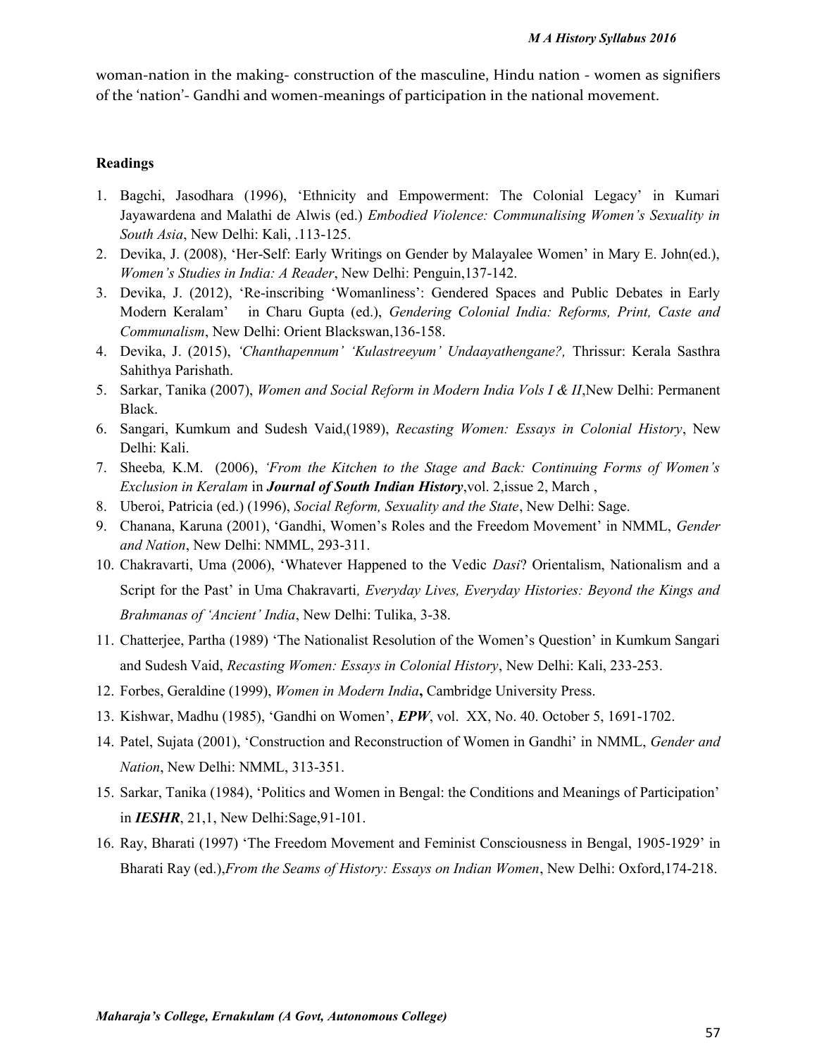woman-nation in the making- construction of the masculine, Hindu nation - women as signifiers of the 'nation'- Gandhi and women-meanings of participation in the national movement.

**Readings**

1. Bagchi, Jasodhara (1996), 'Ethnicity and Empowerment: The Colonial Legacy' in Kumari Jayawardena and Malathi de Alwis (ed.) *Embodied Violence: Communalising Women's Sexuality in South Asia*, New Delhi: Kali, .113-125.
2. Devika, J. (2008), 'Her-Self: Early Writings on Gender by Malayalee Women' in Mary E. John(ed.), *Women's Studies in India: A Reader*, New Delhi: Penguin,137-142.
3. Devika, J. (2012), 'Re-inscribing 'Womanliness': Gendered Spaces and Public Debates in Early Modern Keralam' in Charu Gupta (ed.), *Gendering Colonial India: Reforms, Print, Caste and Communalism*, New Delhi: Orient Blackswan,136-158.
4. Devika, J. (2015), *'Chanthapennum' 'Kulastreeyum' Undaayathengane?,* Thrissur: Kerala Sasthra Sahithya Parishath.
5. Sarkar, Tanika (2007), *Women and Social Reform in Modern India Vols I & II*,New Delhi: Permanent Black.
6. Sangari, Kumkum and Sudesh Vaid,(1989), *Recasting Women: Essays in Colonial History*, New Delhi: Kali.
7. Sheeba, K.M. (2006), *'From the Kitchen to the Stage and Back: Continuing Forms of Women's Exclusion in Keralam* in ***Journal of South Indian History***,vol. 2,issue 2, March ,
8. Uberoi, Patricia (ed.) (1996), *Social Reform, Sexuality and the State*, New Delhi: Sage.
9. Chanana, Karuna (2001), 'Gandhi, Women's Roles and the Freedom Movement' in NMML, *Gender and Nation*, New Delhi: NMML, 293-311.
10. Chakravarti, Uma (2006), 'Whatever Happened to the Vedic *Dasi*? Orientalism, Nationalism and a Script for the Past' in Uma Chakravarti*, Everyday Lives, Everyday Histories: Beyond the Kings and Brahmanas of 'Ancient' India*, New Delhi: Tulika, 3-38.
11. Chatterjee, Partha (1989) 'The Nationalist Resolution of the Women's Question' in Kumkum Sangari and Sudesh Vaid, *Recasting Women: Essays in Colonial History*, New Delhi: Kali, 233-253.
12. Forbes, Geraldine (1999), *Women in Modern India***,** Cambridge University Press.
13. Kishwar, Madhu (1985), 'Gandhi on Women', ***EPW***, vol. XX, No. 40. October 5, 1691-1702.
14. Patel, Sujata (2001), 'Construction and Reconstruction of Women in Gandhi' in NMML, *Gender and Nation*, New Delhi: NMML, 313-351.
15. Sarkar, Tanika (1984), 'Politics and Women in Bengal: the Conditions and Meanings of Participation' in ***IESHR***, 21,1, New Delhi:Sage,91-101.
16. Ray, Bharati (1997) 'The Freedom Movement and Feminist Consciousness in Bengal, 1905-1929' in Bharati Ray (ed.),*From the Seams of History: Essays on Indian Women*, New Delhi: Oxford,174-218.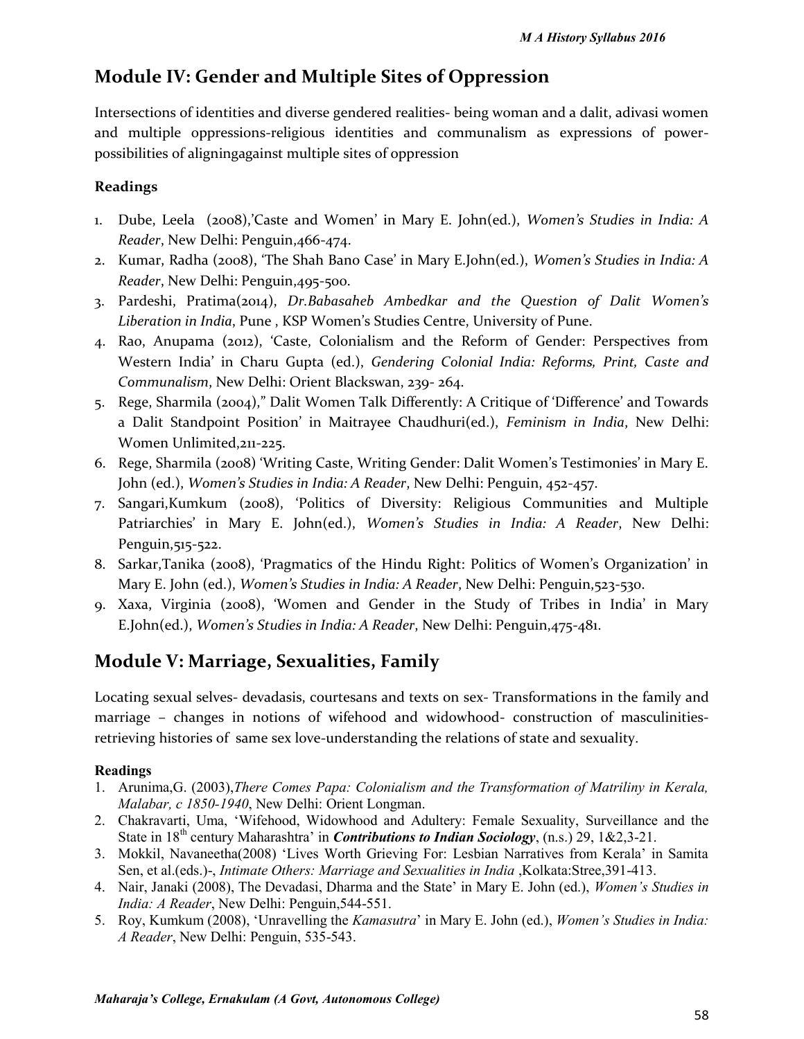## Module IV: Gender and Multiple Sites of Oppression

Intersections of identities and diverse gendered realities- being woman and a dalit, adivasi women and multiple oppressions-religious identities and communalism as expressions of power-possibilities of aligningagainst multiple sites of oppression

### Readings

1. Dube, Leela (2008),'Caste and Women' in Mary E. John(ed.), *Women's Studies in India: A Reader*, New Delhi: Penguin,466-474.
2. Kumar, Radha (2008), 'The Shah Bano Case' in Mary E.John(ed.), *Women's Studies in India: A Reader*, New Delhi: Penguin,495-500.
3. Pardeshi, Pratima(2014), *Dr.Babasaheb Ambedkar and the Question of Dalit Women's Liberation in India*, Pune , KSP Women's Studies Centre, University of Pune.
4. Rao, Anupama (2012), 'Caste, Colonialism and the Reform of Gender: Perspectives from Western India' in Charu Gupta (ed.), *Gendering Colonial India: Reforms, Print, Caste and Communalism*, New Delhi: Orient Blackswan, 239- 264.
5. Rege, Sharmila (2004)," Dalit Women Talk Differently: A Critique of 'Difference' and Towards a Dalit Standpoint Position' in Maitrayee Chaudhuri(ed.), *Feminism in India*, New Delhi: Women Unlimited,211-225.
6. Rege, Sharmila (2008) 'Writing Caste, Writing Gender: Dalit Women's Testimonies' in Mary E. John (ed.), *Women's Studies in India: A Reader*, New Delhi: Penguin, 452-457.
7. Sangari,Kumkum (2008), 'Politics of Diversity: Religious Communities and Multiple Patriarchies' in Mary E. John(ed.), *Women's Studies in India: A Reader*, New Delhi: Penguin,515-522.
8. Sarkar,Tanika (2008), 'Pragmatics of the Hindu Right: Politics of Women's Organization' in Mary E. John (ed.), *Women's Studies in India: A Reader*, New Delhi: Penguin,523-530.
9. Xaxa, Virginia (2008), 'Women and Gender in the Study of Tribes in India' in Mary E.John(ed.), *Women's Studies in India: A Reader*, New Delhi: Penguin,475-481.

## Module V: Marriage, Sexualities, Family

Locating sexual selves- devadasis, courtesans and texts on sex- Transformations in the family and marriage – changes in notions of wifehood and widowhood- construction of masculinities-retrieving histories of same sex love-understanding the relations of state and sexuality.

### Readings

1. Arunima,G. (2003),*There Comes Papa: Colonialism and the Transformation of Matriliny in Kerala, Malabar, c 1850-1940*, New Delhi: Orient Longman.
2. Chakravarti, Uma, 'Wifehood, Widowhood and Adultery: Female Sexuality, Surveillance and the State in 18th century Maharashtra' in ***Contributions to Indian Sociology***, (n.s.) 29, 1&2,3-21.
3. Mokkil, Navaneetha(2008) 'Lives Worth Grieving For: Lesbian Narratives from Kerala' in Samita Sen, et al.(eds.)-, *Intimate Others: Marriage and Sexualities in India* ,Kolkata:Stree,391-413.
4. Nair, Janaki (2008), The Devadasi, Dharma and the State' in Mary E. John (ed.), *Women's Studies in India: A Reader*, New Delhi: Penguin,544-551.
5. Roy, Kumkum (2008), 'Unravelling the *Kamasutra*' in Mary E. John (ed.), *Women's Studies in India: A Reader*, New Delhi: Penguin, 535-543.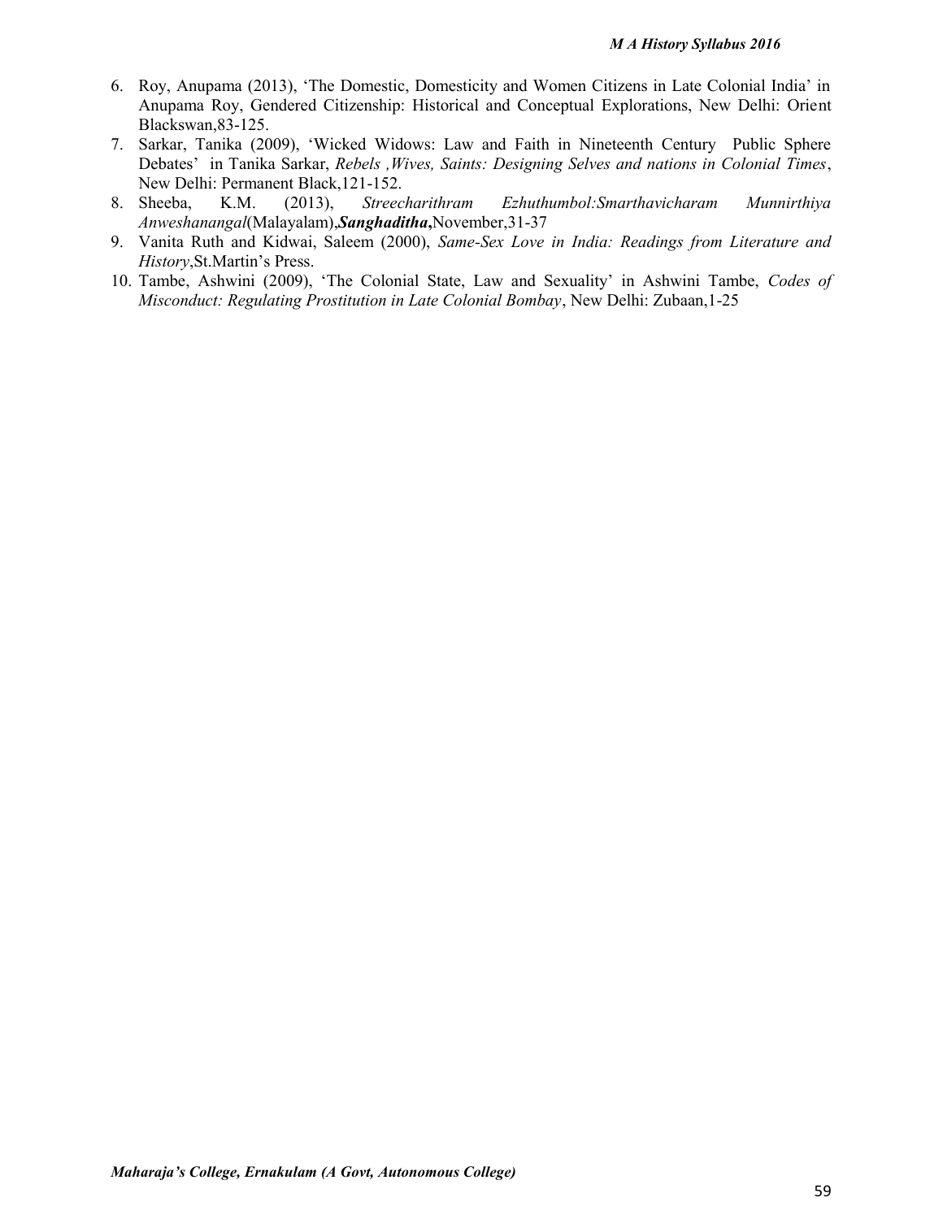6. Roy, Anupama (2013), 'The Domestic, Domesticity and Women Citizens in Late Colonial India' in Anupama Roy, Gendered Citizenship: Historical and Conceptual Explorations, New Delhi: Orient Blackswan,83-125.
7. Sarkar, Tanika (2009), 'Wicked Widows: Law and Faith in Nineteenth Century Public Sphere Debates' in Tanika Sarkar, *Rebels ,Wives, Saints: Designing Selves and nations in Colonial Times*, New Delhi: Permanent Black,121-152.
8. Sheeba, K.M. (2013), *Streecharithram Ezhuthumbol:Smarthavicharam Munnirthiya Anweshanangal*(Malayalam),***Sanghaditha*,**November,31-37
9. Vanita Ruth and Kidwai, Saleem (2000), *Same-Sex Love in India: Readings from Literature and History*,St.Martin's Press.
10. Tambe, Ashwini (2009), 'The Colonial State, Law and Sexuality' in Ashwini Tambe, *Codes of Misconduct: Regulating Prostitution in Late Colonial Bombay*, New Delhi: Zubaan,1-25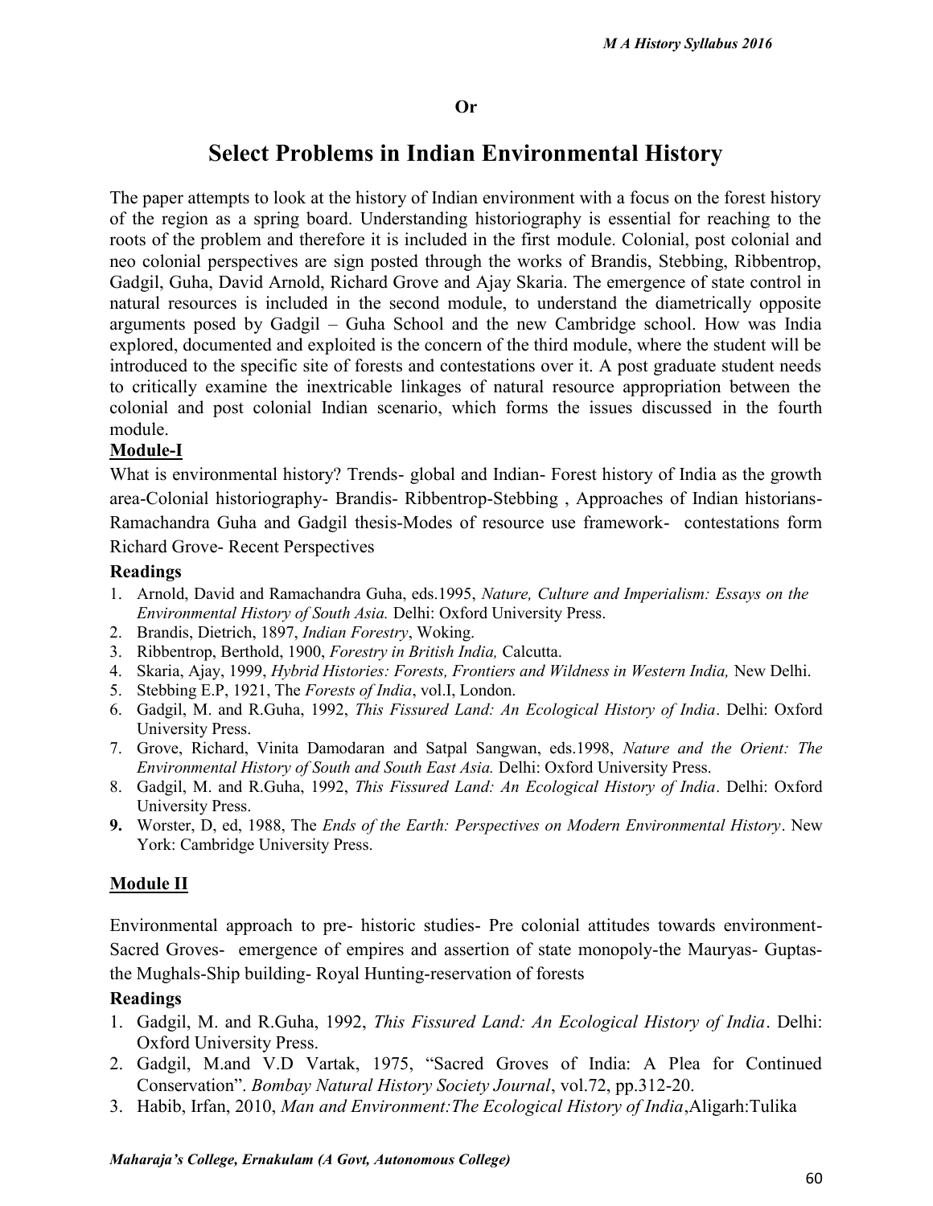**Or**

# Select Problems in Indian Environmental History

The paper attempts to look at the history of Indian environment with a focus on the forest history of the region as a spring board. Understanding historiography is essential for reaching to the roots of the problem and therefore it is included in the first module. Colonial, post colonial and neo colonial perspectives are sign posted through the works of Brandis, Stebbing, Ribbentrop, Gadgil, Guha, David Arnold, Richard Grove and Ajay Skaria. The emergence of state control in natural resources is included in the second module, to understand the diametrically opposite arguments posed by Gadgil – Guha School and the new Cambridge school. How was India explored, documented and exploited is the concern of the third module, where the student will be introduced to the specific site of forests and contestations over it. A post graduate student needs to critically examine the inextricable linkages of natural resource appropriation between the colonial and post colonial Indian scenario, which forms the issues discussed in the fourth module.

## Module-I

What is environmental history? Trends- global and Indian- Forest history of India as the growth area-Colonial historiography- Brandis- Ribbentrop-Stebbing , Approaches of Indian historians- Ramachandra Guha and Gadgil thesis-Modes of resource use framework- contestations form Richard Grove- Recent Perspectives

### Readings

1. Arnold, David and Ramachandra Guha, eds.1995, *Nature, Culture and Imperialism: Essays on the Environmental History of South Asia.* Delhi: Oxford University Press.
2. Brandis, Dietrich, 1897, *Indian Forestry*, Woking.
3. Ribbentrop, Berthold, 1900, *Forestry in British India,* Calcutta.
4. Skaria, Ajay, 1999, *Hybrid Histories: Forests, Frontiers and Wildness in Western India,* New Delhi.
5. Stebbing E.P, 1921, The *Forests of India*, vol.I, London.
6. Gadgil, M. and R.Guha, 1992, *This Fissured Land: An Ecological History of India*. Delhi: Oxford University Press.
7. Grove, Richard, Vinita Damodaran and Satpal Sangwan, eds.1998, *Nature and the Orient: The Environmental History of South and South East Asia.* Delhi: Oxford University Press.
8. Gadgil, M. and R.Guha, 1992, *This Fissured Land: An Ecological History of India*. Delhi: Oxford University Press.
9. Worster, D, ed, 1988, The *Ends of the Earth: Perspectives on Modern Environmental History*. New York: Cambridge University Press.

## Module II

Environmental approach to pre- historic studies- Pre colonial attitudes towards environment- Sacred Groves- emergence of empires and assertion of state monopoly-the Mauryas- Guptas- the Mughals-Ship building- Royal Hunting-reservation of forests

### Readings

1. Gadgil, M. and R.Guha, 1992, *This Fissured Land: An Ecological History of India*. Delhi: Oxford University Press.
2. Gadgil, M.and V.D Vartak, 1975, "Sacred Groves of India: A Plea for Continued Conservation". *Bombay Natural History Society Journal*, vol.72, pp.312-20.
3. Habib, Irfan, 2010, *Man and Environment:The Ecological History of India*,Aligarh:Tulika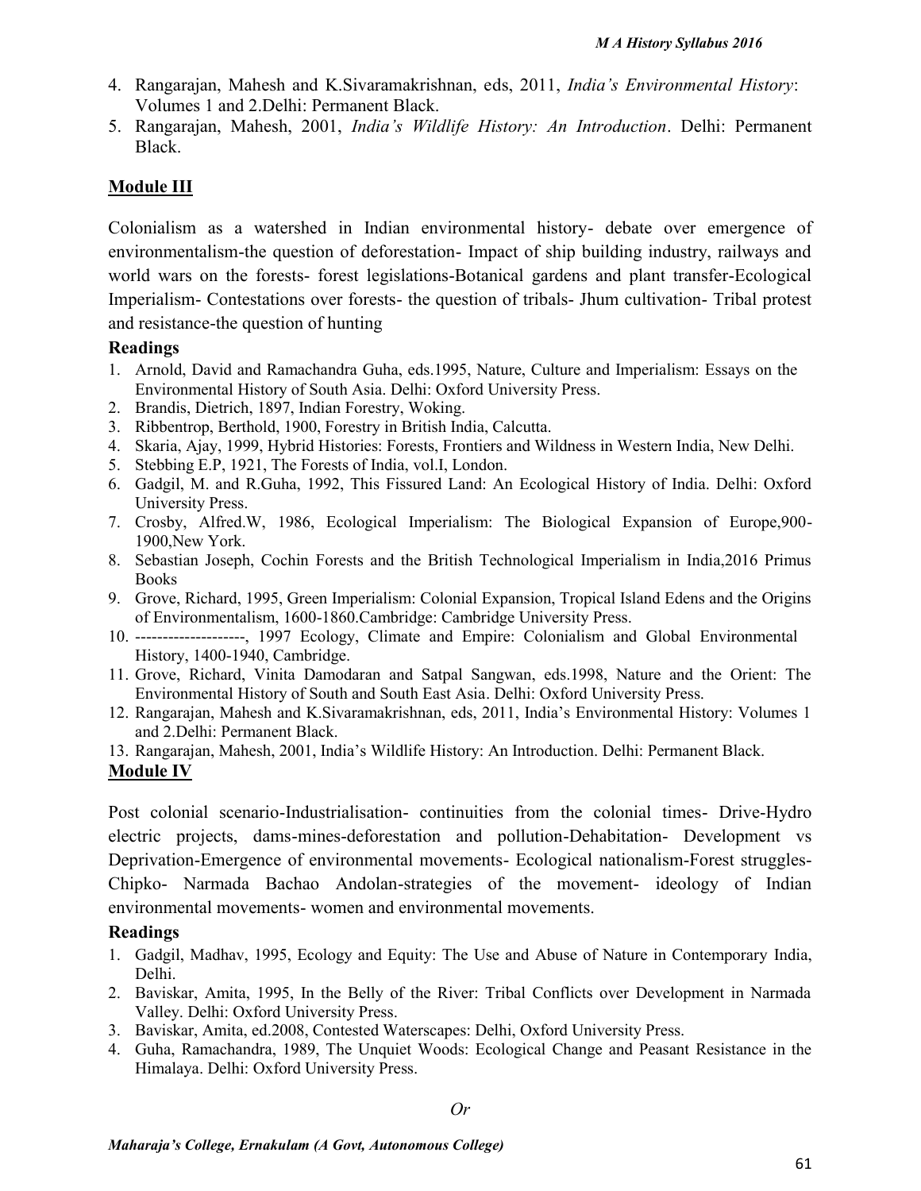4. Rangarajan, Mahesh and K.Sivaramakrishnan, eds, 2011, *India's Environmental History*: Volumes 1 and 2.Delhi: Permanent Black.
5. Rangarajan, Mahesh, 2001, *India's Wildlife History: An Introduction*. Delhi: Permanent Black.

## Module III

Colonialism as a watershed in Indian environmental history- debate over emergence of environmentalism-the question of deforestation- Impact of ship building industry, railways and world wars on the forests- forest legislations-Botanical gardens and plant transfer-Ecological Imperialism- Contestations over forests- the question of tribals- Jhum cultivation- Tribal protest and resistance-the question of hunting

**Readings**

1. Arnold, David and Ramachandra Guha, eds.1995, Nature, Culture and Imperialism: Essays on the Environmental History of South Asia. Delhi: Oxford University Press.
2. Brandis, Dietrich, 1897, Indian Forestry, Woking.
3. Ribbentrop, Berthold, 1900, Forestry in British India, Calcutta.
4. Skaria, Ajay, 1999, Hybrid Histories: Forests, Frontiers and Wildness in Western India, New Delhi.
5. Stebbing E.P, 1921, The Forests of India, vol.I, London.
6. Gadgil, M. and R.Guha, 1992, This Fissured Land: An Ecological History of India. Delhi: Oxford University Press.
7. Crosby, Alfred.W, 1986, Ecological Imperialism: The Biological Expansion of Europe,900-1900,New York.
8. Sebastian Joseph, Cochin Forests and the British Technological Imperialism in India,2016 Primus Books
9. Grove, Richard, 1995, Green Imperialism: Colonial Expansion, Tropical Island Edens and the Origins of Environmentalism, 1600-1860.Cambridge: Cambridge University Press.
10. --------------------, 1997 Ecology, Climate and Empire: Colonialism and Global Environmental History, 1400-1940, Cambridge.
11. Grove, Richard, Vinita Damodaran and Satpal Sangwan, eds.1998, Nature and the Orient: The Environmental History of South and South East Asia. Delhi: Oxford University Press.
12. Rangarajan, Mahesh and K.Sivaramakrishnan, eds, 2011, India's Environmental History: Volumes 1 and 2.Delhi: Permanent Black.
13. Rangarajan, Mahesh, 2001, India's Wildlife History: An Introduction. Delhi: Permanent Black.

## Module IV

Post colonial scenario-Industrialisation- continuities from the colonial times- Drive-Hydro electric projects, dams-mines-deforestation and pollution-Dehabitation- Development vs Deprivation-Emergence of environmental movements- Ecological nationalism-Forest struggles-Chipko- Narmada Bachao Andolan-strategies of the movement- ideology of Indian environmental movements- women and environmental movements.

**Readings**

1. Gadgil, Madhav, 1995, Ecology and Equity: The Use and Abuse of Nature in Contemporary India, Delhi.
2. Baviskar, Amita, 1995, In the Belly of the River: Tribal Conflicts over Development in Narmada Valley. Delhi: Oxford University Press.
3. Baviskar, Amita, ed.2008, Contested Waterscapes: Delhi, Oxford University Press.
4. Guha, Ramachandra, 1989, The Unquiet Woods: Ecological Change and Peasant Resistance in the Himalaya. Delhi: Oxford University Press.

*Or*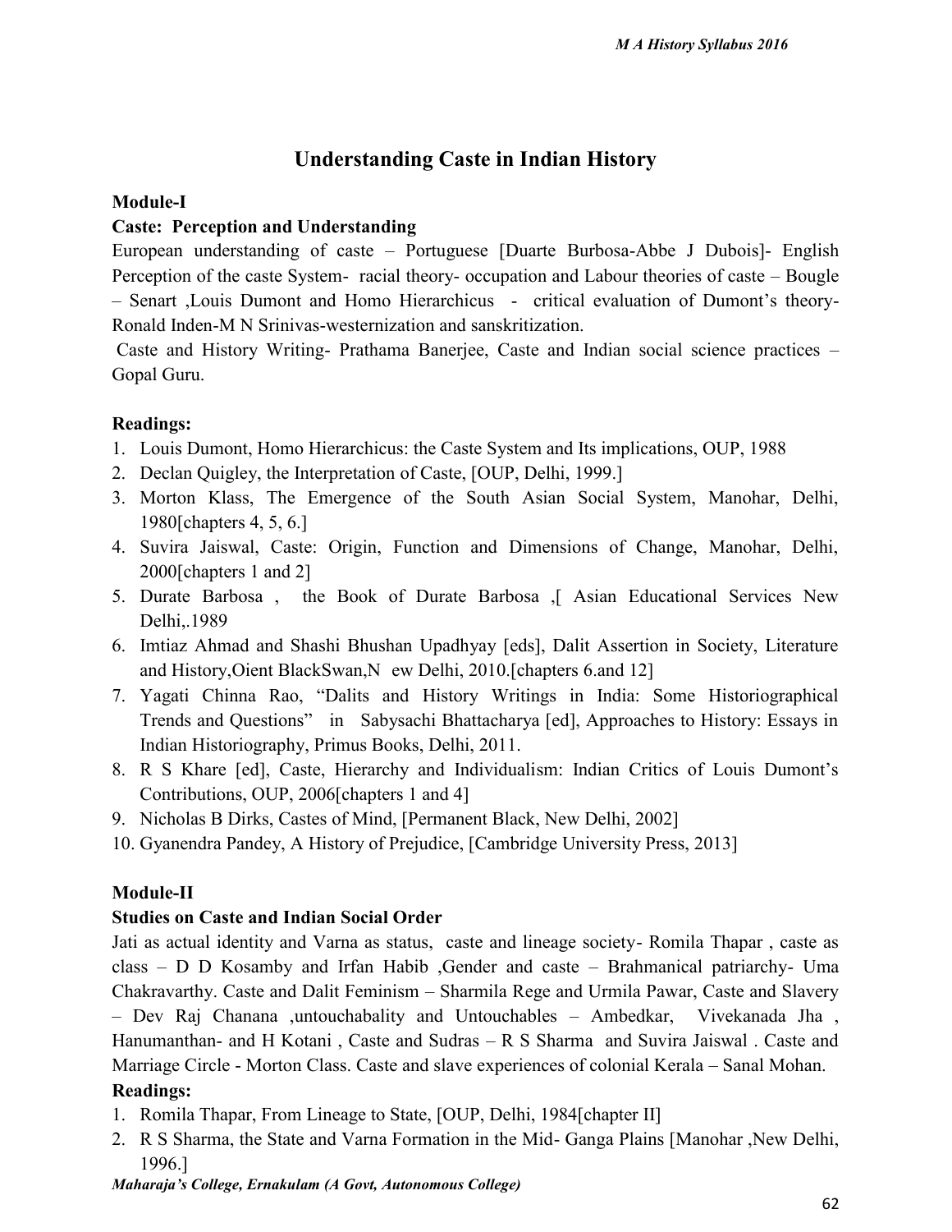## Understanding Caste in Indian History

**Module-I**

**Caste: Perception and Understanding**

European understanding of caste – Portuguese [Duarte Burbosa-Abbe J Dubois]- English Perception of the caste System- racial theory- occupation and Labour theories of caste – Bougle – Senart ,Louis Dumont and Homo Hierarchicus - critical evaluation of Dumont's theory- Ronald Inden-M N Srinivas-westernization and sanskritization.

Caste and History Writing- Prathama Banerjee, Caste and Indian social science practices – Gopal Guru.

**Readings:**

1. Louis Dumont, Homo Hierarchicus: the Caste System and Its implications, OUP, 1988
2. Declan Quigley, the Interpretation of Caste, [OUP, Delhi, 1999.]
3. Morton Klass, The Emergence of the South Asian Social System, Manohar, Delhi, 1980[chapters 4, 5, 6.]
4. Suvira Jaiswal, Caste: Origin, Function and Dimensions of Change, Manohar, Delhi, 2000[chapters 1 and 2]
5. Durate Barbosa , the Book of Durate Barbosa ,[ Asian Educational Services New Delhi,.1989
6. Imtiaz Ahmad and Shashi Bhushan Upadhyay [eds], Dalit Assertion in Society, Literature and History,Oient BlackSwan,N ew Delhi, 2010.[chapters 6.and 12]
7. Yagati Chinna Rao, "Dalits and History Writings in India: Some Historiographical Trends and Questions" in Sabysachi Bhattacharya [ed], Approaches to History: Essays in Indian Historiography, Primus Books, Delhi, 2011.
8. R S Khare [ed], Caste, Hierarchy and Individualism: Indian Critics of Louis Dumont's Contributions, OUP, 2006[chapters 1 and 4]
9. Nicholas B Dirks, Castes of Mind, [Permanent Black, New Delhi, 2002]
10. Gyanendra Pandey, A History of Prejudice, [Cambridge University Press, 2013]

**Module-II**

**Studies on Caste and Indian Social Order**

Jati as actual identity and Varna as status, caste and lineage society- Romila Thapar , caste as class – D D Kosamby and Irfan Habib ,Gender and caste – Brahmanical patriarchy- Uma Chakravarthy. Caste and Dalit Feminism – Sharmila Rege and Urmila Pawar, Caste and Slavery – Dev Raj Chanana ,untouchabality and Untouchables – Ambedkar, Vivekanada Jha , Hanumanthan- and H Kotani , Caste and Sudras – R S Sharma and Suvira Jaiswal . Caste and Marriage Circle - Morton Class. Caste and slave experiences of colonial Kerala – Sanal Mohan.

**Readings:**

1. Romila Thapar, From Lineage to State, [OUP, Delhi, 1984[chapter II]
2. R S Sharma, the State and Varna Formation in the Mid- Ganga Plains [Manohar ,New Delhi, 1996.]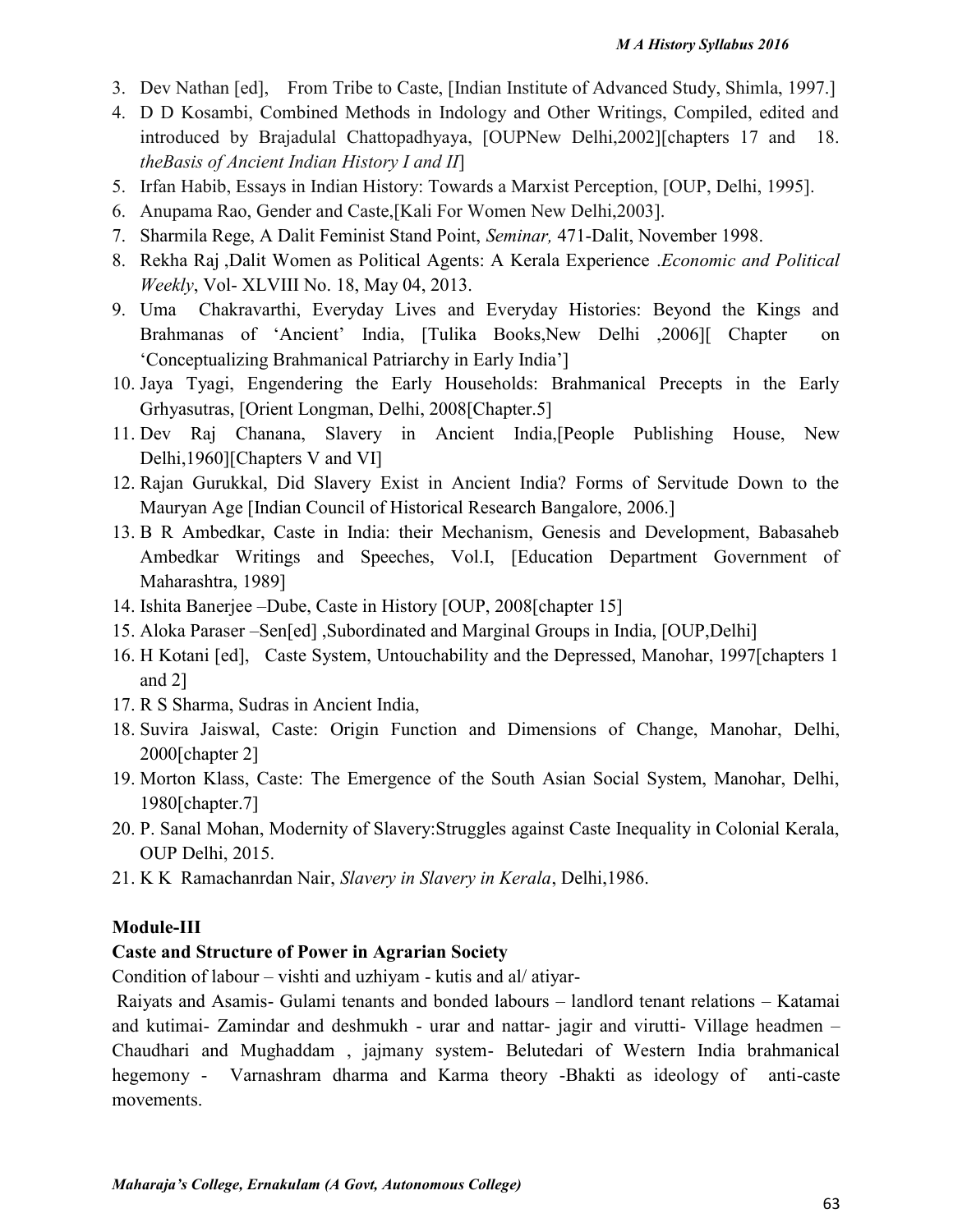3. Dev Nathan [ed], From Tribe to Caste, [Indian Institute of Advanced Study, Shimla, 1997.]
4. D D Kosambi, Combined Methods in Indology and Other Writings, Compiled, edited and introduced by Brajadulal Chattopadhyaya, [OUPNew Delhi,2002][chapters 17 and 18. *theBasis of Ancient Indian History I and II*]
5. Irfan Habib, Essays in Indian History: Towards a Marxist Perception, [OUP, Delhi, 1995].
6. Anupama Rao, Gender and Caste,[Kali For Women New Delhi,2003].
7. Sharmila Rege, A Dalit Feminist Stand Point, *Seminar,* 471-Dalit, November 1998.
8. Rekha Raj ,Dalit Women as Political Agents: A Kerala Experience .*Economic and Political Weekly*, Vol- XLVIII No. 18, May 04, 2013.
9. Uma Chakravarthi, Everyday Lives and Everyday Histories: Beyond the Kings and Brahmanas of 'Ancient' India, [Tulika Books,New Delhi ,2006][ Chapter on 'Conceptualizing Brahmanical Patriarchy in Early India']
10. Jaya Tyagi, Engendering the Early Households: Brahmanical Precepts in the Early Grhyasutras, [Orient Longman, Delhi, 2008[Chapter.5]
11. Dev Raj Chanana, Slavery in Ancient India,[People Publishing House, New Delhi,1960][Chapters V and VI]
12. Rajan Gurukkal, Did Slavery Exist in Ancient India? Forms of Servitude Down to the Mauryan Age [Indian Council of Historical Research Bangalore, 2006.]
13. B R Ambedkar, Caste in India: their Mechanism, Genesis and Development, Babasaheb Ambedkar Writings and Speeches, Vol.I, [Education Department Government of Maharashtra, 1989]
14. Ishita Banerjee –Dube, Caste in History [OUP, 2008[chapter 15]
15. Aloka Paraser –Sen[ed] ,Subordinated and Marginal Groups in India, [OUP,Delhi]
16. H Kotani [ed], Caste System, Untouchability and the Depressed, Manohar, 1997[chapters 1 and 2]
17. R S Sharma, Sudras in Ancient India,
18. Suvira Jaiswal, Caste: Origin Function and Dimensions of Change, Manohar, Delhi, 2000[chapter 2]
19. Morton Klass, Caste: The Emergence of the South Asian Social System, Manohar, Delhi, 1980[chapter.7]
20. P. Sanal Mohan, Modernity of Slavery:Struggles against Caste Inequality in Colonial Kerala, OUP Delhi, 2015.
21. K K Ramachanrdan Nair, *Slavery in Slavery in Kerala*, Delhi,1986.

**Module-III**

**Caste and Structure of Power in Agrarian Society**

Condition of labour – vishti and uzhiyam - kutis and al/ atiyar-

Raiyats and Asamis- Gulami tenants and bonded labours – landlord tenant relations – Katamai and kutimai- Zamindar and deshmukh - urar and nattar- jagir and virutti- Village headmen – Chaudhari and Mughaddam , jajmany system- Belutedari of Western India brahmanical hegemony - Varnashram dharma and Karma theory -Bhakti as ideology of anti-caste movements.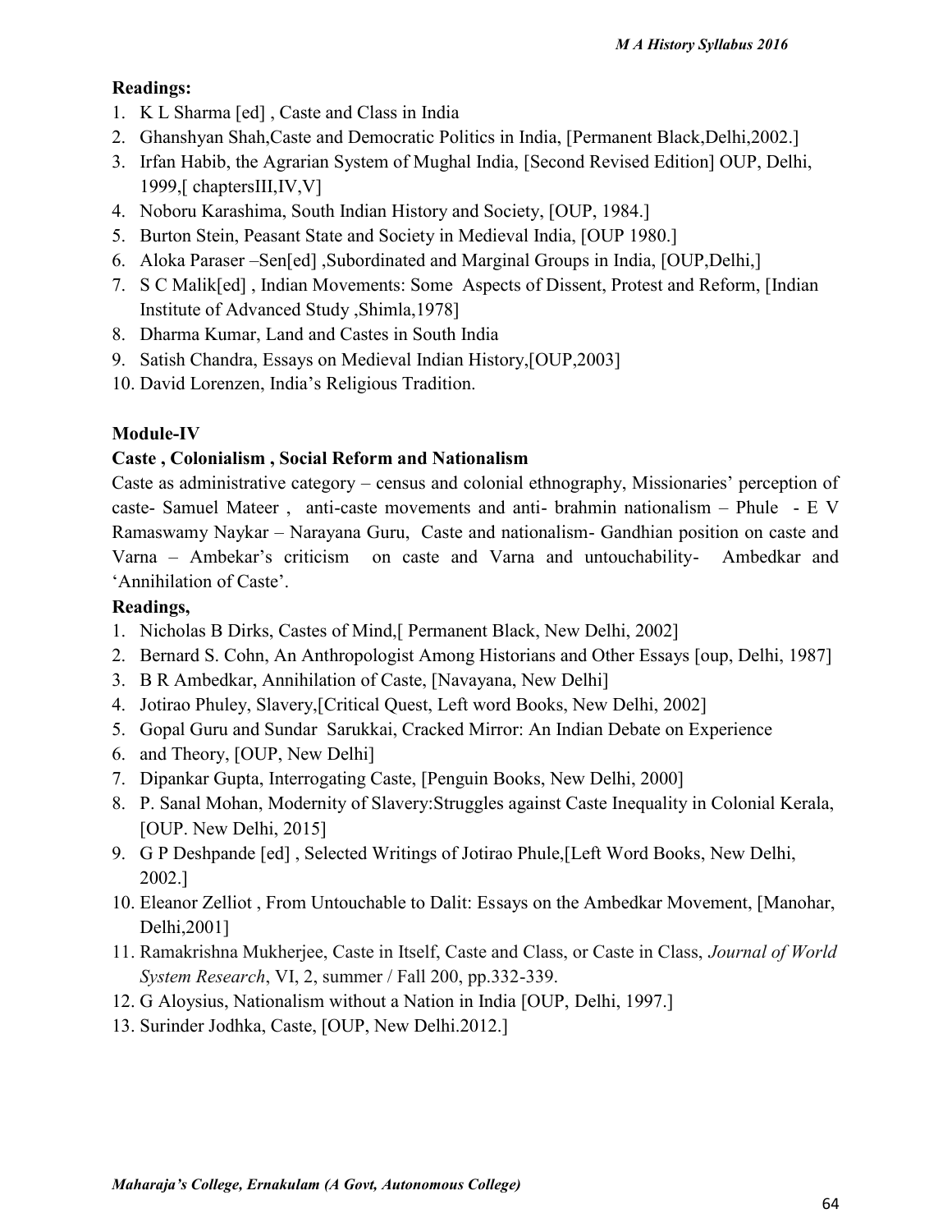**Readings:**

1. K L Sharma [ed] , Caste and Class in India
2. Ghanshyan Shah,Caste and Democratic Politics in India, [Permanent Black,Delhi,2002.]
3. Irfan Habib, the Agrarian System of Mughal India, [Second Revised Edition] OUP, Delhi, 1999,[ chaptersIII,IV,V]
4. Noboru Karashima, South Indian History and Society, [OUP, 1984.]
5. Burton Stein, Peasant State and Society in Medieval India, [OUP 1980.]
6. Aloka Paraser –Sen[ed] ,Subordinated and Marginal Groups in India, [OUP,Delhi,]
7. S C Malik[ed] , Indian Movements: Some Aspects of Dissent, Protest and Reform, [Indian Institute of Advanced Study ,Shimla,1978]
8. Dharma Kumar, Land and Castes in South India
9. Satish Chandra, Essays on Medieval Indian History,[OUP,2003]
10. David Lorenzen, India's Religious Tradition.

**Module-IV**

**Caste , Colonialism , Social Reform and Nationalism**

Caste as administrative category – census and colonial ethnography, Missionaries' perception of caste- Samuel Mateer , anti-caste movements and anti- brahmin nationalism – Phule - E V Ramaswamy Naykar – Narayana Guru, Caste and nationalism- Gandhian position on caste and Varna – Ambekar's criticism on caste and Varna and untouchability- Ambedkar and 'Annihilation of Caste'.

**Readings,**

1. Nicholas B Dirks, Castes of Mind,[ Permanent Black, New Delhi, 2002]
2. Bernard S. Cohn, An Anthropologist Among Historians and Other Essays [oup, Delhi, 1987]
3. B R Ambedkar, Annihilation of Caste, [Navayana, New Delhi]
4. Jotirao Phuley, Slavery,[Critical Quest, Left word Books, New Delhi, 2002]
5. Gopal Guru and Sundar Sarukkai, Cracked Mirror: An Indian Debate on Experience
6. and Theory, [OUP, New Delhi]
7. Dipankar Gupta, Interrogating Caste, [Penguin Books, New Delhi, 2000]
8. P. Sanal Mohan, Modernity of Slavery:Struggles against Caste Inequality in Colonial Kerala, [OUP. New Delhi, 2015]
9. G P Deshpande [ed] , Selected Writings of Jotirao Phule,[Left Word Books, New Delhi, 2002.]
10. Eleanor Zelliot , From Untouchable to Dalit: Essays on the Ambedkar Movement, [Manohar, Delhi,2001]
11. Ramakrishna Mukherjee, Caste in Itself, Caste and Class, or Caste in Class, *Journal of World System Research*, VI, 2, summer / Fall 200, pp.332-339.
12. G Aloysius, Nationalism without a Nation in India [OUP, Delhi, 1997.]
13. Surinder Jodhka, Caste, [OUP, New Delhi.2012.]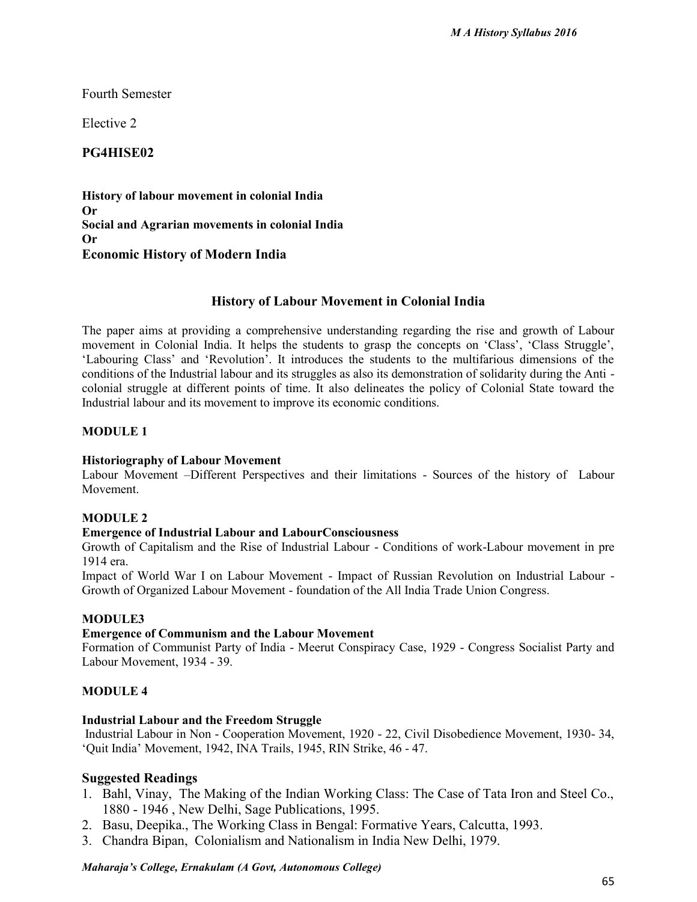Fourth Semester

Elective 2

## PG4HISE02

**History of labour movement in colonial India**
**Or**
**Social and Agrarian movements in colonial India**
**Or**
**Economic History of Modern India**

## History of Labour Movement in Colonial India

The paper aims at providing a comprehensive understanding regarding the rise and growth of Labour movement in Colonial India. It helps the students to grasp the concepts on 'Class', 'Class Struggle', 'Labouring Class' and 'Revolution'. It introduces the students to the multifarious dimensions of the conditions of the Industrial labour and its struggles as also its demonstration of solidarity during the Anti - colonial struggle at different points of time. It also delineates the policy of Colonial State toward the Industrial labour and its movement to improve its economic conditions.

### MODULE 1

**Historiography of Labour Movement**
Labour Movement –Different Perspectives and their limitations - Sources of the history of Labour Movement.

### MODULE 2

**Emergence of Industrial Labour and LabourConsciousness**
Growth of Capitalism and the Rise of Industrial Labour - Conditions of work-Labour movement in pre 1914 era.
Impact of World War I on Labour Movement - Impact of Russian Revolution on Industrial Labour - Growth of Organized Labour Movement - foundation of the All India Trade Union Congress.

### MODULE3

**Emergence of Communism and the Labour Movement**
Formation of Communist Party of India - Meerut Conspiracy Case, 1929 - Congress Socialist Party and Labour Movement, 1934 - 39.

### MODULE 4

**Industrial Labour and the Freedom Struggle**
Industrial Labour in Non - Cooperation Movement, 1920 - 22, Civil Disobedience Movement, 1930- 34, 'Quit India' Movement, 1942, INA Trails, 1945, RIN Strike, 46 - 47.

### Suggested Readings

1. Bahl, Vinay, The Making of the Indian Working Class: The Case of Tata Iron and Steel Co., 1880 - 1946 , New Delhi, Sage Publications, 1995.
2. Basu, Deepika., The Working Class in Bengal: Formative Years, Calcutta, 1993.
3. Chandra Bipan, Colonialism and Nationalism in India New Delhi, 1979.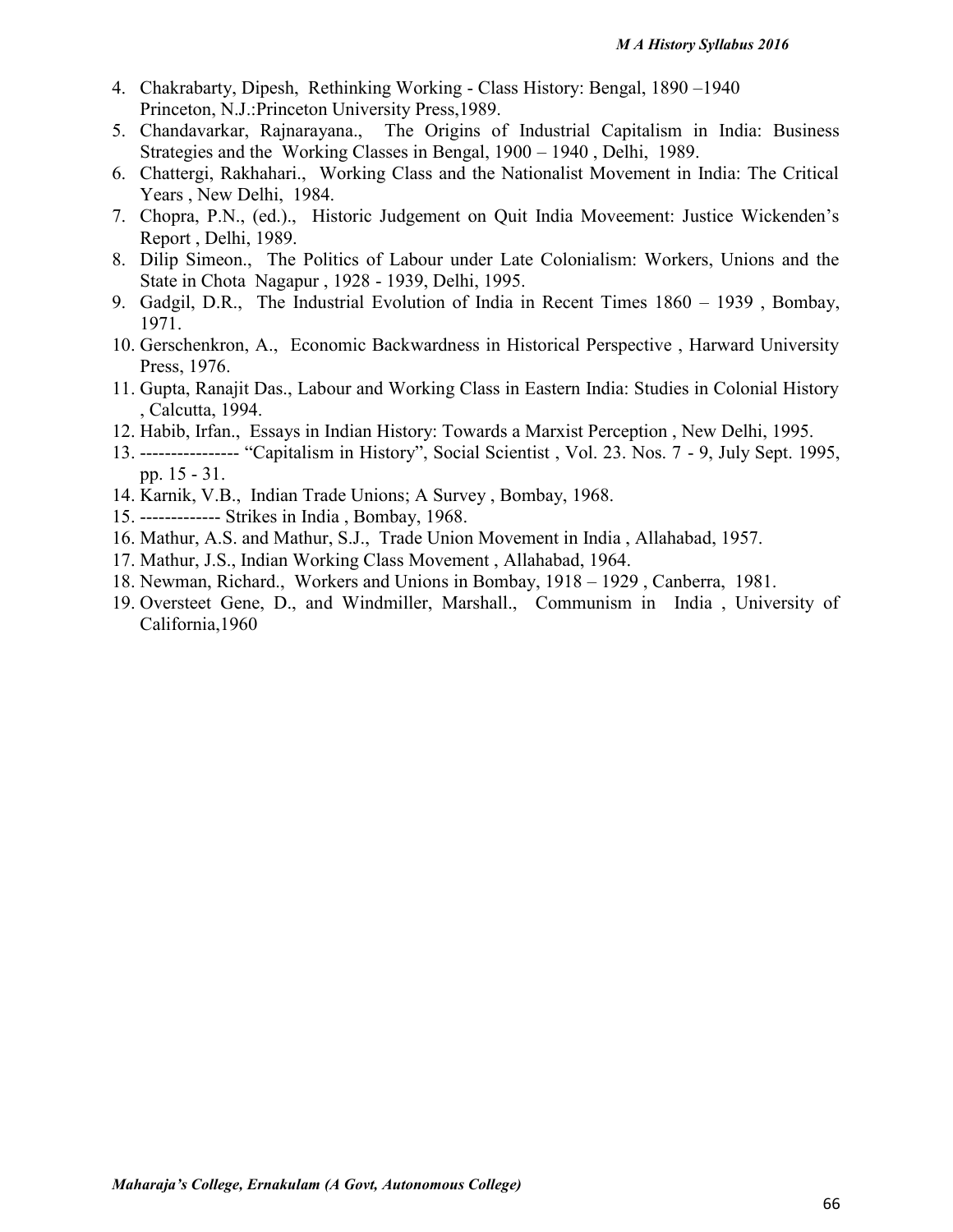4. Chakrabarty, Dipesh, Rethinking Working - Class History: Bengal, 1890 –1940 Princeton, N.J.:Princeton University Press,1989.
5. Chandavarkar, Rajnarayana., The Origins of Industrial Capitalism in India: Business Strategies and the Working Classes in Bengal, 1900 – 1940 , Delhi, 1989.
6. Chattergi, Rakhahari., Working Class and the Nationalist Movement in India: The Critical Years , New Delhi, 1984.
7. Chopra, P.N., (ed.)., Historic Judgement on Quit India Moveement: Justice Wickenden's Report , Delhi, 1989.
8. Dilip Simeon., The Politics of Labour under Late Colonialism: Workers, Unions and the State in Chota Nagapur , 1928 - 1939, Delhi, 1995.
9. Gadgil, D.R., The Industrial Evolution of India in Recent Times 1860 – 1939 , Bombay, 1971.
10. Gerschenkron, A., Economic Backwardness in Historical Perspective , Harward University Press, 1976.
11. Gupta, Ranajit Das., Labour and Working Class in Eastern India: Studies in Colonial History , Calcutta, 1994.
12. Habib, Irfan., Essays in Indian History: Towards a Marxist Perception , New Delhi, 1995.
13. ---------------- "Capitalism in History", Social Scientist , Vol. 23. Nos. 7 - 9, July Sept. 1995, pp. 15 - 31.
14. Karnik, V.B., Indian Trade Unions; A Survey , Bombay, 1968.
15. ------------- Strikes in India , Bombay, 1968.
16. Mathur, A.S. and Mathur, S.J., Trade Union Movement in India , Allahabad, 1957.
17. Mathur, J.S., Indian Working Class Movement , Allahabad, 1964.
18. Newman, Richard., Workers and Unions in Bombay, 1918 – 1929 , Canberra, 1981.
19. Oversteet Gene, D., and Windmiller, Marshall., Communism in India , University of California,1960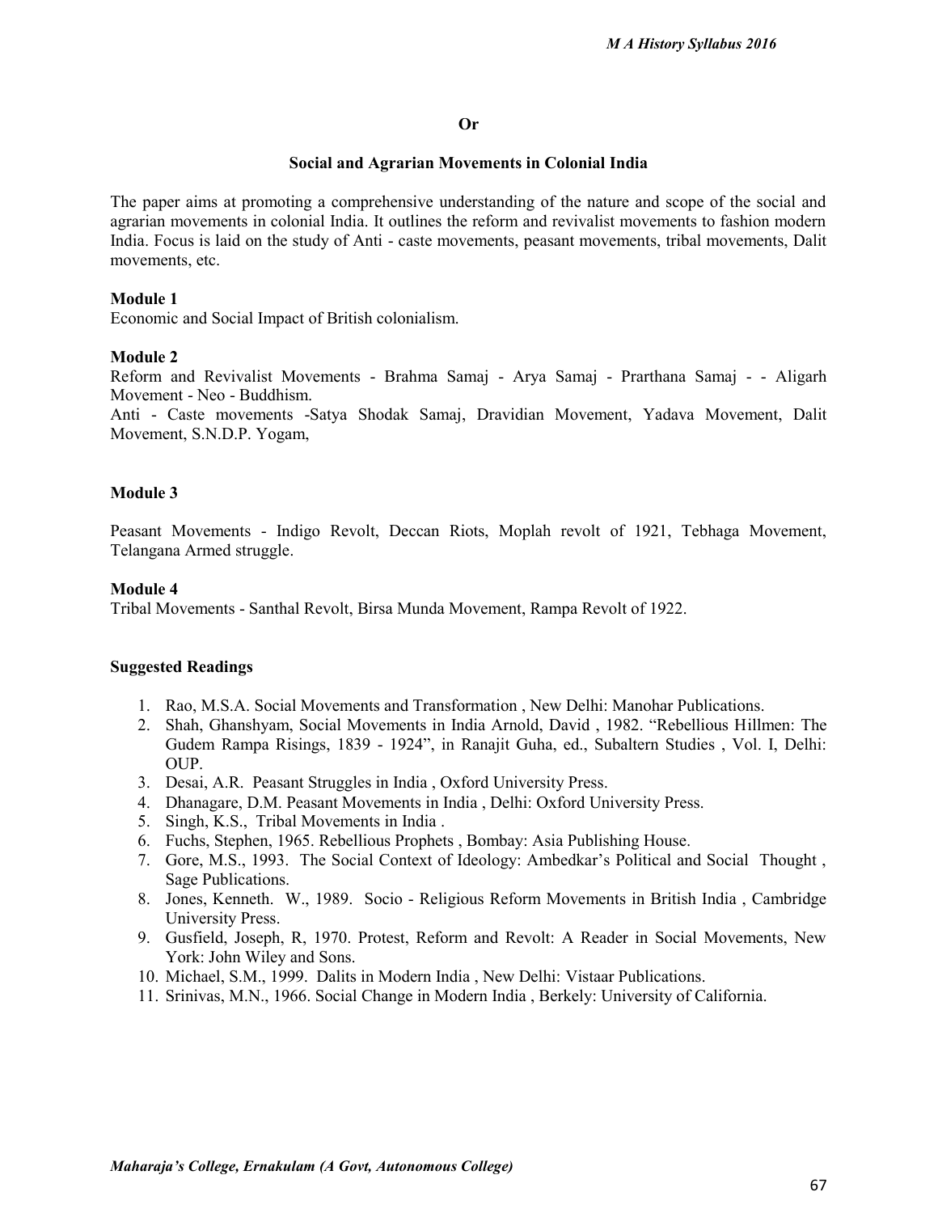**Or**

## Social and Agrarian Movements in Colonial India

The paper aims at promoting a comprehensive understanding of the nature and scope of the social and agrarian movements in colonial India. It outlines the reform and revivalist movements to fashion modern India. Focus is laid on the study of Anti - caste movements, peasant movements, tribal movements, Dalit movements, etc.

### Module 1

Economic and Social Impact of British colonialism.

### Module 2

Reform and Revivalist Movements - Brahma Samaj - Arya Samaj - Prarthana Samaj - - Aligarh Movement - Neo - Buddhism.

Anti - Caste movements -Satya Shodak Samaj, Dravidian Movement, Yadava Movement, Dalit Movement, S.N.D.P. Yogam,

### Module 3

Peasant Movements - Indigo Revolt, Deccan Riots, Moplah revolt of 1921, Tebhaga Movement, Telangana Armed struggle.

### Module 4

Tribal Movements - Santhal Revolt, Birsa Munda Movement, Rampa Revolt of 1922.

### Suggested Readings

1. Rao, M.S.A. Social Movements and Transformation , New Delhi: Manohar Publications.
2. Shah, Ghanshyam, Social Movements in India Arnold, David , 1982. "Rebellious Hillmen: The Gudem Rampa Risings, 1839 - 1924", in Ranajit Guha, ed., Subaltern Studies , Vol. I, Delhi: OUP.
3. Desai, A.R. Peasant Struggles in India , Oxford University Press.
4. Dhanagare, D.M. Peasant Movements in India , Delhi: Oxford University Press.
5. Singh, K.S., Tribal Movements in India .
6. Fuchs, Stephen, 1965. Rebellious Prophets , Bombay: Asia Publishing House.
7. Gore, M.S., 1993. The Social Context of Ideology: Ambedkar's Political and Social Thought , Sage Publications.
8. Jones, Kenneth. W., 1989. Socio - Religious Reform Movements in British India , Cambridge University Press.
9. Gusfield, Joseph, R, 1970. Protest, Reform and Revolt: A Reader in Social Movements, New York: John Wiley and Sons.
10. Michael, S.M., 1999. Dalits in Modern India , New Delhi: Vistaar Publications.
11. Srinivas, M.N., 1966. Social Change in Modern India , Berkely: University of California.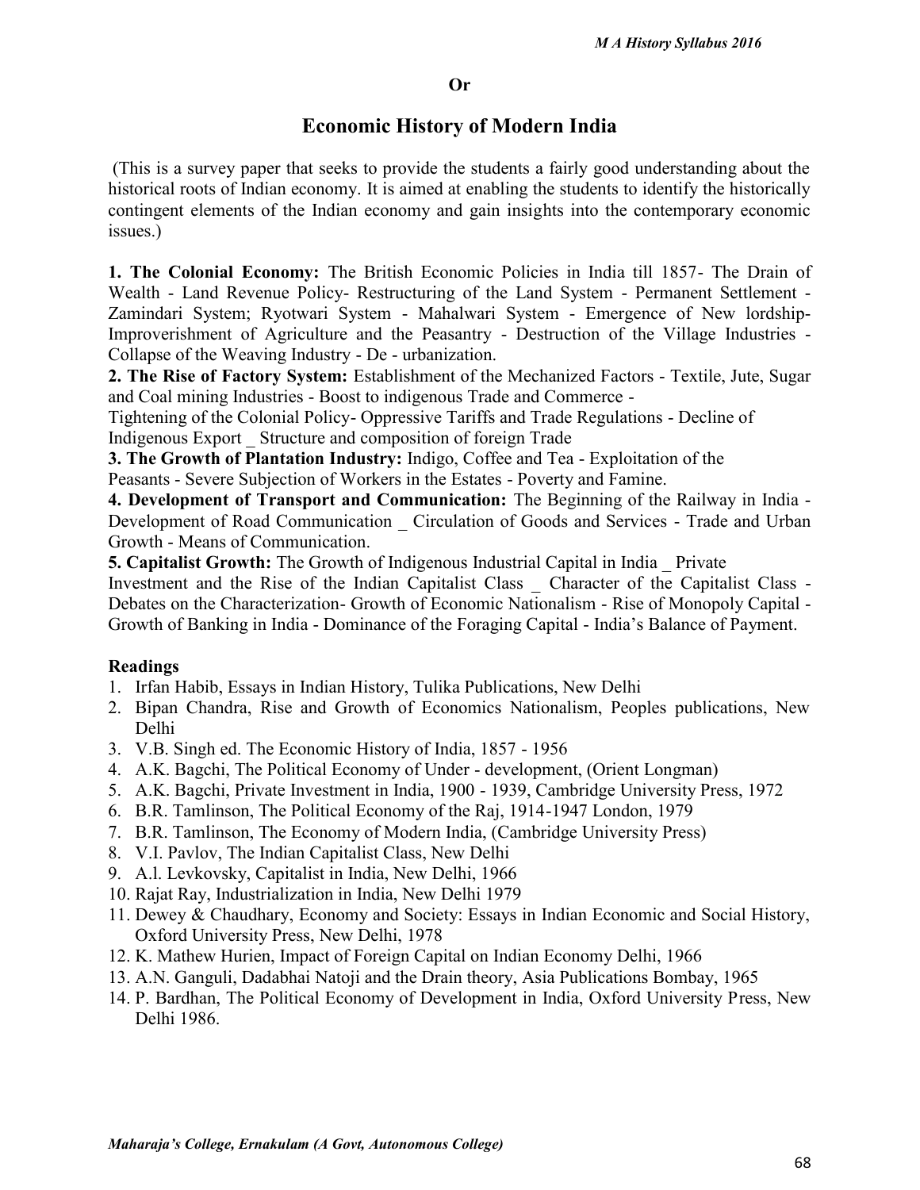**Or**

## Economic History of Modern India

(This is a survey paper that seeks to provide the students a fairly good understanding about the historical roots of Indian economy. It is aimed at enabling the students to identify the historically contingent elements of the Indian economy and gain insights into the contemporary economic issues.)

**1. The Colonial Economy:** The British Economic Policies in India till 1857- The Drain of Wealth - Land Revenue Policy- Restructuring of the Land System - Permanent Settlement - Zamindari System; Ryotwari System - Mahalwari System - Emergence of New lordship- Improverishment of Agriculture and the Peasantry - Destruction of the Village Industries - Collapse of the Weaving Industry - De - urbanization.

**2. The Rise of Factory System:** Establishment of the Mechanized Factors - Textile, Jute, Sugar and Coal mining Industries - Boost to indigenous Trade and Commerce - Tightening of the Colonial Policy- Oppressive Tariffs and Trade Regulations - Decline of Indigenous Export _ Structure and composition of foreign Trade

**3. The Growth of Plantation Industry:** Indigo, Coffee and Tea - Exploitation of the Peasants - Severe Subjection of Workers in the Estates - Poverty and Famine.

**4. Development of Transport and Communication:** The Beginning of the Railway in India - Development of Road Communication _ Circulation of Goods and Services - Trade and Urban Growth - Means of Communication.

**5. Capitalist Growth:** The Growth of Indigenous Industrial Capital in India _ Private Investment and the Rise of the Indian Capitalist Class _ Character of the Capitalist Class - Debates on the Characterization- Growth of Economic Nationalism - Rise of Monopoly Capital - Growth of Banking in India - Dominance of the Foraging Capital - India's Balance of Payment.

**Readings**

1. Irfan Habib, Essays in Indian History, Tulika Publications, New Delhi
2. Bipan Chandra, Rise and Growth of Economics Nationalism, Peoples publications, New Delhi
3. V.B. Singh ed. The Economic History of India, 1857 - 1956
4. A.K. Bagchi, The Political Economy of Under - development, (Orient Longman)
5. A.K. Bagchi, Private Investment in India, 1900 - 1939, Cambridge University Press, 1972
6. B.R. Tamlinson, The Political Economy of the Raj, 1914-1947 London, 1979
7. B.R. Tamlinson, The Economy of Modern India, (Cambridge University Press)
8. V.I. Pavlov, The Indian Capitalist Class, New Delhi
9. A.l. Levkovsky, Capitalist in India, New Delhi, 1966
10. Rajat Ray, Industrialization in India, New Delhi 1979
11. Dewey & Chaudhary, Economy and Society: Essays in Indian Economic and Social History, Oxford University Press, New Delhi, 1978
12. K. Mathew Hurien, Impact of Foreign Capital on Indian Economy Delhi, 1966
13. A.N. Ganguli, Dadabhai Natoji and the Drain theory, Asia Publications Bombay, 1965
14. P. Bardhan, The Political Economy of Development in India, Oxford University Press, New Delhi 1986.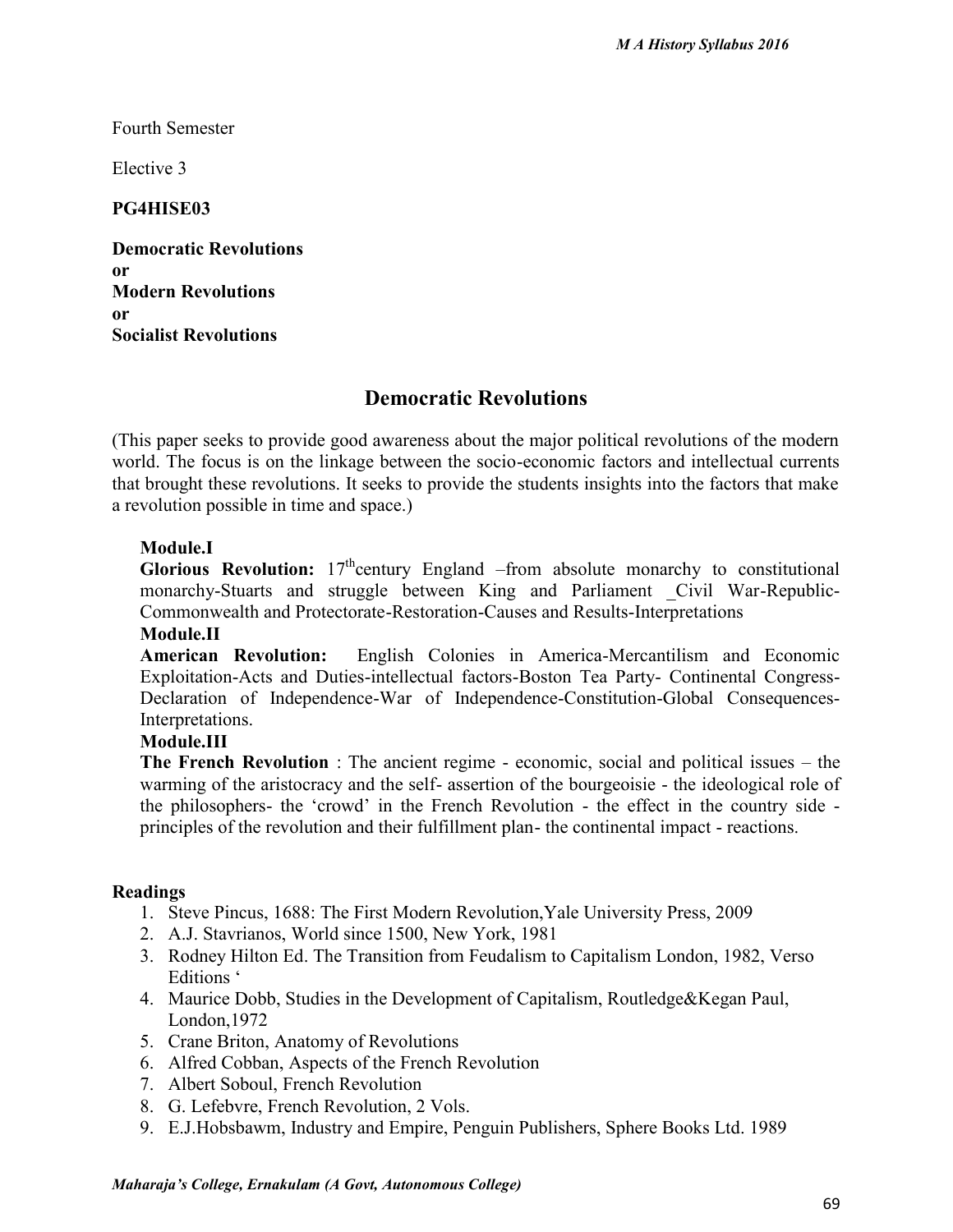Fourth Semester

Elective 3

**PG4HISE03**

**Democratic Revolutions**
**or**
**Modern Revolutions**
**or**
**Socialist Revolutions**

## Democratic Revolutions

(This paper seeks to provide good awareness about the major political revolutions of the modern world. The focus is on the linkage between the socio-economic factors and intellectual currents that brought these revolutions. It seeks to provide the students insights into the factors that make a revolution possible in time and space.)

**Module.I**
**Glorious Revolution:** 17$^{th}$century England –from absolute monarchy to constitutional monarchy-Stuarts and struggle between King and Parliament _Civil War-Republic-Commonwealth and Protectorate-Restoration-Causes and Results-Interpretations

**Module.II**
**American Revolution:** English Colonies in America-Mercantilism and Economic Exploitation-Acts and Duties-intellectual factors-Boston Tea Party- Continental Congress-Declaration of Independence-War of Independence-Constitution-Global Consequences-Interpretations.

**Module.III**
**The French Revolution** : The ancient regime - economic, social and political issues – the warming of the aristocracy and the self- assertion of the bourgeoisie - the ideological role of the philosophers- the 'crowd' in the French Revolution - the effect in the country side - principles of the revolution and their fulfillment plan- the continental impact - reactions.

**Readings**

1. Steve Pincus, 1688: The First Modern Revolution,Yale University Press, 2009
2. A.J. Stavrianos, World since 1500, New York, 1981
3. Rodney Hilton Ed. The Transition from Feudalism to Capitalism London, 1982, Verso Editions '
4. Maurice Dobb, Studies in the Development of Capitalism, Routledge&Kegan Paul, London,1972
5. Crane Briton, Anatomy of Revolutions
6. Alfred Cobban, Aspects of the French Revolution
7. Albert Soboul, French Revolution
8. G. Lefebvre, French Revolution, 2 Vols.
9. E.J.Hobsbawm, Industry and Empire, Penguin Publishers, Sphere Books Ltd. 1989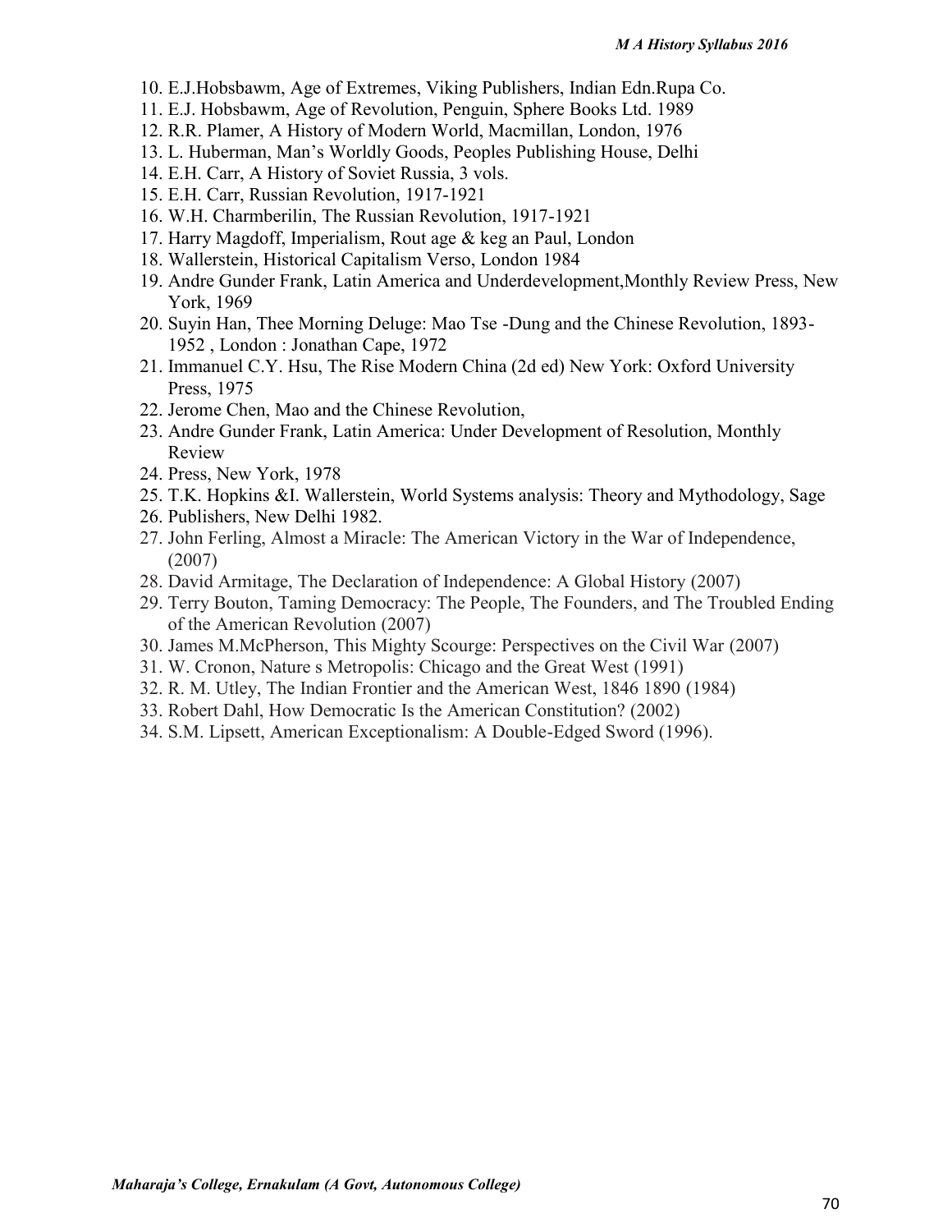10. E.J.Hobsbawm, Age of Extremes, Viking Publishers, Indian Edn.Rupa Co.
11. E.J. Hobsbawm, Age of Revolution, Penguin, Sphere Books Ltd. 1989
12. R.R. Plamer, A History of Modern World, Macmillan, London, 1976
13. L. Huberman, Man's Worlldly Goods, Peoples Publishing House, Delhi
14. E.H. Carr, A History of Soviet Russia, 3 vols.
15. E.H. Carr, Russian Revolution, 1917-1921
16. W.H. Charmberilin, The Russian Revolution, 1917-1921
17. Harry Magdoff, Imperialism, Rout age & keg an Paul, London
18. Wallerstein, Historical Capitalism Verso, London 1984
19. Andre Gunder Frank, Latin America and Underdevelopment,Monthly Review Press, New York, 1969
20. Suyin Han, Thee Morning Deluge: Mao Tse -Dung and the Chinese Revolution, 1893-1952 , London : Jonathan Cape, 1972
21. Immanuel C.Y. Hsu, The Rise Modern China (2d ed) New York: Oxford University Press, 1975
22. Jerome Chen, Mao and the Chinese Revolution,
23. Andre Gunder Frank, Latin America: Under Development of Resolution, Monthly Review
24. Press, New York, 1978
25. T.K. Hopkins &I. Wallerstein, World Systems analysis: Theory and Mythodology, Sage
26. Publishers, New Delhi 1982.
27. John Ferling, Almost a Miracle: The American Victory in the War of Independence, (2007)
28. David Armitage, The Declaration of Independence: A Global History (2007)
29. Terry Bouton, Taming Democracy: The People, The Founders, and The Troubled Ending of the American Revolution (2007)
30. James M.McPherson, This Mighty Scourge: Perspectives on the Civil War (2007)
31. W. Cronon, Nature s Metropolis: Chicago and the Great West (1991)
32. R. M. Utley, The Indian Frontier and the American West, 1846 1890 (1984)
33. Robert Dahl, How Democratic Is the American Constitution? (2002)
34. S.M. Lipsett, American Exceptionalism: A Double-Edged Sword (1996).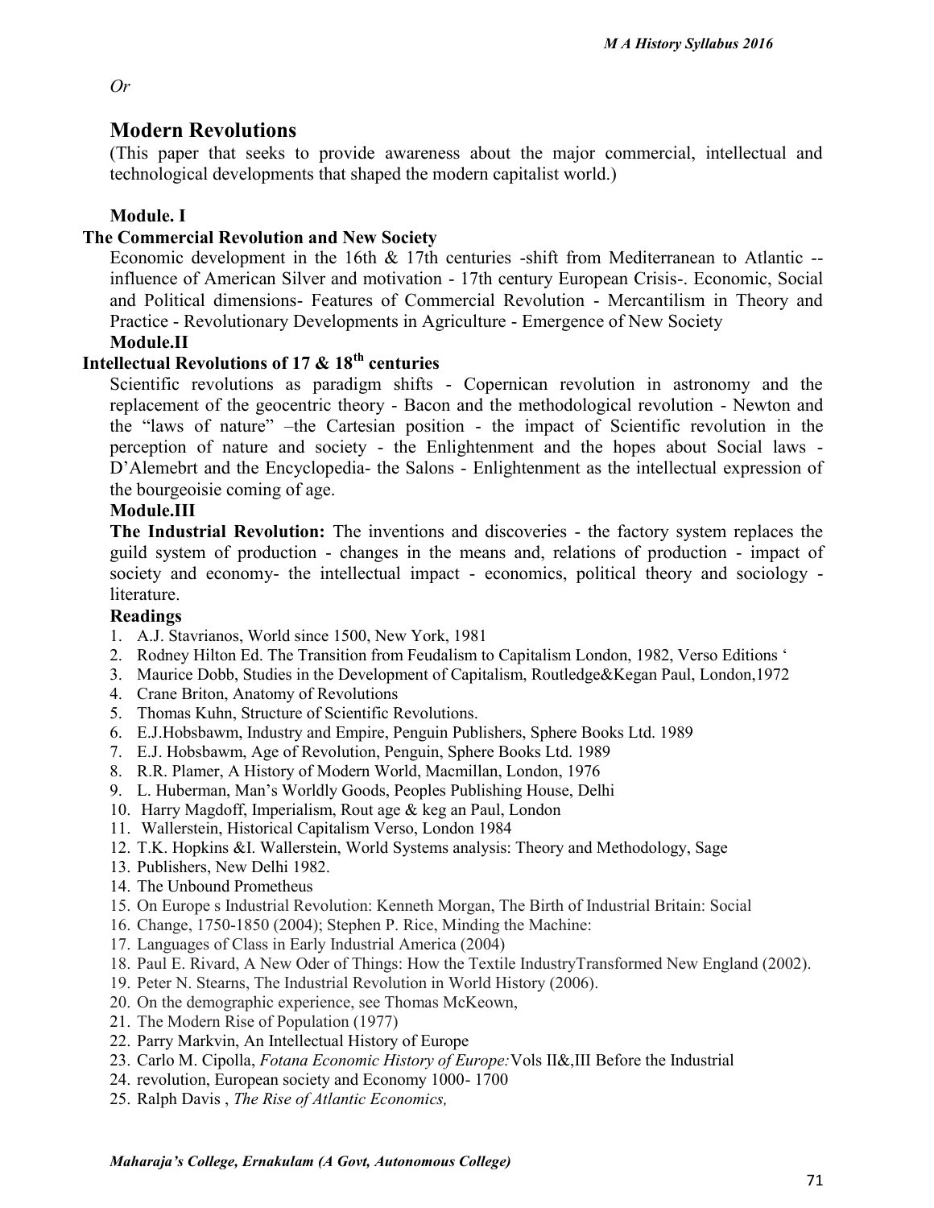*Or*

## Modern Revolutions

(This paper that seeks to provide awareness about the major commercial, intellectual and technological developments that shaped the modern capitalist world.)

### Module. I

### The Commercial Revolution and New Society

Economic development in the 16th & 17th centuries -shift from Mediterranean to Atlantic -- influence of American Silver and motivation - 17th century European Crisis-. Economic, Social and Political dimensions- Features of Commercial Revolution - Mercantilism in Theory and Practice - Revolutionary Developments in Agriculture - Emergence of New Society

### Module.II

### Intellectual Revolutions of 17 & 18th centuries

Scientific revolutions as paradigm shifts - Copernican revolution in astronomy and the replacement of the geocentric theory - Bacon and the methodological revolution - Newton and the "laws of nature" –the Cartesian position - the impact of Scientific revolution in the perception of nature and society - the Enlightenment and the hopes about Social laws - D'Alemebrt and the Encyclopedia- the Salons - Enlightenment as the intellectual expression of the bourgeoisie coming of age.

### Module.III

**The Industrial Revolution:** The inventions and discoveries - the factory system replaces the guild system of production - changes in the means and, relations of production - impact of society and economy- the intellectual impact - economics, political theory and sociology - literature.

### Readings

1. A.J. Stavrianos, World since 1500, New York, 1981
2. Rodney Hilton Ed. The Transition from Feudalism to Capitalism London, 1982, Verso Editions '
3. Maurice Dobb, Studies in the Development of Capitalism, Routledge&Kegan Paul, London,1972
4. Crane Briton, Anatomy of Revolutions
5. Thomas Kuhn, Structure of Scientific Revolutions.
6. E.J.Hobsbawm, Industry and Empire, Penguin Publishers, Sphere Books Ltd. 1989
7. E.J. Hobsbawm, Age of Revolution, Penguin, Sphere Books Ltd. 1989
8. R.R. Plamer, A History of Modern World, Macmillan, London, 1976
9. L. Huberman, Man's Worldly Goods, Peoples Publishing House, Delhi
10. Harry Magdoff, Imperialism, Rout age & keg an Paul, London
11. Wallerstein, Historical Capitalism Verso, London 1984
12. T.K. Hopkins &I. Wallerstein, World Systems analysis: Theory and Methodology, Sage
13. Publishers, New Delhi 1982.
14. The Unbound Prometheus
15. On Europe s Industrial Revolution: Kenneth Morgan, The Birth of Industrial Britain: Social
16. Change, 1750-1850 (2004); Stephen P. Rice, Minding the Machine:
17. Languages of Class in Early Industrial America (2004)
18. Paul E. Rivard, A New Oder of Things: How the Textile IndustryTransformed New England (2002).
19. Peter N. Stearns, The Industrial Revolution in World History (2006).
20. On the demographic experience, see Thomas McKeown,
21. The Modern Rise of Population (1977)
22. Parry Markvin, An Intellectual History of Europe
23. Carlo M. Cipolla, *Fotana Economic History of Europe:*Vols II&,III Before the Industrial
24. revolution, European society and Economy 1000- 1700
25. Ralph Davis , *The Rise of Atlantic Economics,*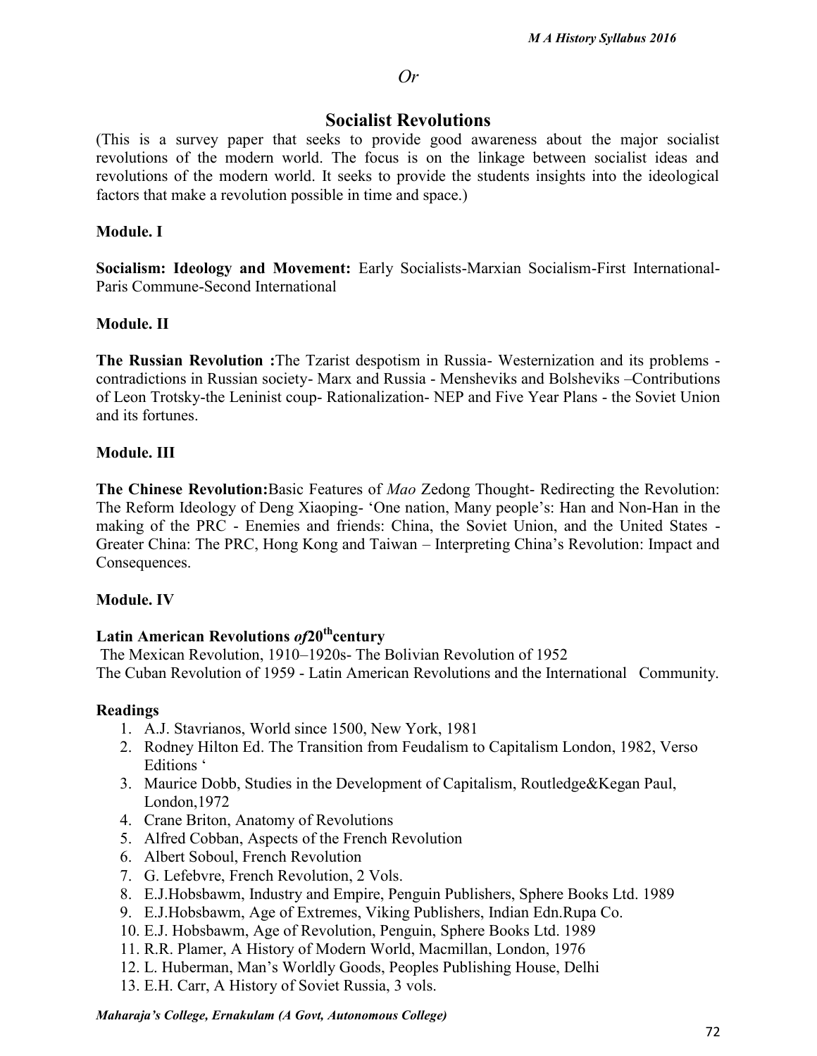*Or*

## Socialist Revolutions

(This is a survey paper that seeks to provide good awareness about the major socialist revolutions of the modern world. The focus is on the linkage between socialist ideas and revolutions of the modern world. It seeks to provide the students insights into the ideological factors that make a revolution possible in time and space.)

**Module. I**

**Socialism: Ideology and Movement:** Early Socialists-Marxian Socialism-First International-Paris Commune-Second International

**Module. II**

**The Russian Revolution :**The Tzarist despotism in Russia- Westernization and its problems - contradictions in Russian society- Marx and Russia - Mensheviks and Bolsheviks –Contributions of Leon Trotsky-the Leninist coup- Rationalization- NEP and Five Year Plans - the Soviet Union and its fortunes.

**Module. III**

**The Chinese Revolution:**Basic Features of *Mao* Zedong Thought- Redirecting the Revolution: The Reform Ideology of Deng Xiaoping- 'One nation, Many people's: Han and Non-Han in the making of the PRC - Enemies and friends: China, the Soviet Union, and the United States - Greater China: The PRC, Hong Kong and Taiwan – Interpreting China's Revolution: Impact and Consequences.

**Module. IV**

**Latin American Revolutions *of*20th century**

The Mexican Revolution, 1910–1920s- The Bolivian Revolution of 1952
The Cuban Revolution of 1959 - Latin American Revolutions and the International Community.

**Readings**

1. A.J. Stavrianos, World since 1500, New York, 1981
2. Rodney Hilton Ed. The Transition from Feudalism to Capitalism London, 1982, Verso Editions '
3. Maurice Dobb, Studies in the Development of Capitalism, Routledge&Kegan Paul, London,1972
4. Crane Briton, Anatomy of Revolutions
5. Alfred Cobban, Aspects of the French Revolution
6. Albert Soboul, French Revolution
7. G. Lefebvre, French Revolution, 2 Vols.
8. E.J.Hobsbawm, Industry and Empire, Penguin Publishers, Sphere Books Ltd. 1989
9. E.J.Hobsbawm, Age of Extremes, Viking Publishers, Indian Edn.Rupa Co.
10. E.J. Hobsbawm, Age of Revolution, Penguin, Sphere Books Ltd. 1989
11. R.R. Plamer, A History of Modern World, Macmillan, London, 1976
12. L. Huberman, Man's Worldly Goods, Peoples Publishing House, Delhi
13. E.H. Carr, A History of Soviet Russia, 3 vols.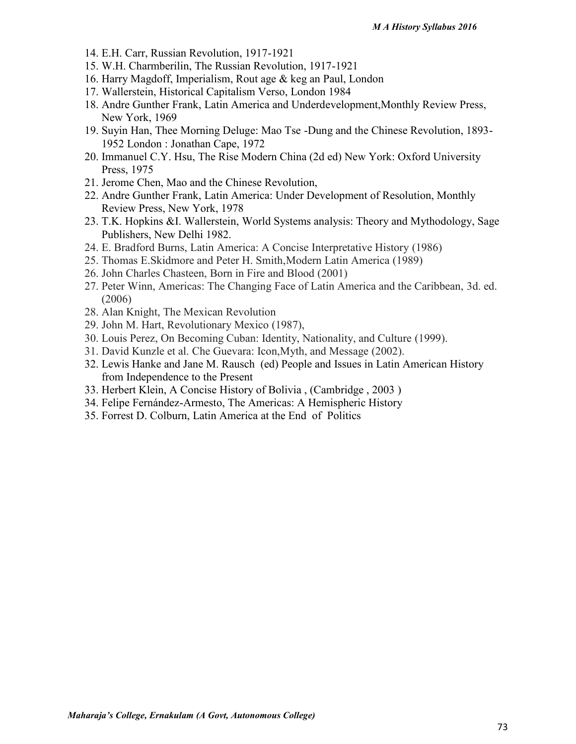14. E.H. Carr, Russian Revolution, 1917-1921
15. W.H. Charmberilin, The Russian Revolution, 1917-1921
16. Harry Magdoff, Imperialism, Rout age & keg an Paul, London
17. Wallerstein, Historical Capitalism Verso, London 1984
18. Andre Gunther Frank, Latin America and Underdevelopment,Monthly Review Press, New York, 1969
19. Suyin Han, Thee Morning Deluge: Mao Tse -Dung and the Chinese Revolution, 1893-1952 London : Jonathan Cape, 1972
20. Immanuel C.Y. Hsu, The Rise Modern China (2d ed) New York: Oxford University Press, 1975
21. Jerome Chen, Mao and the Chinese Revolution,
22. Andre Gunther Frank, Latin America: Under Development of Resolution, Monthly Review Press, New York, 1978
23. T.K. Hopkins &I. Wallerstein, World Systems analysis: Theory and Mythodology, Sage Publishers, New Delhi 1982.
24. E. Bradford Burns, Latin America: A Concise Interpretative History (1986)
25. Thomas E.Skidmore and Peter H. Smith,Modern Latin America (1989)
26. John Charles Chasteen, Born in Fire and Blood (2001)
27. Peter Winn, Americas: The Changing Face of Latin America and the Caribbean, 3d. ed. (2006)
28. Alan Knight, The Mexican Revolution
29. John M. Hart, Revolutionary Mexico (1987),
30. Louis Perez, On Becoming Cuban: Identity, Nationality, and Culture (1999).
31. David Kunzle et al. Che Guevara: Icon,Myth, and Message (2002).
32. Lewis Hanke and Jane M. Rausch (ed) People and Issues in Latin American History from Independence to the Present
33. Herbert Klein, A Concise History of Bolivia , (Cambridge , 2003 )
34. Felipe Fernández-Armesto, The Americas: A Hemispheric History
35. Forrest D. Colburn, Latin America at the End of Politics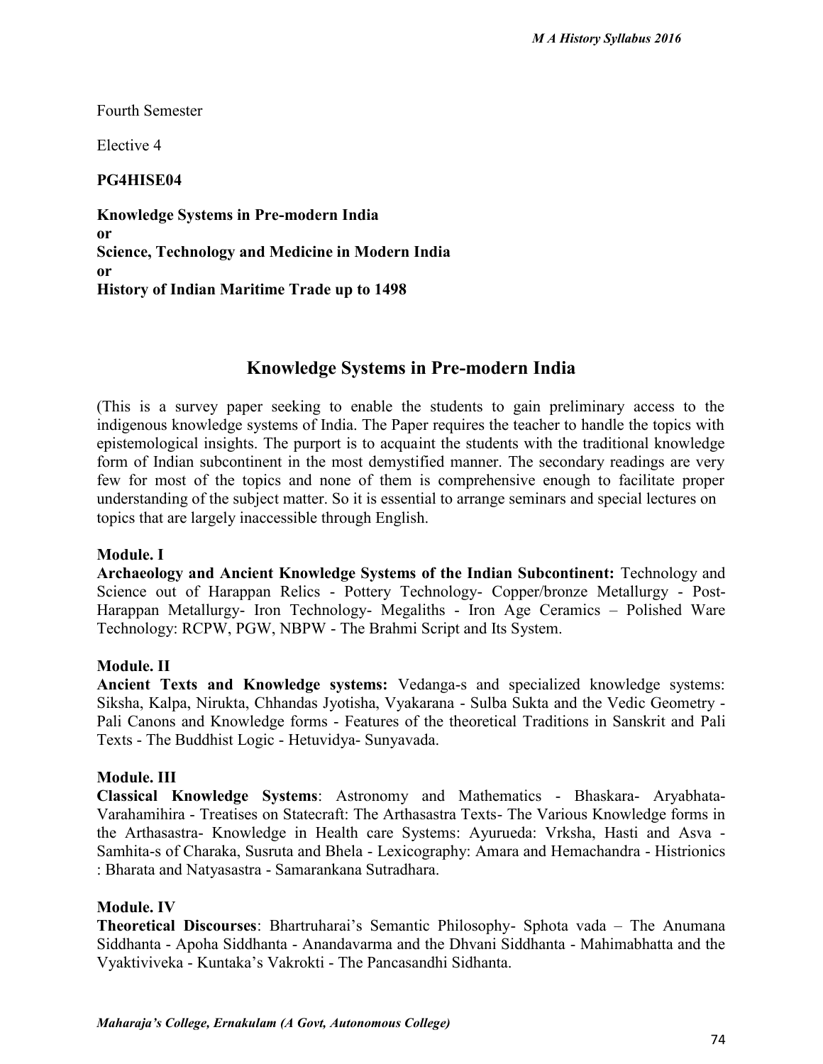Fourth Semester

Elective 4

**PG4HISE04**

**Knowledge Systems in Pre-modern India**
**or**
**Science, Technology and Medicine in Modern India**
**or**
**History of Indian Maritime Trade up to 1498**

## Knowledge Systems in Pre-modern India

(This is a survey paper seeking to enable the students to gain preliminary access to the indigenous knowledge systems of India. The Paper requires the teacher to handle the topics with epistemological insights. The purport is to acquaint the students with the traditional knowledge form of Indian subcontinent in the most demystified manner. The secondary readings are very few for most of the topics and none of them is comprehensive enough to facilitate proper understanding of the subject matter. So it is essential to arrange seminars and special lectures on topics that are largely inaccessible through English.

**Module. I**
**Archaeology and Ancient Knowledge Systems of the Indian Subcontinent:** Technology and Science out of Harappan Relics - Pottery Technology- Copper/bronze Metallurgy - Post-Harappan Metallurgy- Iron Technology- Megaliths - Iron Age Ceramics – Polished Ware Technology: RCPW, PGW, NBPW - The Brahmi Script and Its System.

**Module. II**
**Ancient Texts and Knowledge systems:** Vedanga-s and specialized knowledge systems: Siksha, Kalpa, Nirukta, Chhandas Jyotisha, Vyakarana - Sulba Sukta and the Vedic Geometry - Pali Canons and Knowledge forms - Features of the theoretical Traditions in Sanskrit and Pali Texts - The Buddhist Logic - Hetuvidya- Sunyavada.

**Module. III**
**Classical Knowledge Systems**: Astronomy and Mathematics - Bhaskara- Aryabhata- Varahamihira - Treatises on Statecraft: The Arthasastra Texts- The Various Knowledge forms in the Arthasastra- Knowledge in Health care Systems: Ayurueda: Vrksha, Hasti and Asva - Samhita-s of Charaka, Susruta and Bhela - Lexicography: Amara and Hemachandra - Histrionics : Bharata and Natyasastra - Samarankana Sutradhara.

**Module. IV**
**Theoretical Discourses**: Bhartruharai's Semantic Philosophy- Sphota vada – The Anumana Siddhanta - Apoha Siddhanta - Anandavarma and the Dhvani Siddhanta - Mahimabhatta and the Vyaktiviveka - Kuntaka's Vakrokti - The Pancasandhi Sidhanta.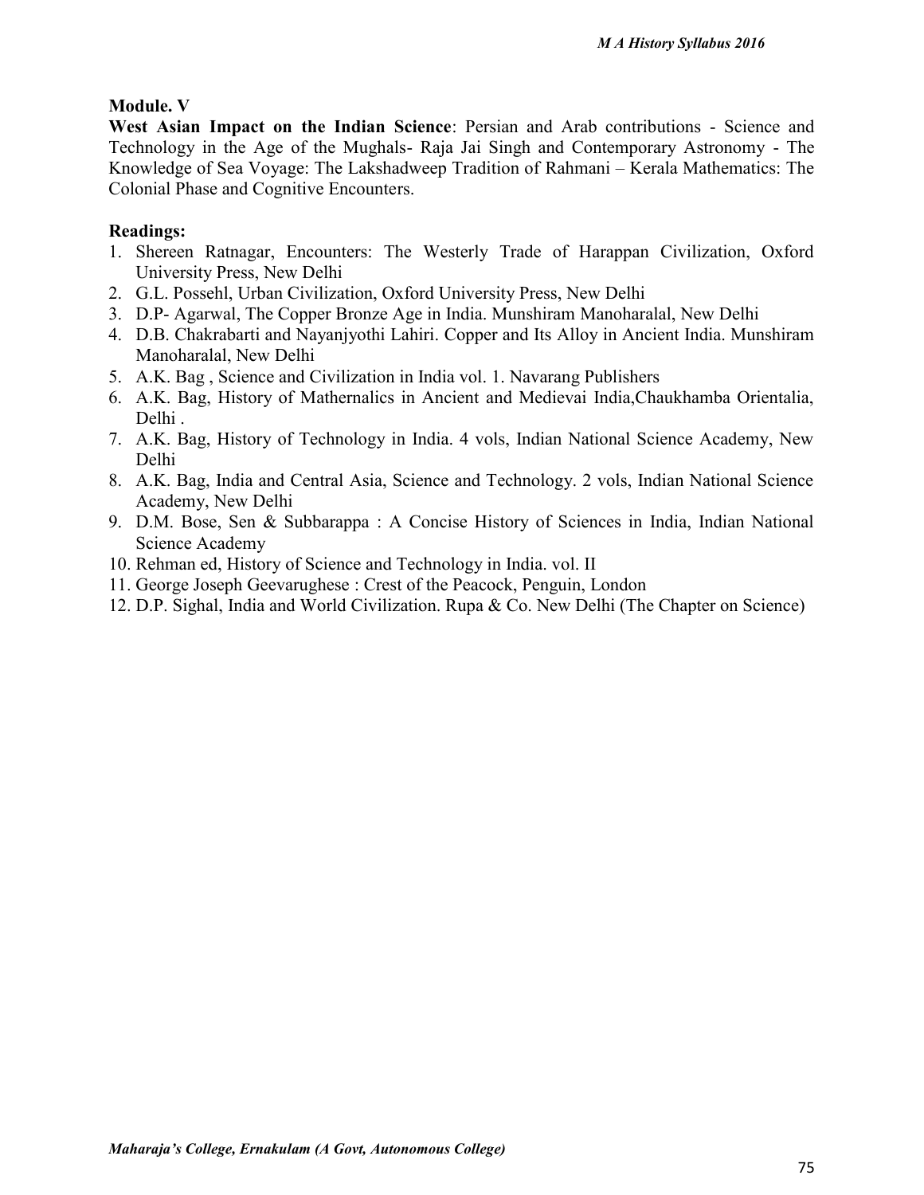**Module. V**

**West Asian Impact on the Indian Science**: Persian and Arab contributions - Science and Technology in the Age of the Mughals- Raja Jai Singh and Contemporary Astronomy - The Knowledge of Sea Voyage: The Lakshadweep Tradition of Rahmani – Kerala Mathematics: The Colonial Phase and Cognitive Encounters.

**Readings:**

1. Shereen Ratnagar, Encounters: The Westerly Trade of Harappan Civilization, Oxford University Press, New Delhi
2. G.L. Possehl, Urban Civilization, Oxford University Press, New Delhi
3. D.P- Agarwal, The Copper Bronze Age in India. Munshiram Manoharalal, New Delhi
4. D.B. Chakrabarti and Nayanjyothi Lahiri. Copper and Its Alloy in Ancient India. Munshiram Manoharalal, New Delhi
5. A.K. Bag , Science and Civilization in India vol. 1. Navarang Publishers
6. A.K. Bag, History of Mathernalics in Ancient and Medievai India,Chaukhamba Orientalia, Delhi .
7. A.K. Bag, History of Technology in India. 4 vols, Indian National Science Academy, New Delhi
8. A.K. Bag, India and Central Asia, Science and Technology. 2 vols, Indian National Science Academy, New Delhi
9. D.M. Bose, Sen & Subbarappa : A Concise History of Sciences in India, Indian National Science Academy
10. Rehman ed, History of Science and Technology in India. vol. II
11. George Joseph Geevarughese : Crest of the Peacock, Penguin, London
12. D.P. Sighal, India and World Civilization. Rupa & Co. New Delhi (The Chapter on Science)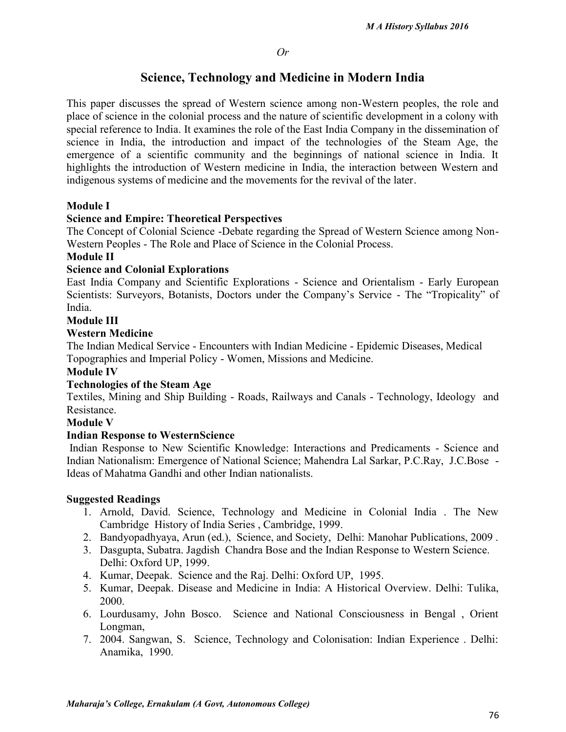*Or*

## Science, Technology and Medicine in Modern India

This paper discusses the spread of Western science among non-Western peoples, the role and place of science in the colonial process and the nature of scientific development in a colony with special reference to India. It examines the role of the East India Company in the dissemination of science in India, the introduction and impact of the technologies of the Steam Age, the emergence of a scientific community and the beginnings of national science in India. It highlights the introduction of Western medicine in India, the interaction between Western and indigenous systems of medicine and the movements for the revival of the later.

**Module I**

**Science and Empire: Theoretical Perspectives**

The Concept of Colonial Science -Debate regarding the Spread of Western Science among Non-Western Peoples - The Role and Place of Science in the Colonial Process.

**Module II**

**Science and Colonial Explorations**

East India Company and Scientific Explorations - Science and Orientalism - Early European Scientists: Surveyors, Botanists, Doctors under the Company's Service - The "Tropicality" of India.

**Module III**

**Western Medicine**

The Indian Medical Service - Encounters with Indian Medicine - Epidemic Diseases, Medical Topographies and Imperial Policy - Women, Missions and Medicine.

**Module IV**

**Technologies of the Steam Age**

Textiles, Mining and Ship Building - Roads, Railways and Canals - Technology, Ideology and Resistance.

**Module V**

**Indian Response to WesternScience**

Indian Response to New Scientific Knowledge: Interactions and Predicaments - Science and Indian Nationalism: Emergence of National Science; Mahendra Lal Sarkar, P.C.Ray, J.C.Bose - Ideas of Mahatma Gandhi and other Indian nationalists.

**Suggested Readings**

1. Arnold, David. Science, Technology and Medicine in Colonial India . The New Cambridge History of India Series , Cambridge, 1999.
2. Bandyopadhyaya, Arun (ed.), Science, and Society, Delhi: Manohar Publications, 2009 .
3. Dasgupta, Subatra. Jagdish Chandra Bose and the Indian Response to Western Science. Delhi: Oxford UP, 1999.
4. Kumar, Deepak. Science and the Raj. Delhi: Oxford UP, 1995.
5. Kumar, Deepak. Disease and Medicine in India: A Historical Overview. Delhi: Tulika, 2000.
6. Lourdusamy, John Bosco. Science and National Consciousness in Bengal , Orient Longman,
7. 2004. Sangwan, S. Science, Technology and Colonisation: Indian Experience . Delhi: Anamika, 1990.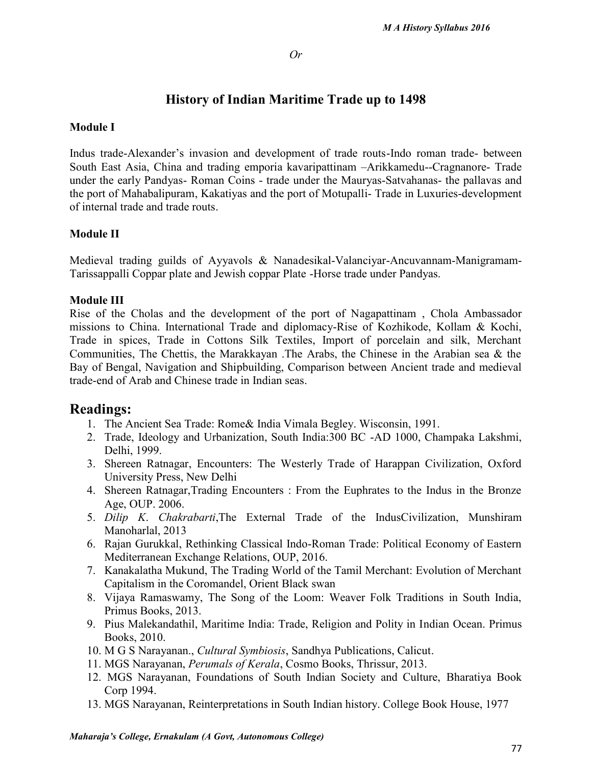*Or*

## History of Indian Maritime Trade up to 1498

**Module I**

Indus trade-Alexander's invasion and development of trade routs-Indo roman trade- between South East Asia, China and trading emporia kavaripattinam –Arikkamedu--Cragnanore- Trade under the early Pandyas- Roman Coins - trade under the Mauryas-Satvahanas- the pallavas and the port of Mahabalipuram, Kakatiyas and the port of Motupalli- Trade in Luxuries-development of internal trade and trade routs.

**Module II**

Medieval trading guilds of Ayyavols & Nanadesikal-Valanciyar-Ancuvannam-Manigramam-Tarissappalli Coppar plate and Jewish coppar Plate -Horse trade under Pandyas.

**Module III**

Rise of the Cholas and the development of the port of Nagapattinam , Chola Ambassador missions to China. International Trade and diplomacy-Rise of Kozhikode, Kollam & Kochi, Trade in spices, Trade in Cottons Silk Textiles, Import of porcelain and silk, Merchant Communities, The Chettis, the Marakkayan .The Arabs, the Chinese in the Arabian sea & the Bay of Bengal, Navigation and Shipbuilding, Comparison between Ancient trade and medieval trade-end of Arab and Chinese trade in Indian seas.

## Readings:

1. The Ancient Sea Trade: Rome& India Vimala Begley. Wisconsin, 1991.
2. Trade, Ideology and Urbanization, South India:300 BC -AD 1000, Champaka Lakshmi, Delhi, 1999.
3. Shereen Ratnagar, Encounters: The Westerly Trade of Harappan Civilization, Oxford University Press, New Delhi
4. Shereen Ratnagar,Trading Encounters : From the Euphrates to the Indus in the Bronze Age, OUP. 2006.
5. *Dilip K. Chakrabarti*,The External Trade of the IndusCivilization, Munshiram Manoharlal, 2013
6. Rajan Gurukkal, Rethinking Classical Indo-Roman Trade: Political Economy of Eastern Mediterranean Exchange Relations, OUP, 2016.
7. Kanakalatha Mukund, The Trading World of the Tamil Merchant: Evolution of Merchant Capitalism in the Coromandel, Orient Black swan
8. Vijaya Ramaswamy, The Song of the Loom: Weaver Folk Traditions in South India, Primus Books, 2013.
9. Pius Malekandathil, Maritime India: Trade, Religion and Polity in Indian Ocean. Primus Books, 2010.
10. M G S Narayanan., *Cultural Symbiosis*, Sandhya Publications, Calicut.
11. MGS Narayanan, *Perumals of Kerala*, Cosmo Books, Thrissur, 2013.
12. MGS Narayanan, Foundations of South Indian Society and Culture, Bharatiya Book Corp 1994.
13. MGS Narayanan, Reinterpretations in South Indian history. College Book House, 1977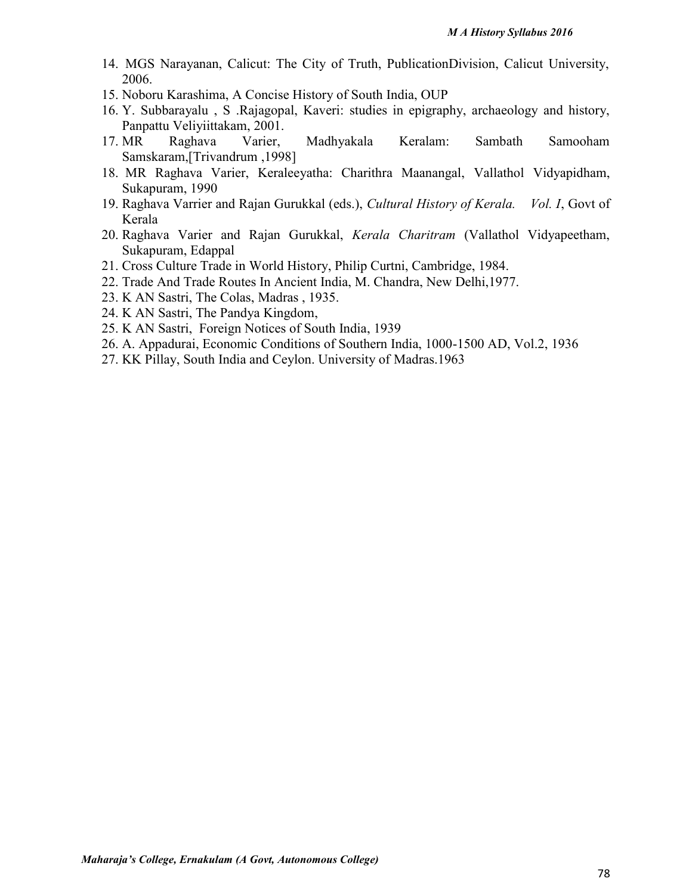14. MGS Narayanan, Calicut: The City of Truth, PublicationDivision, Calicut University, 2006.
15. Noboru Karashima, A Concise History of South India, OUP
16. Y. Subbarayalu , S .Rajagopal, Kaveri: studies in epigraphy, archaeology and history, Panpattu Veliyiittakam, 2001.
17. MR Raghava Varier, Madhyakala Keralam: Sambath Samooham Samskaram,[Trivandrum ,1998]
18. MR Raghava Varier, Keraleeyatha: Charithra Maanangal, Vallathol Vidyapidham, Sukapuram, 1990
19. Raghava Varrier and Rajan Gurukkal (eds.), *Cultural History of Kerala. Vol. I*, Govt of Kerala
20. Raghava Varier and Rajan Gurukkal, *Kerala Charitram* (Vallathol Vidyapeetham, Sukapuram, Edappal
21. Cross Culture Trade in World History, Philip Curtni, Cambridge, 1984.
22. Trade And Trade Routes In Ancient India, M. Chandra, New Delhi,1977.
23. K AN Sastri, The Colas, Madras , 1935.
24. K AN Sastri, The Pandya Kingdom,
25. K AN Sastri, Foreign Notices of South India, 1939
26. A. Appadurai, Economic Conditions of Southern India, 1000-1500 AD, Vol.2, 1936
27. KK Pillay, South India and Ceylon. University of Madras.1963